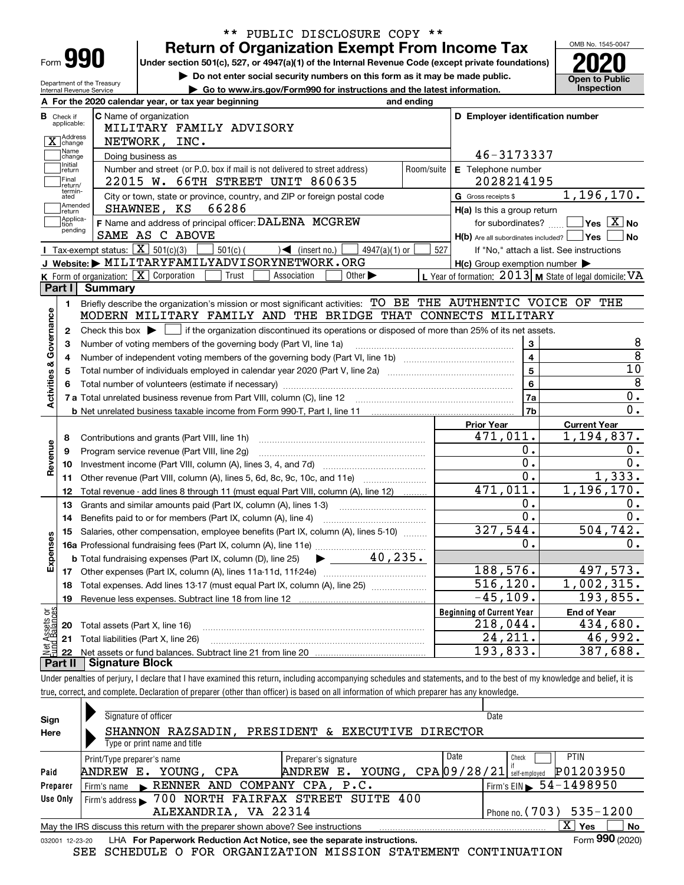\*\* PUBLIC DISCLOSURE COPY \*\*

# Form 990 — Return of Organization Exempt From Income Tax

Under section 501(c), 527, or 4947(a)(1) of the Internal Revenue Code (except private foundations)

▶ Do not enter social security numbers on this form as it may be made public.

▶ Go to www.irs.gov/Form990 for instructions and the latest information.

Department of the Treasury, Internal Revenue Service

OMB No. 1545-0047 — **2020** — Open to Public Inspection

**A** For the 2020 calendar year, or tax year beginning and ending

**B** Check if applicable: [X] Address change; [ ] Name change; [ ] Initial return; [ ] Final return/terminated; [ ] Amended return; [ ] Application pending

**C** Name of organization: MILITARY FAMILY ADVISORY NETWORK, INC.

Doing business as

Number and street (or P.O. box if mail is not delivered to street address): 22015 W. 66TH STREET UNIT 860635 — Room/suite

City or town, state or province, country, and ZIP or foreign postal code: SHAWNEE, KS 66286

**F** Name and address of principal officer: DALENA MCGREW, SAME AS C ABOVE

**D** Employer identification number: 46-3173337

**E** Telephone number: 2028214195

**G** Gross receipts $ 1,196,170.

**H(a)** Is this a group return for subordinates? [ ] Yes [X] No

**H(b)** Are all subordinates included? [ ] Yes [ ] No — If "No," attach a list. See instructions

**H(c)** Group exemption number ▶

**I** Tax-exempt status: [X] 501(c)(3) [ ] 501(c) ( ) ◀ (insert no.) [ ] 4947(a)(1) or [ ] 527

**J** Website: ▶ MILITARYFAMILYADVISORYNETWORK.ORG

**K** Form of organization: [X] Corporation [ ] Trust [ ] Association [ ] Other ▶

**L** Year of formation: 2013 **M** State of legal domicile: VA

## Part I Summary

**Activities & Governance**

1. Briefly describe the organization's mission or most significant activities: TO BE THE AUTHENTIC VOICE OF THE MODERN MILITARY FAMILY AND THE BRIDGE THAT CONNECTS MILITARY
2. Check this box ▶ [ ] if the organization discontinued its operations or disposed of more than 25% of its net assets.

| | | Line | Value |
|---|---|---|---|
| 3 | Number of voting members of the governing body (Part VI, line 1a) | 3 | 8 |
| 4 | Number of independent voting members of the governing body (Part VI, line 1b) | 4 | 8 |
| 5 | Total number of individuals employed in calendar year 2020 (Part V, line 2a) | 5 | 10 |
| 6 | Total number of volunteers (estimate if necessary) | 6 | 8 |
| 7a | Total unrelated business revenue from Part VIII, column (C), line 12 | 7a | 0. |
| 7b | Net unrelated business taxable income from Form 990-T, Part I, line 11 | 7b | 0. |

| | | Prior Year | Current Year |
|---|---|---|---|
| **Revenue** | | | |
| 8 | Contributions and grants (Part VIII, line 1h) | 471,011. | 1,194,837. |
| 9 | Program service revenue (Part VIII, line 2g) | 0. | 0. |
| 10 | Investment income (Part VIII, column (A), lines 3, 4, and 7d) | 0. | 0. |
| 11 | Other revenue (Part VIII, column (A), lines 5, 6d, 8c, 9c, 10c, and 11e) | 0. | 1,333. |
| 12 | Total revenue - add lines 8 through 11 (must equal Part VIII, column (A), line 12) | 471,011. | 1,196,170. |
| **Expenses** | | | |
| 13 | Grants and similar amounts paid (Part IX, column (A), lines 1-3) | 0. | 0. |
| 14 | Benefits paid to or for members (Part IX, column (A), line 4) | 0. | 0. |
| 15 | Salaries, other compensation, employee benefits (Part IX, column (A), lines 5-10) | 327,544. | 504,742. |
| 16a | Professional fundraising fees (Part IX, column (A), line 11e) | 0. | 0. |
| b | Total fundraising expenses (Part IX, column (D), line 25) ▶ 40,235. | | |
| 17 | Other expenses (Part IX, column (A), lines 11a-11d, 11f-24e) | 188,576. | 497,573. |
| 18 | Total expenses. Add lines 13-17 (must equal Part IX, column (A), line 25) | 516,120. | 1,002,315. |
| 19 | Revenue less expenses. Subtract line 18 from line 12 | -45,109. | 193,855. |
| **Net Assets or Fund Balances** | | **Beginning of Current Year** | **End of Year** |
| 20 | Total assets (Part X, line 16) | 218,044. | 434,680. |
| 21 | Total liabilities (Part X, line 26) | 24,211. | 46,992. |
| 22 | Net assets or fund balances. Subtract line 21 from line 20 | 193,833. | 387,688. |

## Part II Signature Block

Under penalties of perjury, I declare that I have examined this return, including accompanying schedules and statements, and to the best of my knowledge and belief, it is true, correct, and complete. Declaration of preparer (other than officer) is based on all information of which preparer has any knowledge.

**Sign Here**

Signature of officer — Date

SHANNON RAZSADIN, PRESIDENT & EXECUTIVE DIRECTOR

Type or print name and title

**Paid Preparer Use Only**

| Print/Type preparer's name | Preparer's signature | Date | Check [ ] if self-employed | PTIN |
|---|---|---|---|---|
| ANDREW E. YOUNG, CPA | ANDREW E. YOUNG, CPA | 09/28/21 | | P01203950 |

Firm's name ▶ RENNER AND COMPANY CPA, P.C. — Firm's EIN ▶ 54-1498950

Firm's address ▶ 700 NORTH FAIRFAX STREET SUITE 400, ALEXANDRIA, VA 22314 — Phone no. (703) 535-1200

May the IRS discuss this return with the preparer shown above? See instructions [X] Yes [ ] No

032001 12-23-20 LHA For Paperwork Reduction Act Notice, see the separate instructions. Form **990** (2020)

SEE SCHEDULE O FOR ORGANIZATION MISSION STATEMENT CONTINUATION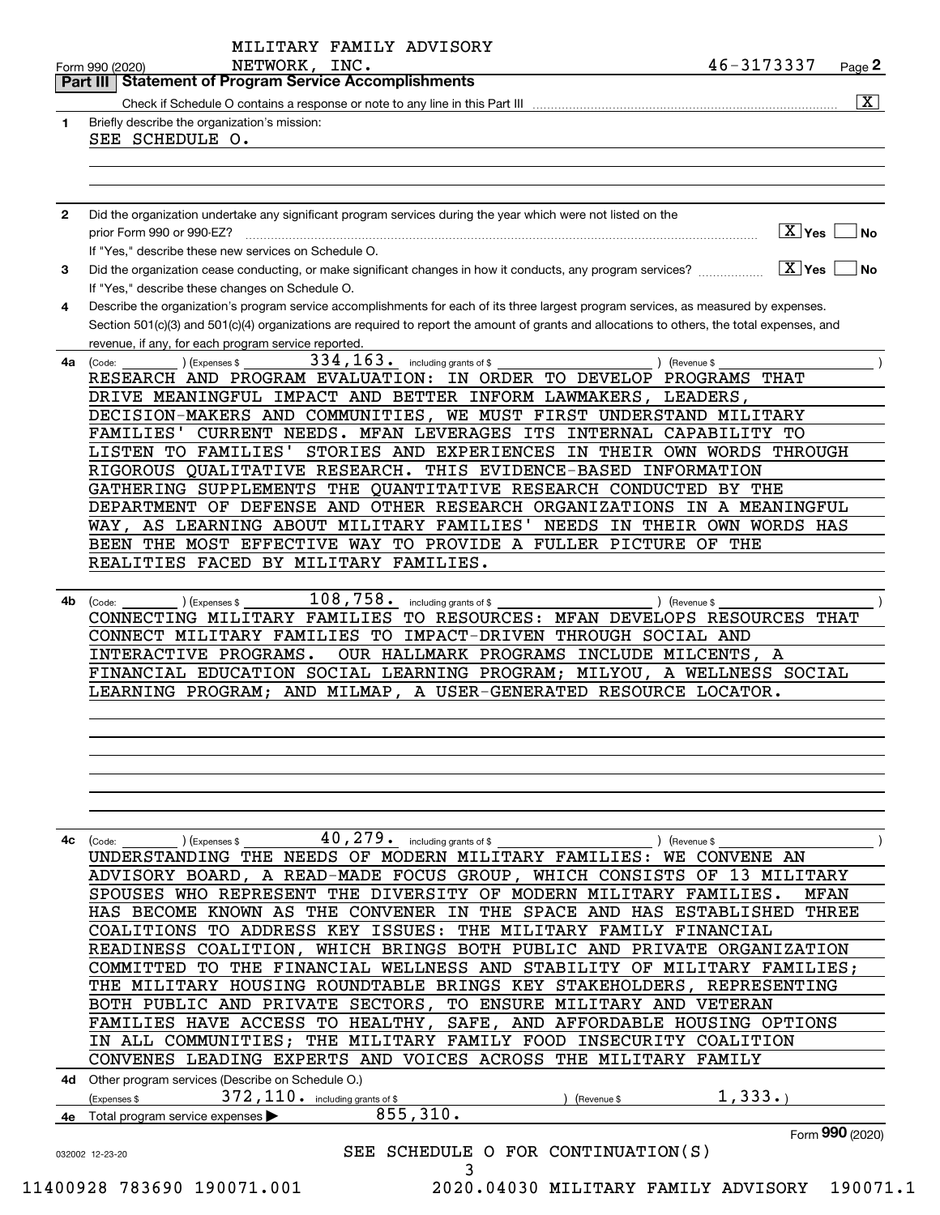MILITARY FAMILY ADVISORY NETWORK, INC. 46-3173337

Form 990 (2020) Page **2**

## Part III Statement of Program Service Accomplishments

Check if Schedule O contains a response or note to any line in this Part III .................... [X]

**1** Briefly describe the organization's mission:

SEE SCHEDULE O.

**2** Did the organization undertake any significant program services during the year which were not listed on the prior Form 990 or 990-EZ? .................... [X] Yes [ ] No

If "Yes," describe these new services on Schedule O.

**3** Did the organization cease conducting, or make significant changes in how it conducts, any program services? .................... [X] Yes [ ] No

If "Yes," describe these changes on Schedule O.

**4** Describe the organization's program service accomplishments for each of its three largest program services, as measured by expenses. Section 501(c)(3) and 501(c)(4) organizations are required to report the amount of grants and allocations to others, the total expenses, and revenue, if any, for each program service reported.

**4a** (Code: ) (Expenses $ 334,163. including grants of $ ) (Revenue $ )

RESEARCH AND PROGRAM EVALUATION: IN ORDER TO DEVELOP PROGRAMS THAT DRIVE MEANINGFUL IMPACT AND BETTER INFORM LAWMAKERS, LEADERS, DECISION-MAKERS AND COMMUNITIES, WE MUST FIRST UNDERSTAND MILITARY FAMILIES' CURRENT NEEDS. MFAN LEVERAGES ITS INTERNAL CAPABILITY TO LISTEN TO FAMILIES' STORIES AND EXPERIENCES IN THEIR OWN WORDS THROUGH RIGOROUS QUALITATIVE RESEARCH. THIS EVIDENCE-BASED INFORMATION GATHERING SUPPLEMENTS THE QUANTITATIVE RESEARCH CONDUCTED BY THE DEPARTMENT OF DEFENSE AND OTHER RESEARCH ORGANIZATIONS IN A MEANINGFUL WAY, AS LEARNING ABOUT MILITARY FAMILIES' NEEDS IN THEIR OWN WORDS HAS BEEN THE MOST EFFECTIVE WAY TO PROVIDE A FULLER PICTURE OF THE REALITIES FACED BY MILITARY FAMILIES.

**4b** (Code: ) (Expenses $ 108,758. including grants of $ ) (Revenue $ )

CONNECTING MILITARY FAMILIES TO RESOURCES: MFAN DEVELOPS RESOURCES THAT CONNECT MILITARY FAMILIES TO IMPACT-DRIVEN THROUGH SOCIAL AND INTERACTIVE PROGRAMS. OUR HALLMARK PROGRAMS INCLUDE MILCENTS, A FINANCIAL EDUCATION SOCIAL LEARNING PROGRAM; MILYOU, A WELLNESS SOCIAL LEARNING PROGRAM; AND MILMAP, A USER-GENERATED RESOURCE LOCATOR.

**4c** (Code: ) (Expenses $ 40,279. including grants of $ ) (Revenue $ )

UNDERSTANDING THE NEEDS OF MODERN MILITARY FAMILIES: WE CONVENE AN ADVISORY BOARD, A READ-MADE FOCUS GROUP, WHICH CONSISTS OF 13 MILITARY SPOUSES WHO REPRESENT THE DIVERSITY OF MODERN MILITARY FAMILIES. MFAN HAS BECOME KNOWN AS THE CONVENER IN THE SPACE AND HAS ESTABLISHED THREE COALITIONS TO ADDRESS KEY ISSUES: THE MILITARY FAMILY FINANCIAL READINESS COALITION, WHICH BRINGS BOTH PUBLIC AND PRIVATE ORGANIZATION COMMITTED TO THE FINANCIAL WELLNESS AND STABILITY OF MILITARY FAMILIES; THE MILITARY HOUSING ROUNDTABLE BRINGS KEY STAKEHOLDERS, REPRESENTING BOTH PUBLIC AND PRIVATE SECTORS, TO ENSURE MILITARY AND VETERAN FAMILIES HAVE ACCESS TO HEALTHY, SAFE, AND AFFORDABLE HOUSING OPTIONS IN ALL COMMUNITIES; THE MILITARY FAMILY FOOD INSECURITY COALITION CONVENES LEADING EXPERTS AND VOICES ACROSS THE MILITARY FAMILY

**4d** Other program services (Describe on Schedule O.)

(Expenses $ 372,110. including grants of $ ) (Revenue $ 1,333.)

**4e** Total program service expenses ▶ 855,310.

Form **990** (2020)

SEE SCHEDULE O FOR CONTINUATION(S)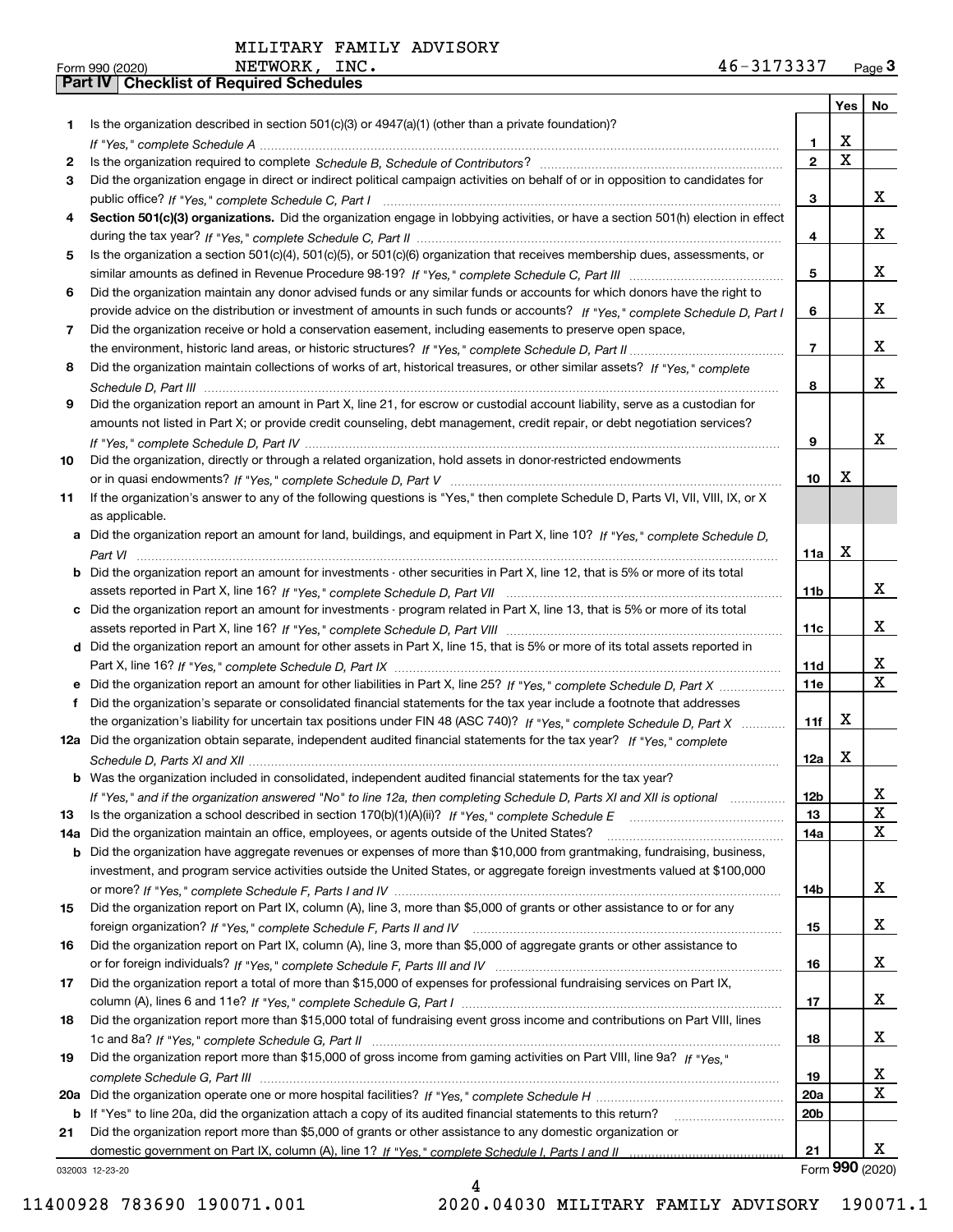MILITARY FAMILY ADVISORY NETWORK, INC. 46-3173337

Form 990 (2020) Page 3

## Part IV Checklist of Required Schedules

| | | | Yes | No |
|---|---|---|---|---|
| 1 | Is the organization described in section 501(c)(3) or 4947(a)(1) (other than a private foundation)? *If "Yes," complete Schedule A* | 1 | X | |
| 2 | Is the organization required to complete *Schedule B, Schedule of Contributors*? | 2 | X | |
| 3 | Did the organization engage in direct or indirect political campaign activities on behalf of or in opposition to candidates for public office? *If "Yes," complete Schedule C, Part I* | 3 | | X |
| 4 | **Section 501(c)(3) organizations.** Did the organization engage in lobbying activities, or have a section 501(h) election in effect during the tax year? *If "Yes," complete Schedule C, Part II* | 4 | | X |
| 5 | Is the organization a section 501(c)(4), 501(c)(5), or 501(c)(6) organization that receives membership dues, assessments, or similar amounts as defined in Revenue Procedure 98-19? *If "Yes," complete Schedule C, Part III* | 5 | | X |
| 6 | Did the organization maintain any donor advised funds or any similar funds or accounts for which donors have the right to provide advice on the distribution or investment of amounts in such funds or accounts? *If "Yes," complete Schedule D, Part I* | 6 | | X |
| 7 | Did the organization receive or hold a conservation easement, including easements to preserve open space, the environment, historic land areas, or historic structures? *If "Yes," complete Schedule D, Part II* | 7 | | X |
| 8 | Did the organization maintain collections of works of art, historical treasures, or other similar assets? *If "Yes," complete Schedule D, Part III* | 8 | | X |
| 9 | Did the organization report an amount in Part X, line 21, for escrow or custodial account liability, serve as a custodian for amounts not listed in Part X; or provide credit counseling, debt management, credit repair, or debt negotiation services? *If "Yes," complete Schedule D, Part IV* | 9 | | X |
| 10 | Did the organization, directly or through a related organization, hold assets in donor-restricted endowments or in quasi endowments? *If "Yes," complete Schedule D, Part V* | 10 | X | |
| 11 | If the organization's answer to any of the following questions is "Yes," then complete Schedule D, Parts VI, VII, VIII, IX, or X as applicable. | | | |
| a | Did the organization report an amount for land, buildings, and equipment in Part X, line 10? *If "Yes," complete Schedule D, Part VI* | 11a | X | |
| b | Did the organization report an amount for investments - other securities in Part X, line 12, that is 5% or more of its total assets reported in Part X, line 16? *If "Yes," complete Schedule D, Part VII* | 11b | | X |
| c | Did the organization report an amount for investments - program related in Part X, line 13, that is 5% or more of its total assets reported in Part X, line 16? *If "Yes," complete Schedule D, Part VIII* | 11c | | X |
| d | Did the organization report an amount for other assets in Part X, line 15, that is 5% or more of its total assets reported in Part X, line 16? *If "Yes," complete Schedule D, Part IX* | 11d | | X |
| e | Did the organization report an amount for other liabilities in Part X, line 25? *If "Yes," complete Schedule D, Part X* | 11e | | X |
| f | Did the organization's separate or consolidated financial statements for the tax year include a footnote that addresses the organization's liability for uncertain tax positions under FIN 48 (ASC 740)? *If "Yes," complete Schedule D, Part X* | 11f | X | |
| 12a | Did the organization obtain separate, independent audited financial statements for the tax year? *If "Yes," complete Schedule D, Parts XI and XII* | 12a | X | |
| b | Was the organization included in consolidated, independent audited financial statements for the tax year? *If "Yes," and if the organization answered "No" to line 12a, then completing Schedule D, Parts XI and XII is optional* | 12b | | X |
| 13 | Is the organization a school described in section 170(b)(1)(A)(ii)? *If "Yes," complete Schedule E* | 13 | | X |
| 14a | Did the organization maintain an office, employees, or agents outside of the United States? | 14a | | X |
| b | Did the organization have aggregate revenues or expenses of more than $10,000 from grantmaking, fundraising, business, investment, and program service activities outside the United States, or aggregate foreign investments valued at $100,000 or more? *If "Yes," complete Schedule F, Parts I and IV* | 14b | | X |
| 15 | Did the organization report on Part IX, column (A), line 3, more than $5,000 of grants or other assistance to or for any foreign organization? *If "Yes," complete Schedule F, Parts II and IV* | 15 | | X |
| 16 | Did the organization report on Part IX, column (A), line 3, more than $5,000 of aggregate grants or other assistance to or for foreign individuals? *If "Yes," complete Schedule F, Parts III and IV* | 16 | | X |
| 17 | Did the organization report a total of more than $15,000 of expenses for professional fundraising services on Part IX, column (A), lines 6 and 11e? *If "Yes," complete Schedule G, Part I* | 17 | | X |
| 18 | Did the organization report more than $15,000 total of fundraising event gross income and contributions on Part VIII, lines 1c and 8a? *If "Yes," complete Schedule G, Part II* | 18 | | X |
| 19 | Did the organization report more than $15,000 of gross income from gaming activities on Part VIII, line 9a? *If "Yes," complete Schedule G, Part III* | 19 | | X |
| 20a | Did the organization operate one or more hospital facilities? *If "Yes," complete Schedule H* | 20a | | X |
| b | If "Yes" to line 20a, did the organization attach a copy of its audited financial statements to this return? | 20b | | |
| 21 | Did the organization report more than $5,000 of grants or other assistance to any domestic organization or domestic government on Part IX, column (A), line 1? *If "Yes," complete Schedule I, Parts I and II* | 21 | | X |

032003 12-23-20 Form 990 (2020)

11400928 783690 190071.001 2020.04030 MILITARY FAMILY ADVISORY 190071.1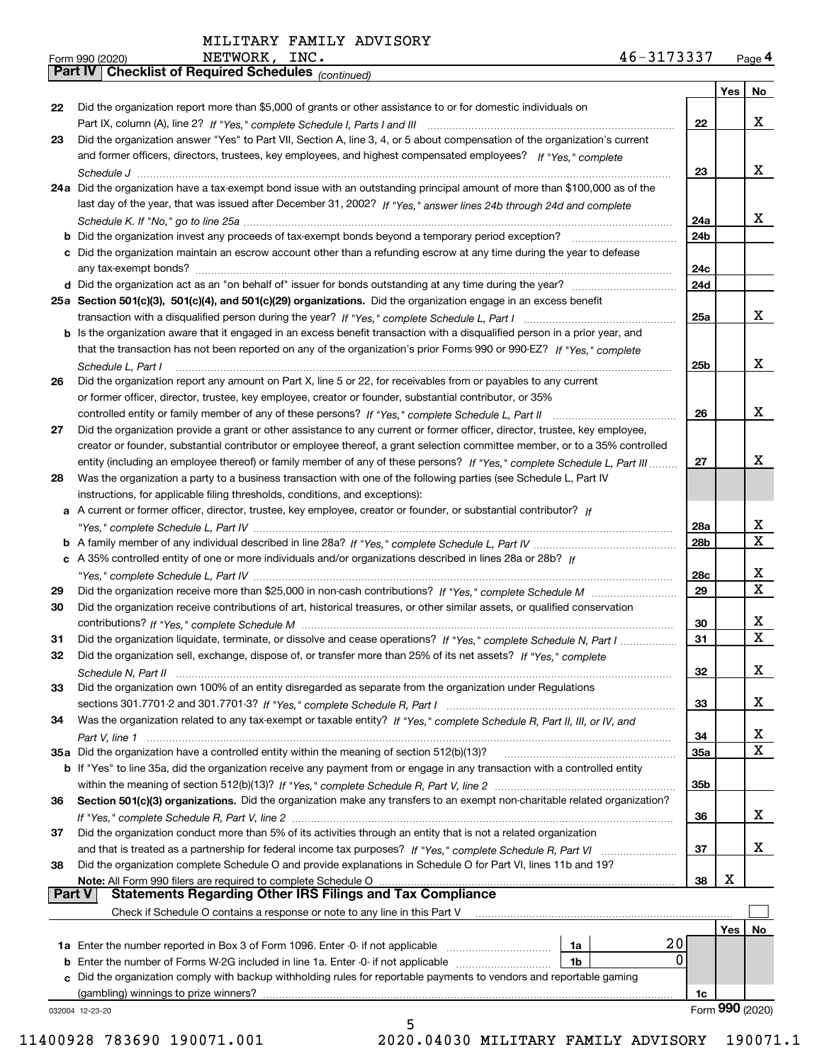MILITARY FAMILY ADVISORY NETWORK, INC. 46-3173337

Form 990 (2020) Page 4

## Part IV Checklist of Required Schedules *(continued)*

| | | | Yes | No |
|---|---|---|---|---|
| 22 | Did the organization report more than $5,000 of grants or other assistance to or for domestic individuals on Part IX, column (A), line 2? *If "Yes," complete Schedule I, Parts I and III* | 22 | | X |
| 23 | Did the organization answer "Yes" to Part VII, Section A, line 3, 4, or 5 about compensation of the organization's current and former officers, directors, trustees, key employees, and highest compensated employees? *If "Yes," complete Schedule J* | 23 | | X |
| 24a | Did the organization have a tax-exempt bond issue with an outstanding principal amount of more than $100,000 as of the last day of the year, that was issued after December 31, 2002? *If "Yes," answer lines 24b through 24d and complete Schedule K. If "No," go to line 25a* | 24a | | X |
| b | Did the organization invest any proceeds of tax-exempt bonds beyond a temporary period exception? | 24b | | |
| c | Did the organization maintain an escrow account other than a refunding escrow at any time during the year to defease any tax-exempt bonds? | 24c | | |
| d | Did the organization act as an "on behalf of" issuer for bonds outstanding at any time during the year? | 24d | | |
| 25a | **Section 501(c)(3), 501(c)(4), and 501(c)(29) organizations.** Did the organization engage in an excess benefit transaction with a disqualified person during the year? *If "Yes," complete Schedule L, Part I* | 25a | | X |
| b | Is the organization aware that it engaged in an excess benefit transaction with a disqualified person in a prior year, and that the transaction has not been reported on any of the organization's prior Forms 990 or 990-EZ? *If "Yes," complete Schedule L, Part I* | 25b | | X |
| 26 | Did the organization report any amount on Part X, line 5 or 22, for receivables from or payables to any current or former officer, director, trustee, key employee, creator or founder, substantial contributor, or 35% controlled entity or family member of any of these persons? *If "Yes," complete Schedule L, Part II* | 26 | | X |
| 27 | Did the organization provide a grant or other assistance to any current or former officer, director, trustee, key employee, creator or founder, substantial contributor or employee thereof, a grant selection committee member, or to a 35% controlled entity (including an employee thereof) or family member of any of these persons? *If "Yes," complete Schedule L, Part III* | 27 | | X |
| 28 | Was the organization a party to a business transaction with one of the following parties (see Schedule L, Part IV instructions, for applicable filing thresholds, conditions, and exceptions): | | | |
| a | A current or former officer, director, trustee, key employee, creator or founder, or substantial contributor? *If "Yes," complete Schedule L, Part IV* | 28a | | X |
| b | A family member of any individual described in line 28a? *If "Yes," complete Schedule L, Part IV* | 28b | | X |
| c | A 35% controlled entity of one or more individuals and/or organizations described in lines 28a or 28b? *If "Yes," complete Schedule L, Part IV* | 28c | | X |
| 29 | Did the organization receive more than $25,000 in non-cash contributions? *If "Yes," complete Schedule M* | 29 | | X |
| 30 | Did the organization receive contributions of art, historical treasures, or other similar assets, or qualified conservation contributions? *If "Yes," complete Schedule M* | 30 | | X |
| 31 | Did the organization liquidate, terminate, or dissolve and cease operations? *If "Yes," complete Schedule N, Part I* | 31 | | X |
| 32 | Did the organization sell, exchange, dispose of, or transfer more than 25% of its net assets? *If "Yes," complete Schedule N, Part II* | 32 | | X |
| 33 | Did the organization own 100% of an entity disregarded as separate from the organization under Regulations sections 301.7701-2 and 301.7701-3? *If "Yes," complete Schedule R, Part I* | 33 | | X |
| 34 | Was the organization related to any tax-exempt or taxable entity? *If "Yes," complete Schedule R, Part II, III, or IV, and Part V, line 1* | 34 | | X |
| 35a | Did the organization have a controlled entity within the meaning of section 512(b)(13)? | 35a | | X |
| b | If "Yes" to line 35a, did the organization receive any payment from or engage in any transaction with a controlled entity within the meaning of section 512(b)(13)? *If "Yes," complete Schedule R, Part V, line 2* | 35b | | |
| 36 | **Section 501(c)(3) organizations.** Did the organization make any transfers to an exempt non-charitable related organization? *If "Yes," complete Schedule R, Part V, line 2* | 36 | | X |
| 37 | Did the organization conduct more than 5% of its activities through an entity that is not a related organization and that is treated as a partnership for federal income tax purposes? *If "Yes," complete Schedule R, Part VI* | 37 | | X |
| 38 | Did the organization complete Schedule O and provide explanations in Schedule O for Part VI, lines 11b and 19? **Note:** All Form 990 filers are required to complete Schedule O | 38 | X | |

## Part V Statements Regarding Other IRS Filings and Tax Compliance

Check if Schedule O contains a response or note to any line in this Part V ☐

| | | | | | Yes | No |
|---|---|---|---|---|---|---|
| 1a | Enter the number reported in Box 3 of Form 1096. Enter -0- if not applicable | 1a | 20 | | | |
| b | Enter the number of Forms W-2G included in line 1a. Enter -0- if not applicable | 1b | 0 | | | |
| c | Did the organization comply with backup withholding rules for reportable payments to vendors and reportable gaming (gambling) winnings to prize winners? | | | 1c | | |

032004 12-23-20 Form **990** (2020)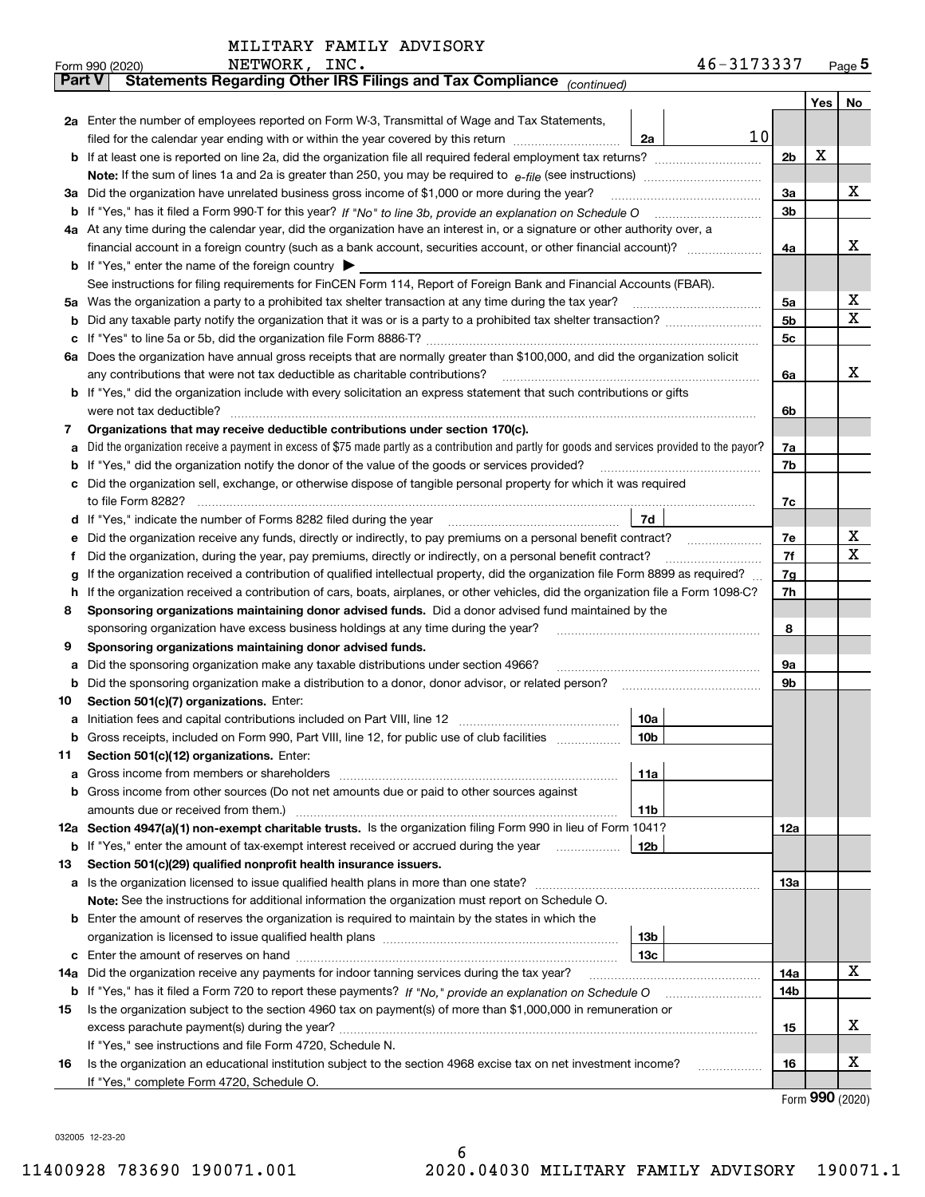MILITARY FAMILY ADVISORY NETWORK, INC.

Form 990 (2020) 46-3173337 Page 5

**Part V Statements Regarding Other IRS Filings and Tax Compliance** *(continued)*

| | | | | | Yes | No |
|---|---|---|---|---|---|---|
| **2a** | Enter the number of employees reported on Form W-3, Transmittal of Wage and Tax Statements, filed for the calendar year ending with or within the year covered by this return | 2a | 10 | | | |
| **b** | If at least one is reported on line 2a, did the organization file all required federal employment tax returns? | | | 2b | X | |
| | **Note:** If the sum of lines 1a and 2a is greater than 250, you may be required to *e-file* (see instructions) | | | | | |
| **3a** | Did the organization have unrelated business gross income of $1,000 or more during the year? | | | 3a | | X |
| **b** | If "Yes," has it filed a Form 990-T for this year? *If "No" to line 3b, provide an explanation on Schedule O* | | | 3b | | |
| **4a** | At any time during the calendar year, did the organization have an interest in, or a signature or other authority over, a financial account in a foreign country (such as a bank account, securities account, or other financial account)? | | | 4a | | X |
| **b** | If "Yes," enter the name of the foreign country ▶ | | | | | |
| | See instructions for filing requirements for FinCEN Form 114, Report of Foreign Bank and Financial Accounts (FBAR). | | | | | |
| **5a** | Was the organization a party to a prohibited tax shelter transaction at any time during the tax year? | | | 5a | | X |
| **b** | Did any taxable party notify the organization that it was or is a party to a prohibited tax shelter transaction? | | | 5b | | X |
| **c** | If "Yes" to line 5a or 5b, did the organization file Form 8886-T? | | | 5c | | |
| **6a** | Does the organization have annual gross receipts that are normally greater than $100,000, and did the organization solicit any contributions that were not tax deductible as charitable contributions? | | | 6a | | X |
| **b** | If "Yes," did the organization include with every solicitation an express statement that such contributions or gifts were not tax deductible? | | | 6b | | |
| **7** | **Organizations that may receive deductible contributions under section 170(c).** | | | | | |
| **a** | Did the organization receive a payment in excess of $75 made partly as a contribution and partly for goods and services provided to the payor? | | | 7a | | |
| **b** | If "Yes," did the organization notify the donor of the value of the goods or services provided? | | | 7b | | |
| **c** | Did the organization sell, exchange, or otherwise dispose of tangible personal property for which it was required to file Form 8282? | | | 7c | | |
| **d** | If "Yes," indicate the number of Forms 8282 filed during the year | 7d | | | | |
| **e** | Did the organization receive any funds, directly or indirectly, to pay premiums on a personal benefit contract? | | | 7e | | X |
| **f** | Did the organization, during the year, pay premiums, directly or indirectly, on a personal benefit contract? | | | 7f | | X |
| **g** | If the organization received a contribution of qualified intellectual property, did the organization file Form 8899 as required? | | | 7g | | |
| **h** | If the organization received a contribution of cars, boats, airplanes, or other vehicles, did the organization file a Form 1098-C? | | | 7h | | |
| **8** | **Sponsoring organizations maintaining donor advised funds.** Did a donor advised fund maintained by the sponsoring organization have excess business holdings at any time during the year? | | | 8 | | |
| **9** | **Sponsoring organizations maintaining donor advised funds.** | | | | | |
| **a** | Did the sponsoring organization make any taxable distributions under section 4966? | | | 9a | | |
| **b** | Did the sponsoring organization make a distribution to a donor, donor advisor, or related person? | | | 9b | | |
| **10** | **Section 501(c)(7) organizations.** Enter: | | | | | |
| **a** | Initiation fees and capital contributions included on Part VIII, line 12 | 10a | | | | |
| **b** | Gross receipts, included on Form 990, Part VIII, line 12, for public use of club facilities | 10b | | | | |
| **11** | **Section 501(c)(12) organizations.** Enter: | | | | | |
| **a** | Gross income from members or shareholders | 11a | | | | |
| **b** | Gross income from other sources (Do not net amounts due or paid to other sources against amounts due or received from them.) | 11b | | | | |
| **12a** | **Section 4947(a)(1) non-exempt charitable trusts.** Is the organization filing Form 990 in lieu of Form 1041? | | | 12a | | |
| **b** | If "Yes," enter the amount of tax-exempt interest received or accrued during the year | 12b | | | | |
| **13** | **Section 501(c)(29) qualified nonprofit health insurance issuers.** | | | | | |
| **a** | Is the organization licensed to issue qualified health plans in more than one state? | | | 13a | | |
| | **Note:** See the instructions for additional information the organization must report on Schedule O. | | | | | |
| **b** | Enter the amount of reserves the organization is required to maintain by the states in which the organization is licensed to issue qualified health plans | 13b | | | | |
| **c** | Enter the amount of reserves on hand | 13c | | | | |
| **14a** | Did the organization receive any payments for indoor tanning services during the tax year? | | | 14a | | X |
| **b** | If "Yes," has it filed a Form 720 to report these payments? *If "No," provide an explanation on Schedule O* | | | 14b | | |
| **15** | Is the organization subject to the section 4960 tax on payment(s) of more than $1,000,000 in remuneration or excess parachute payment(s) during the year? | | | 15 | | X |
| | If "Yes," see instructions and file Form 4720, Schedule N. | | | | | |
| **16** | Is the organization an educational institution subject to the section 4968 excise tax on net investment income? | | | 16 | | X |
| | If "Yes," complete Form 4720, Schedule O. | | | | | |

Form **990** (2020)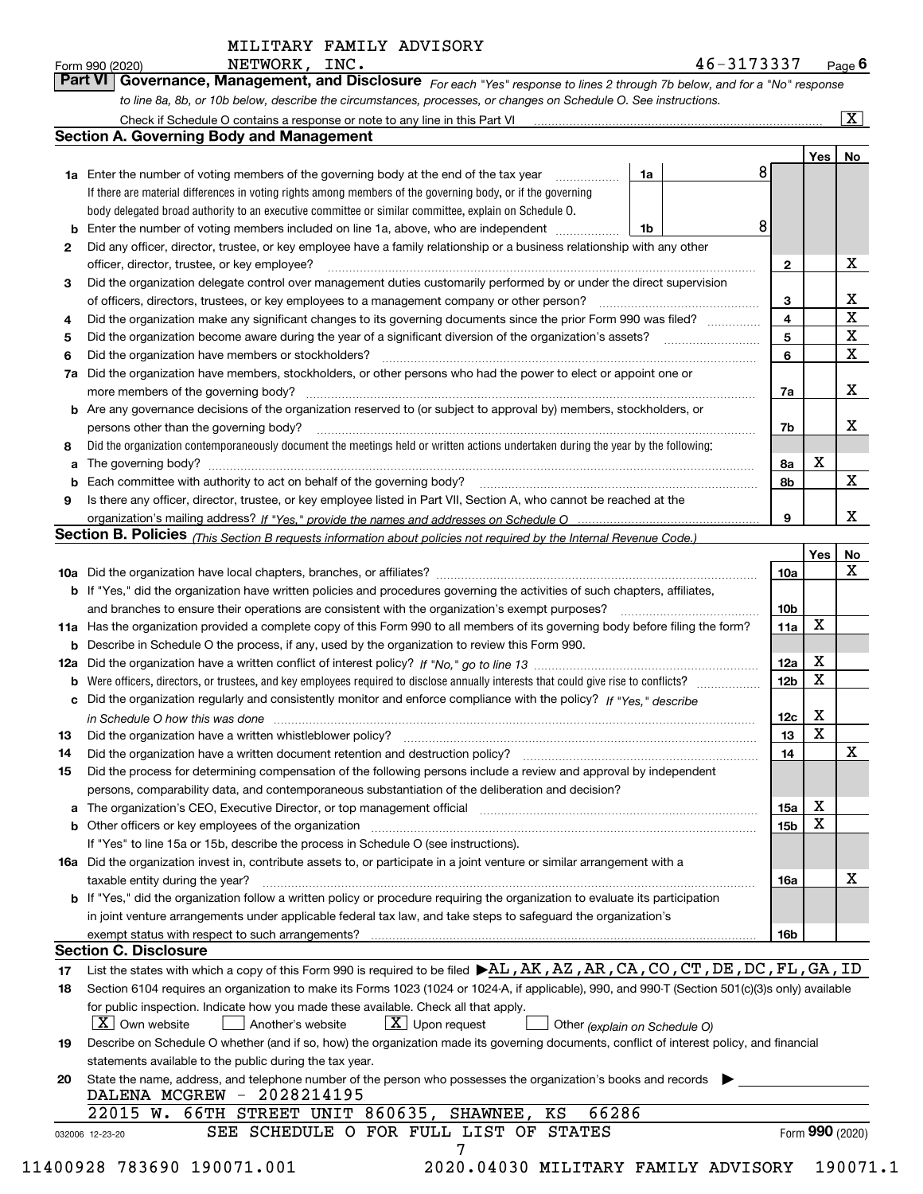MILITARY FAMILY ADVISORY NETWORK, INC. 46-3173337

Form 990 (2020) Page 6

## Part VI Governance, Management, and Disclosure

*For each "Yes" response to lines 2 through 7b below, and for a "No" response to line 8a, 8b, or 10b below, describe the circumstances, processes, or changes on Schedule O. See instructions.*

Check if Schedule O contains a response or note to any line in this Part VI [X]

### Section A. Governing Body and Management

| | | | | Yes | No |
|---|---|---|---|---|---|
| **1a** | Enter the number of voting members of the governing body at the end of the tax year — 1a: 8. If there are material differences in voting rights among members of the governing body, or if the governing body delegated broad authority to an executive committee or similar committee, explain on Schedule O. | | | | |
| **b** | Enter the number of voting members included on line 1a, above, who are independent — 1b: 8 | | | | |
| **2** | Did any officer, director, trustee, or key employee have a family relationship or a business relationship with any other officer, director, trustee, or key employee? | 2 | | | X |
| **3** | Did the organization delegate control over management duties customarily performed by or under the direct supervision of officers, directors, trustees, or key employees to a management company or other person? | 3 | | | X |
| **4** | Did the organization make any significant changes to its governing documents since the prior Form 990 was filed? | 4 | | | X |
| **5** | Did the organization become aware during the year of a significant diversion of the organization's assets? | 5 | | | X |
| **6** | Did the organization have members or stockholders? | 6 | | | X |
| **7a** | Did the organization have members, stockholders, or other persons who had the power to elect or appoint one or more members of the governing body? | 7a | | | X |
| **b** | Are any governance decisions of the organization reserved to (or subject to approval by) members, stockholders, or persons other than the governing body? | 7b | | | X |
| **8** | Did the organization contemporaneously document the meetings held or written actions undertaken during the year by the following: | | | | |
| **a** | The governing body? | 8a | | X | |
| **b** | Each committee with authority to act on behalf of the governing body? | 8b | | | X |
| **9** | Is there any officer, director, trustee, or key employee listed in Part VII, Section A, who cannot be reached at the organization's mailing address? *If "Yes," provide the names and addresses on Schedule O* | 9 | | | X |

### Section B. Policies *(This Section B requests information about policies not required by the Internal Revenue Code.)*

| | | | Yes | No |
|---|---|---|---|---|
| **10a** | Did the organization have local chapters, branches, or affiliates? | 10a | | X |
| **b** | If "Yes," did the organization have written policies and procedures governing the activities of such chapters, affiliates, and branches to ensure their operations are consistent with the organization's exempt purposes? | 10b | | |
| **11a** | Has the organization provided a complete copy of this Form 990 to all members of its governing body before filing the form? | 11a | X | |
| **b** | Describe in Schedule O the process, if any, used by the organization to review this Form 990. | | | |
| **12a** | Did the organization have a written conflict of interest policy? *If "No," go to line 13* | 12a | X | |
| **b** | Were officers, directors, or trustees, and key employees required to disclose annually interests that could give rise to conflicts? | 12b | X | |
| **c** | Did the organization regularly and consistently monitor and enforce compliance with the policy? *If "Yes," describe in Schedule O how this was done* | 12c | X | |
| **13** | Did the organization have a written whistleblower policy? | 13 | X | |
| **14** | Did the organization have a written document retention and destruction policy? | 14 | | X |
| **15** | Did the process for determining compensation of the following persons include a review and approval by independent persons, comparability data, and contemporaneous substantiation of the deliberation and decision? | | | |
| **a** | The organization's CEO, Executive Director, or top management official | 15a | X | |
| **b** | Other officers or key employees of the organization | 15b | X | |
| | If "Yes" to line 15a or 15b, describe the process in Schedule O (see instructions). | | | |
| **16a** | Did the organization invest in, contribute assets to, or participate in a joint venture or similar arrangement with a taxable entity during the year? | 16a | | X |
| **b** | If "Yes," did the organization follow a written policy or procedure requiring the organization to evaluate its participation in joint venture arrangements under applicable federal tax law, and take steps to safeguard the organization's exempt status with respect to such arrangements? | 16b | | |

### Section C. Disclosure

**17** List the states with which a copy of this Form 990 is required to be filed ▶ AL,AK,AZ,AR,CA,CO,CT,DE,DC,FL,GA,ID

**18** Section 6104 requires an organization to make its Forms 1023 (1024 or 1024-A, if applicable), 990, and 990-T (Section 501(c)(3)s only) available for public inspection. Indicate how you made these available. Check all that apply.

[X] Own website [ ] Another's website [X] Upon request [ ] Other *(explain on Schedule O)*

**19** Describe on Schedule O whether (and if so, how) the organization made its governing documents, conflict of interest policy, and financial statements available to the public during the tax year.

**20** State the name, address, and telephone number of the person who possesses the organization's books and records ▶

DALENA MCGREW - 2028214195
22015 W. 66TH STREET UNIT 860635, SHAWNEE, KS 66286

SEE SCHEDULE O FOR FULL LIST OF STATES

032006 12-23-20 Form **990** (2020)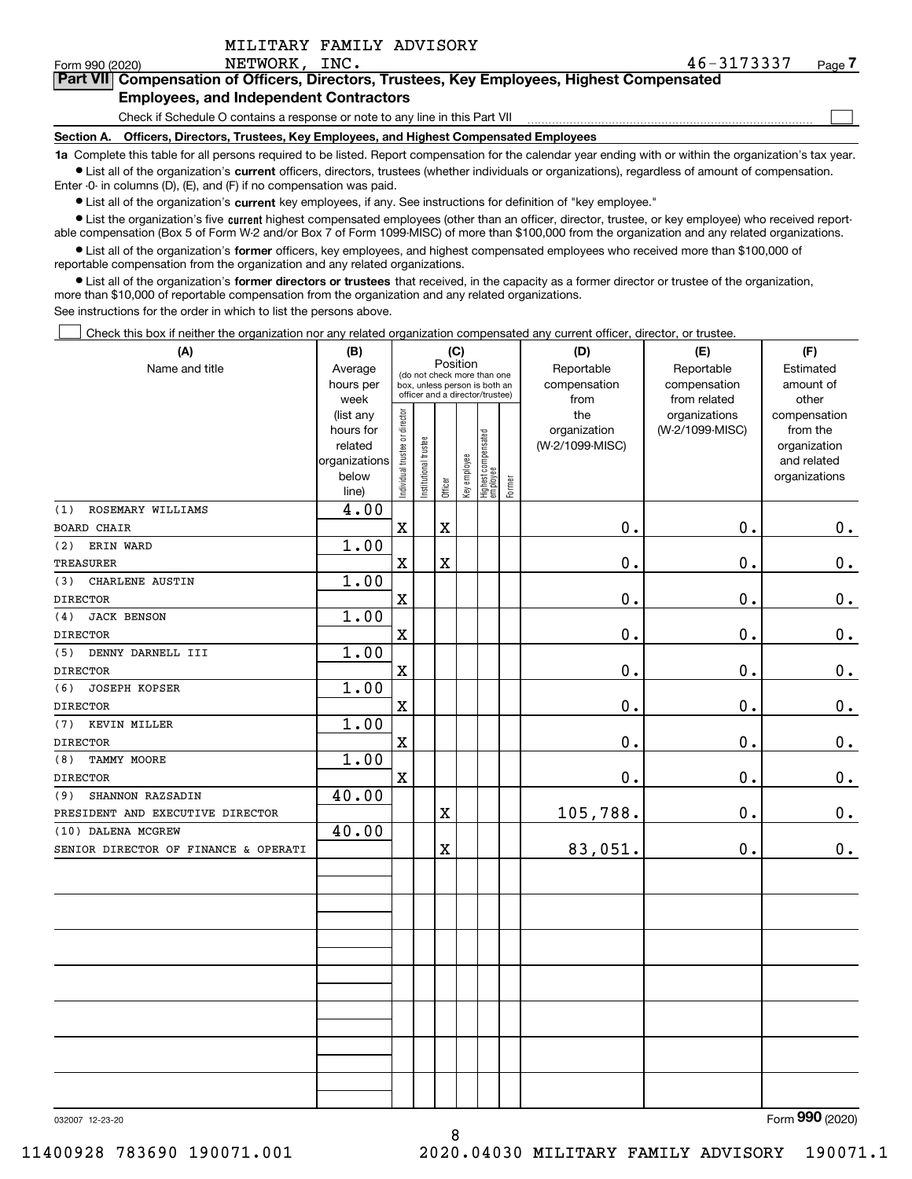MILITARY FAMILY ADVISORY NETWORK, INC. 46-3173337

Form 990 (2020) Page 7

**Part VII Compensation of Officers, Directors, Trustees, Key Employees, Highest Compensated Employees, and Independent Contractors**

Check if Schedule O contains a response or note to any line in this Part VII ☐

**Section A. Officers, Directors, Trustees, Key Employees, and Highest Compensated Employees**

**1a** Complete this table for all persons required to be listed. Report compensation for the calendar year ending with or within the organization's tax year.

- List all of the organization's **current** officers, directors, trustees (whether individuals or organizations), regardless of amount of compensation. Enter -0- in columns (D), (E), and (F) if no compensation was paid.
- List all of the organization's **current** key employees, if any. See instructions for definition of "key employee."
- List the organization's five **current** highest compensated employees (other than an officer, director, trustee, or key employee) who received reportable compensation (Box 5 of Form W-2 and/or Box 7 of Form 1099-MISC) of more than $100,000 from the organization and any related organizations.
- List all of the organization's **former** officers, key employees, and highest compensated employees who received more than $100,000 of reportable compensation from the organization and any related organizations.
- List all of the organization's **former directors or trustees** that received, in the capacity as a former director or trustee of the organization, more than $10,000 of reportable compensation from the organization and any related organizations.

See instructions for the order in which to list the persons above.

☐ Check this box if neither the organization nor any related organization compensated any current officer, director, or trustee.

| (A) Name and title | (B) Average hours per week (list any hours for related organizations below line) | (C) Position: Individual trustee or director | Institutional trustee | Officer | Key employee | Highest compensated employee | Former | (D) Reportable compensation from the organization (W-2/1099-MISC) | (E) Reportable compensation from related organizations (W-2/1099-MISC) | (F) Estimated amount of other compensation from the organization and related organizations |
|---|---|---|---|---|---|---|---|---|---|---|
| (1) ROSEMARY WILLIAMS<br>BOARD CHAIR | 4.00 | X | | X | | | | 0. | 0. | 0. |
| (2) ERIN WARD<br>TREASURER | 1.00 | X | | X | | | | 0. | 0. | 0. |
| (3) CHARLENE AUSTIN<br>DIRECTOR | 1.00 | X | | | | | | 0. | 0. | 0. |
| (4) JACK BENSON<br>DIRECTOR | 1.00 | X | | | | | | 0. | 0. | 0. |
| (5) DENNY DARNELL III<br>DIRECTOR | 1.00 | X | | | | | | 0. | 0. | 0. |
| (6) JOSEPH KOPSER<br>DIRECTOR | 1.00 | X | | | | | | 0. | 0. | 0. |
| (7) KEVIN MILLER<br>DIRECTOR | 1.00 | X | | | | | | 0. | 0. | 0. |
| (8) TAMMY MOORE<br>DIRECTOR | 1.00 | X | | | | | | 0. | 0. | 0. |
| (9) SHANNON RAZSADIN<br>PRESIDENT AND EXECUTIVE DIRECTOR | 40.00 | | | X | | | | 105,788. | 0. | 0. |
| (10) DALENA MCGREW<br>SENIOR DIRECTOR OF FINANCE & OPERATI | 40.00 | | | X | | | | 83,051. | 0. | 0. |

032007 12-23-20

Form 990 (2020)

11400928 783690 190071.001 2020.04030 MILITARY FAMILY ADVISORY 190071.1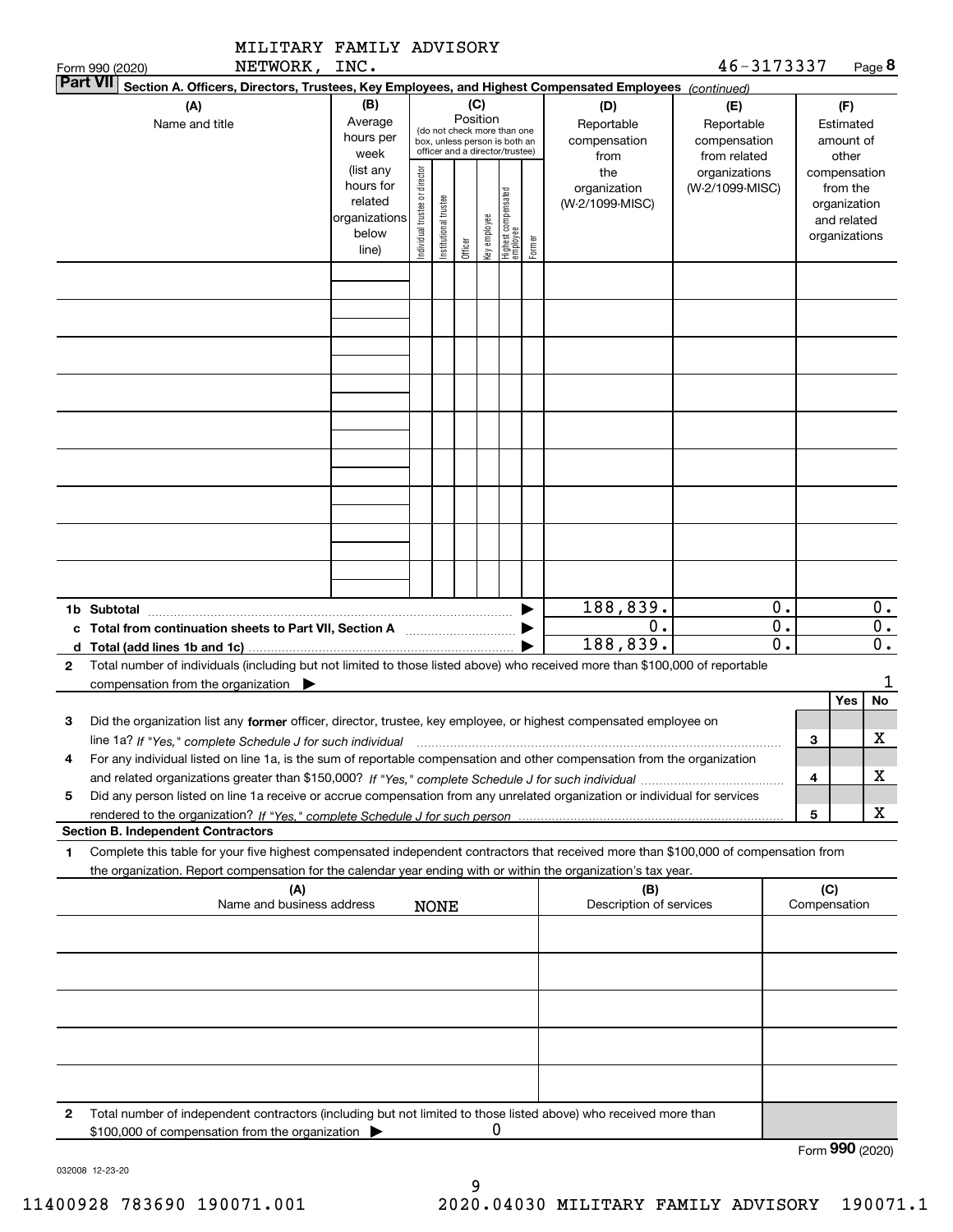MILITARY FAMILY ADVISORY NETWORK, INC. 46-3173337

Form 990 (2020) Page **8**

**Part VII** **Section A. Officers, Directors, Trustees, Key Employees, and Highest Compensated Employees** *(continued)*

| (A) Name and title | (B) Average hours per week (list any hours for related organizations below line) | (C) Position: Individual trustee or director | Institutional trustee | Officer | Key employee | Highest compensated employee | Former | (D) Reportable compensation from the organization (W-2/1099-MISC) | (E) Reportable compensation from related organizations (W-2/1099-MISC) | (F) Estimated amount of other compensation from the organization and related organizations |
|---|---|---|---|---|---|---|---|---|---|---|
| | | | | | | | | | | |

| | | (D) | (E) | (F) |
|---|---|---|---|---|
| **1b Subtotal** | ▶ | 188,839. | 0. | 0. |
| **c Total from continuation sheets to Part VII, Section A** | ▶ | 0. | 0. | 0. |
| **d Total (add lines 1b and 1c)** | ▶ | 188,839. | 0. | 0. |

**2** Total number of individuals (including but not limited to those listed above) who received more than $100,000 of reportable compensation from the organization ▶ 1

| | | | Yes | No |
|---|---|---|---|---|
| **3** | Did the organization list any **former** officer, director, trustee, key employee, or highest compensated employee on line 1a? *If "Yes," complete Schedule J for such individual* | 3 | | X |
| **4** | For any individual listed on line 1a, is the sum of reportable compensation and other compensation from the organization and related organizations greater than $150,000? *If "Yes," complete Schedule J for such individual* | 4 | | X |
| **5** | Did any person listed on line 1a receive or accrue compensation from any unrelated organization or individual for services rendered to the organization? *If "Yes," complete Schedule J for such person* | 5 | | X |

**Section B. Independent Contractors**

**1** Complete this table for your five highest compensated independent contractors that received more than $100,000 of compensation from the organization. Report compensation for the calendar year ending with or within the organization's tax year.

| (A) Name and business address | (B) Description of services | (C) Compensation |
|---|---|---|
| NONE | | |
| | | |
| | | |
| | | |
| | | |

**2** Total number of independent contractors (including but not limited to those listed above) who received more than $100,000 of compensation from the organization ▶ 0

Form **990** (2020)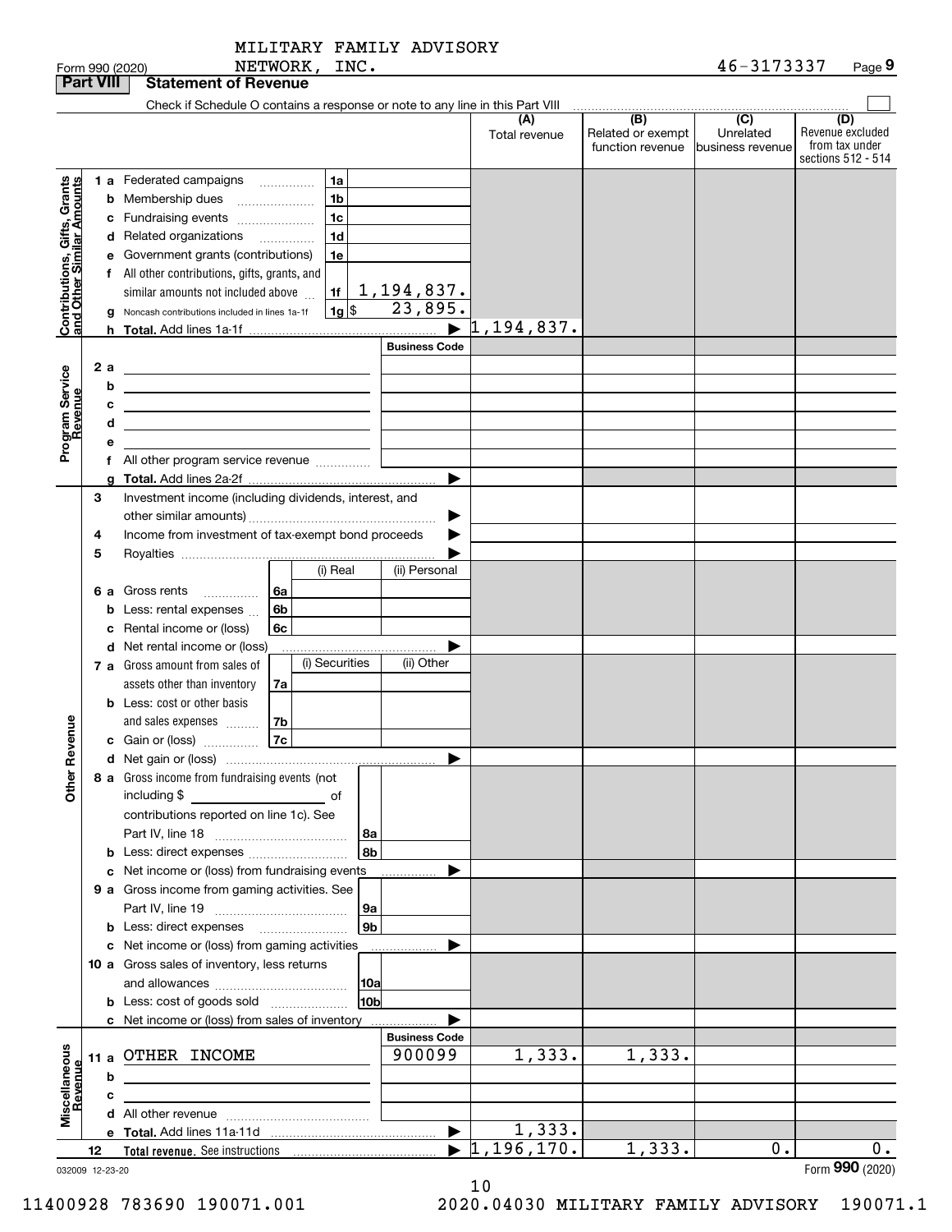MILITARY FAMILY ADVISORY NETWORK, INC. 46-3173337

Form 990 (2020)

## Part VIII Statement of Revenue

Check if Schedule O contains a response or note to any line in this Part VIII

| | | | | (A) Total revenue | (B) Related or exempt function revenue | (C) Unrelated business revenue | (D) Revenue excluded from tax under sections 512 - 514 |
|---|---|---|---|---|---|---|---|
| **Contributions, Gifts, Grants and Other Similar Amounts** | 1 a Federated campaigns | 1a | | | | | |
| | b Membership dues | 1b | | | | | |
| | c Fundraising events | 1c | | | | | |
| | d Related organizations | 1d | | | | | |
| | e Government grants (contributions) | 1e | | | | | |
| | f All other contributions, gifts, grants, and similar amounts not included above | 1f | 1,194,837. | | | | |
| | g Noncash contributions included in lines 1a-1f | 1g | $ 23,895. | | | | |
| | h **Total.** Add lines 1a-1f | | ▶ | 1,194,837. | | | |
| **Program Service Revenue** | | | **Business Code** | | | | |
| | 2 a | | | | | | |
| | b | | | | | | |
| | c | | | | | | |
| | d | | | | | | |
| | e | | | | | | |
| | f All other program service revenue | | | | | | |
| | g **Total.** Add lines 2a-2f | | ▶ | | | | |
| **Other Revenue** | 3 Investment income (including dividends, interest, and other similar amounts) | | ▶ | | | | |
| | 4 Income from investment of tax-exempt bond proceeds | | ▶ | | | | |
| | 5 Royalties | | ▶ | | | | |
| | | (i) Real | (ii) Personal | | | | |
| | 6 a Gross rents 6a | | | | | | |
| | b Less: rental expenses 6b | | | | | | |
| | c Rental income or (loss) 6c | | | | | | |
| | d Net rental income or (loss) | | ▶ | | | | |
| | | (i) Securities | (ii) Other | | | | |
| | 7 a Gross amount from sales of assets other than inventory 7a | | | | | | |
| | b Less: cost or other basis and sales expenses 7b | | | | | | |
| | c Gain or (loss) 7c | | | | | | |
| | d Net gain or (loss) | | ▶ | | | | |
| | 8 a Gross income from fundraising events (not including $ ______ of contributions reported on line 1c). See Part IV, line 18 | 8a | | | | | |
| | b Less: direct expenses | 8b | | | | | |
| | c Net income or (loss) from fundraising events | | ▶ | | | | |
| | 9 a Gross income from gaming activities. See Part IV, line 19 | 9a | | | | | |
| | b Less: direct expenses | 9b | | | | | |
| | c Net income or (loss) from gaming activities | | ▶ | | | | |
| | 10 a Gross sales of inventory, less returns and allowances | 10a | | | | | |
| | b Less: cost of goods sold | 10b | | | | | |
| | c Net income or (loss) from sales of inventory | | ▶ | | | | |
| **Miscellaneous Revenue** | | | **Business Code** | | | | |
| | 11 a OTHER INCOME | | 900099 | 1,333. | 1,333. | | |
| | b | | | | | | |
| | c | | | | | | |
| | d All other revenue | | | | | | |
| | e **Total.** Add lines 11a-11d | | ▶ | 1,333. | | | |
| | 12 **Total revenue.** See instructions | | ▶ | 1,196,170. | 1,333. | 0. | 0. |

032009 12-23-20

Form **990** (2020)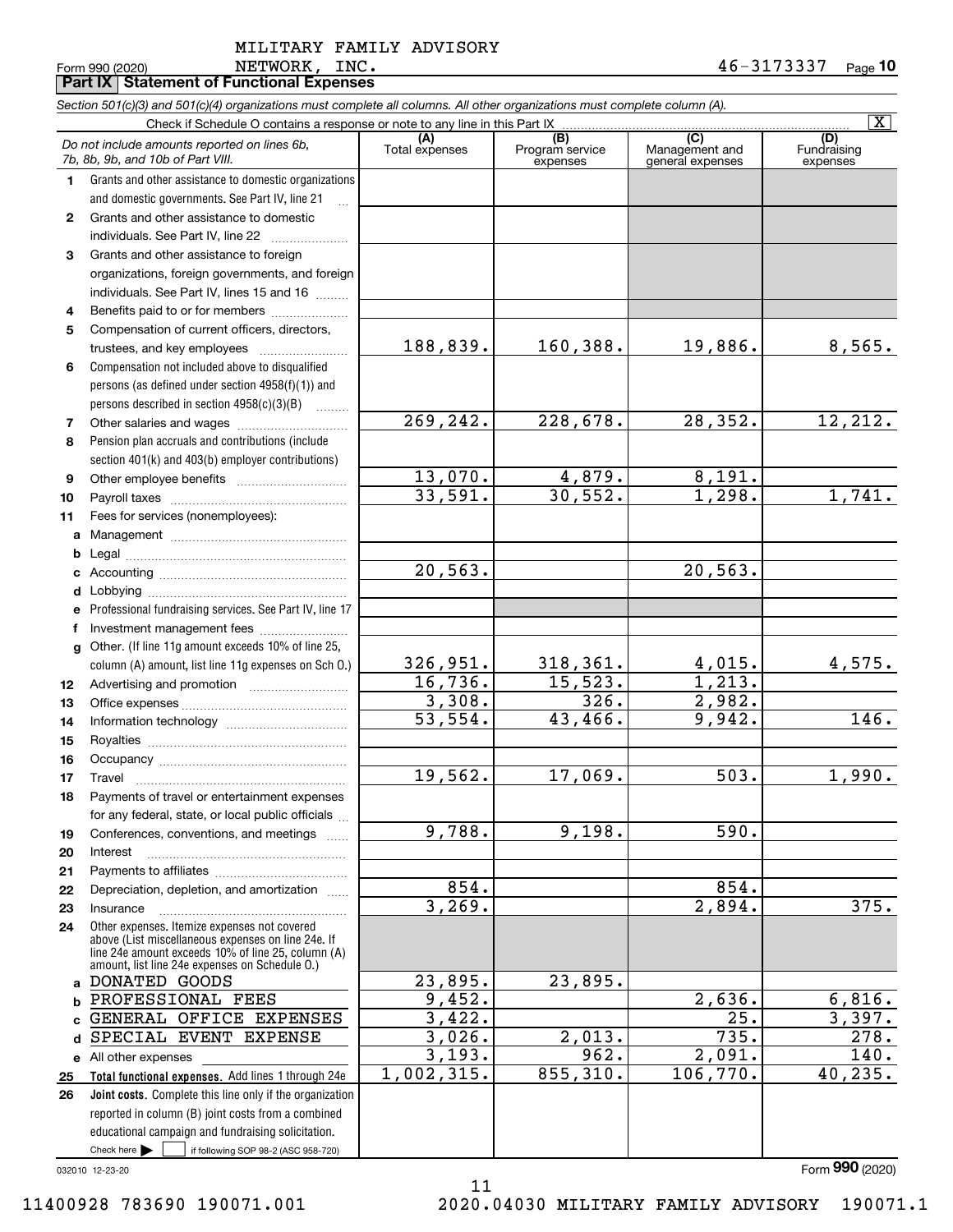MILITARY FAMILY ADVISORY NETWORK, INC. — 46-3173337

Form 990 (2020) Page 10

**Part IX Statement of Functional Expenses**

*Section 501(c)(3) and 501(c)(4) organizations must complete all columns. All other organizations must complete column (A).*

Check if Schedule O contains a response or note to any line in this Part IX [X]

| | *Do not include amounts reported on lines 6b, 7b, 8b, 9b, and 10b of Part VIII.* | (A) Total expenses | (B) Program service expenses | (C) Management and general expenses | (D) Fundraising expenses |
|---|---|---|---|---|---|
| 1 | Grants and other assistance to domestic organizations and domestic governments. See Part IV, line 21 | | | | |
| 2 | Grants and other assistance to domestic individuals. See Part IV, line 22 | | | | |
| 3 | Grants and other assistance to foreign organizations, foreign governments, and foreign individuals. See Part IV, lines 15 and 16 | | | | |
| 4 | Benefits paid to or for members | | | | |
| 5 | Compensation of current officers, directors, trustees, and key employees | 188,839. | 160,388. | 19,886. | 8,565. |
| 6 | Compensation not included above to disqualified persons (as defined under section 4958(f)(1)) and persons described in section 4958(c)(3)(B) | | | | |
| 7 | Other salaries and wages | 269,242. | 228,678. | 28,352. | 12,212. |
| 8 | Pension plan accruals and contributions (include section 401(k) and 403(b) employer contributions) | | | | |
| 9 | Other employee benefits | 13,070. | 4,879. | 8,191. | |
| 10 | Payroll taxes | 33,591. | 30,552. | 1,298. | 1,741. |
| 11 | Fees for services (nonemployees): | | | | |
| a | Management | | | | |
| b | Legal | | | | |
| c | Accounting | 20,563. | | 20,563. | |
| d | Lobbying | | | | |
| e | Professional fundraising services. See Part IV, line 17 | | | | |
| f | Investment management fees | | | | |
| g | Other. (If line 11g amount exceeds 10% of line 25, column (A) amount, list line 11g expenses on Sch O.) | 326,951. | 318,361. | 4,015. | 4,575. |
| 12 | Advertising and promotion | 16,736. | 15,523. | 1,213. | |
| 13 | Office expenses | 3,308. | 326. | 2,982. | |
| 14 | Information technology | 53,554. | 43,466. | 9,942. | 146. |
| 15 | Royalties | | | | |
| 16 | Occupancy | | | | |
| 17 | Travel | 19,562. | 17,069. | 503. | 1,990. |
| 18 | Payments of travel or entertainment expenses for any federal, state, or local public officials | | | | |
| 19 | Conferences, conventions, and meetings | 9,788. | 9,198. | 590. | |
| 20 | Interest | | | | |
| 21 | Payments to affiliates | | | | |
| 22 | Depreciation, depletion, and amortization | 854. | | 854. | |
| 23 | Insurance | 3,269. | | 2,894. | 375. |
| 24 | Other expenses. Itemize expenses not covered above (List miscellaneous expenses on line 24e. If line 24e amount exceeds 10% of line 25, column (A) amount, list line 24e expenses on Schedule O.) | | | | |
| a | DONATED GOODS | 23,895. | 23,895. | | |
| b | PROFESSIONAL FEES | 9,452. | | 2,636. | 6,816. |
| c | GENERAL OFFICE EXPENSES | 3,422. | | 25. | 3,397. |
| d | SPECIAL EVENT EXPENSE | 3,026. | 2,013. | 735. | 278. |
| e | All other expenses | 3,193. | 962. | 2,091. | 140. |
| 25 | **Total functional expenses.** Add lines 1 through 24e | 1,002,315. | 855,310. | 106,770. | 40,235. |
| 26 | **Joint costs.** Complete this line only if the organization reported in column (B) joint costs from a combined educational campaign and fundraising solicitation. Check here [ ] if following SOP 98-2 (ASC 958-720) | | | | |

032010 12-23-20

Form **990** (2020)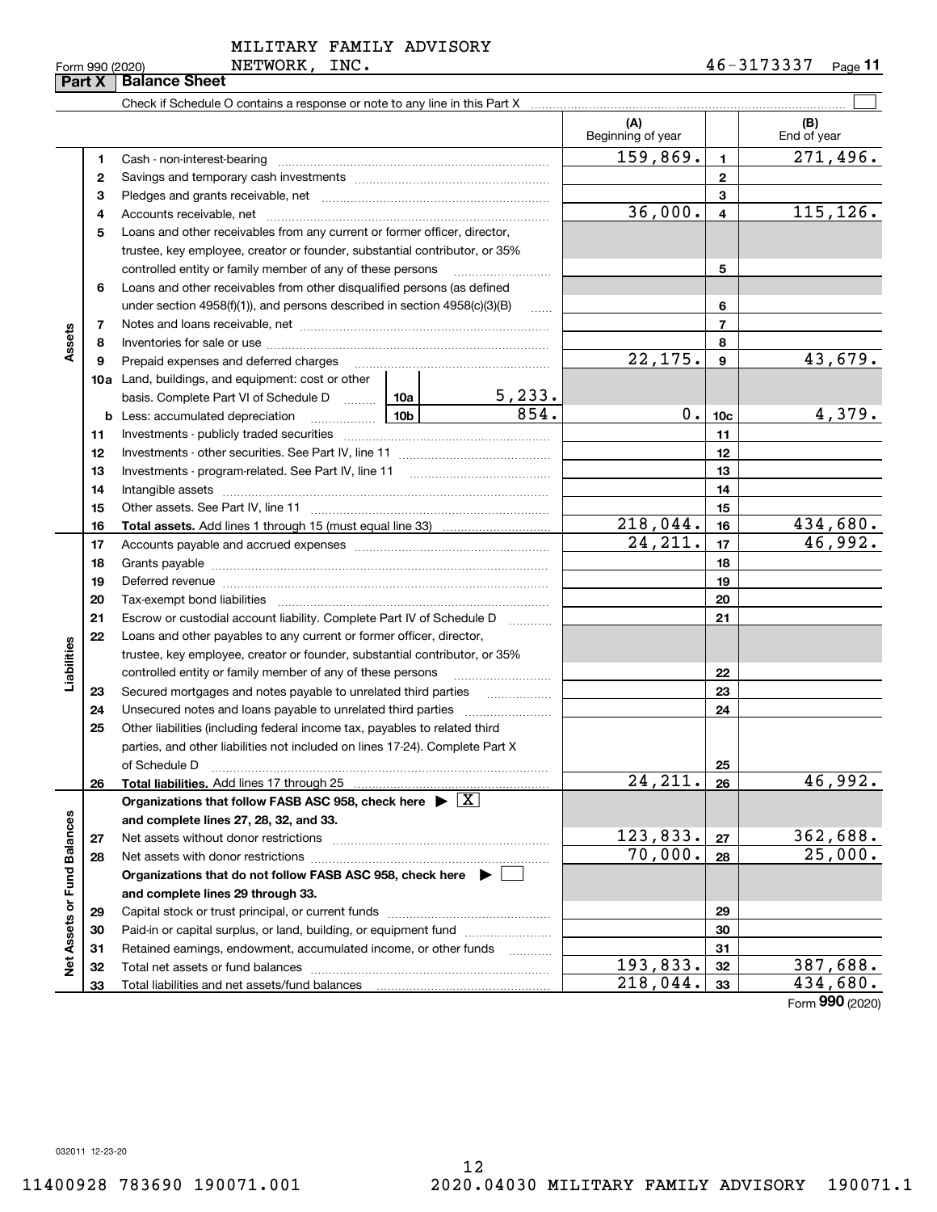MILITARY FAMILY ADVISORY NETWORK, INC.

Form 990 (2020) 46-3173337 Page 11

**Part X Balance Sheet**

Check if Schedule O contains a response or note to any line in this Part X ☐

| | | | | (A) Beginning of year | | (B) End of year |
|---|---|---|---|---|---|---|
| **Assets** | 1 | Cash - non-interest-bearing | | 159,869. | 1 | 271,496. |
| | 2 | Savings and temporary cash investments | | | 2 | |
| | 3 | Pledges and grants receivable, net | | | 3 | |
| | 4 | Accounts receivable, net | | 36,000. | 4 | 115,126. |
| | 5 | Loans and other receivables from any current or former officer, director, trustee, key employee, creator or founder, substantial contributor, or 35% controlled entity or family member of any of these persons | | | 5 | |
| | 6 | Loans and other receivables from other disqualified persons (as defined under section 4958(f)(1)), and persons described in section 4958(c)(3)(B) | | | 6 | |
| | 7 | Notes and loans receivable, net | | | 7 | |
| | 8 | Inventories for sale or use | | | 8 | |
| | 9 | Prepaid expenses and deferred charges | | 22,175. | 9 | 43,679. |
| | 10a | Land, buildings, and equipment: cost or other basis. Complete Part VI of Schedule D | 10a 5,233. | | | |
| | b | Less: accumulated depreciation | 10b 854. | 0. | 10c | 4,379. |
| | 11 | Investments - publicly traded securities | | | 11 | |
| | 12 | Investments - other securities. See Part IV, line 11 | | | 12 | |
| | 13 | Investments - program-related. See Part IV, line 11 | | | 13 | |
| | 14 | Intangible assets | | | 14 | |
| | 15 | Other assets. See Part IV, line 11 | | | 15 | |
| | 16 | **Total assets.** Add lines 1 through 15 (must equal line 33) | | 218,044. | 16 | 434,680. |
| **Liabilities** | 17 | Accounts payable and accrued expenses | | 24,211. | 17 | 46,992. |
| | 18 | Grants payable | | | 18 | |
| | 19 | Deferred revenue | | | 19 | |
| | 20 | Tax-exempt bond liabilities | | | 20 | |
| | 21 | Escrow or custodial account liability. Complete Part IV of Schedule D | | | 21 | |
| | 22 | Loans and other payables to any current or former officer, director, trustee, key employee, creator or founder, substantial contributor, or 35% controlled entity or family member of any of these persons | | | 22 | |
| | 23 | Secured mortgages and notes payable to unrelated third parties | | | 23 | |
| | 24 | Unsecured notes and loans payable to unrelated third parties | | | 24 | |
| | 25 | Other liabilities (including federal income tax, payables to related third parties, and other liabilities not included on lines 17-24). Complete Part X of Schedule D | | | 25 | |
| | 26 | **Total liabilities.** Add lines 17 through 25 | | 24,211. | 26 | 46,992. |
| **Net Assets or Fund Balances** | | **Organizations that follow FASB ASC 958, check here ▶ ☒ and complete lines 27, 28, 32, and 33.** | | | | |
| | 27 | Net assets without donor restrictions | | 123,833. | 27 | 362,688. |
| | 28 | Net assets with donor restrictions | | 70,000. | 28 | 25,000. |
| | | **Organizations that do not follow FASB ASC 958, check here ▶ ☐ and complete lines 29 through 33.** | | | | |
| | 29 | Capital stock or trust principal, or current funds | | | 29 | |
| | 30 | Paid-in or capital surplus, or land, building, or equipment fund | | | 30 | |
| | 31 | Retained earnings, endowment, accumulated income, or other funds | | | 31 | |
| | 32 | Total net assets or fund balances | | 193,833. | 32 | 387,688. |
| | 33 | Total liabilities and net assets/fund balances | | 218,044. | 33 | 434,680. |

Form **990** (2020)

032011 12-23-20

11400928 783690 190071.001 2020.04030 MILITARY FAMILY ADVISORY 190071.1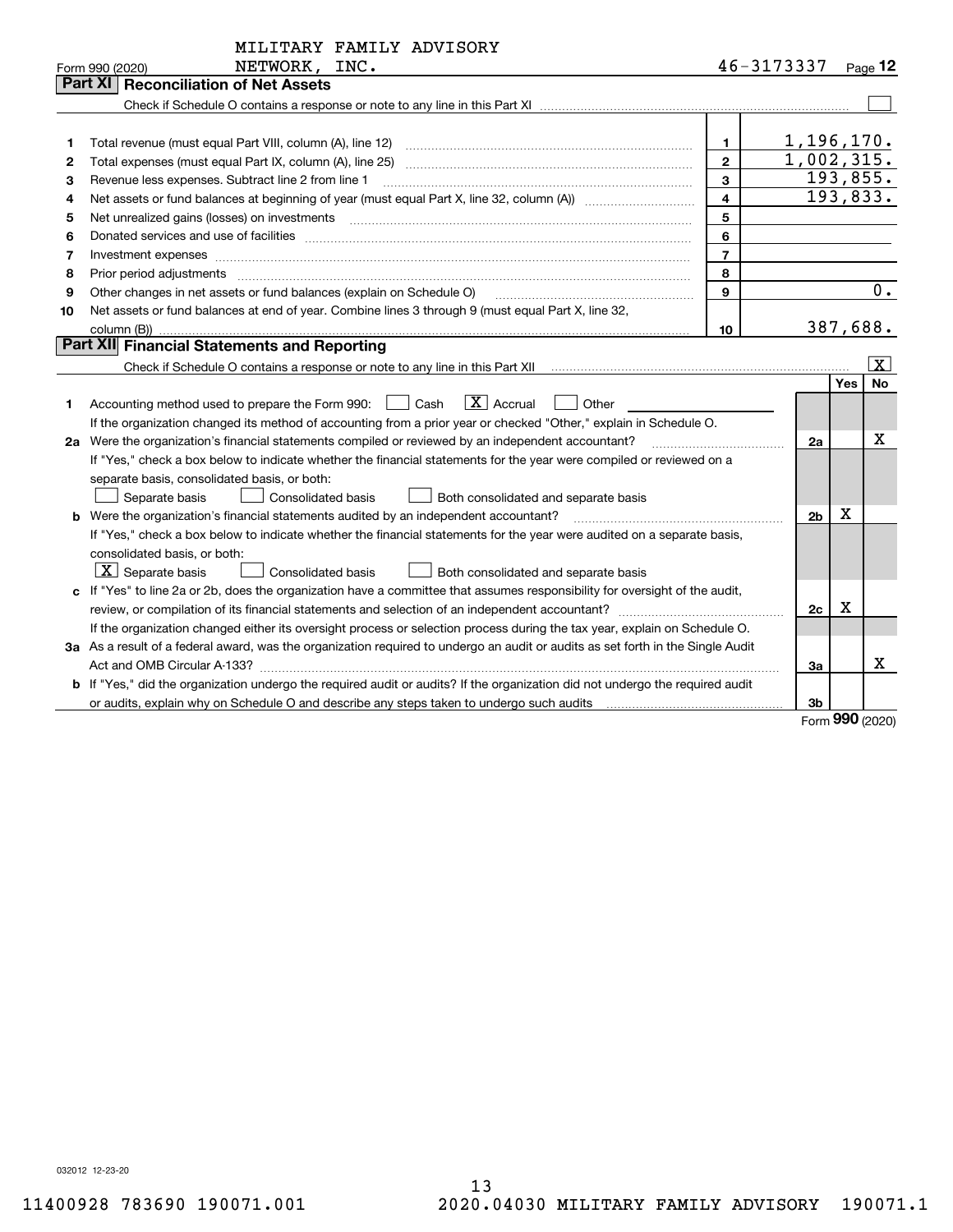MILITARY FAMILY ADVISORY NETWORK, INC.

Form 990 (2020) 46-3173337 Page **12**

## Part XI Reconciliation of Net Assets

Check if Schedule O contains a response or note to any line in this Part XI [ ]

| | | | |
|---|---|---|---|
| 1 | Total revenue (must equal Part VIII, column (A), line 12) | 1 | 1,196,170. |
| 2 | Total expenses (must equal Part IX, column (A), line 25) | 2 | 1,002,315. |
| 3 | Revenue less expenses. Subtract line 2 from line 1 | 3 | 193,855. |
| 4 | Net assets or fund balances at beginning of year (must equal Part X, line 32, column (A)) | 4 | 193,833. |
| 5 | Net unrealized gains (losses) on investments | 5 | |
| 6 | Donated services and use of facilities | 6 | |
| 7 | Investment expenses | 7 | |
| 8 | Prior period adjustments | 8 | |
| 9 | Other changes in net assets or fund balances (explain on Schedule O) | 9 | 0. |
| 10 | Net assets or fund balances at end of year. Combine lines 3 through 9 (must equal Part X, line 32, column (B)) | 10 | 387,688. |

## Part XII Financial Statements and Reporting

Check if Schedule O contains a response or note to any line in this Part XII [X]

| | | | Yes | No |
|---|---|---|---|---|
| 1 | Accounting method used to prepare the Form 990: [ ] Cash [X] Accrual [ ] Other<br>If the organization changed its method of accounting from a prior year or checked "Other," explain in Schedule O. | | | |
| 2a | Were the organization's financial statements compiled or reviewed by an independent accountant?<br>If "Yes," check a box below to indicate whether the financial statements for the year were compiled or reviewed on a separate basis, consolidated basis, or both:<br>[ ] Separate basis [ ] Consolidated basis [ ] Both consolidated and separate basis | 2a | | X |
| b | Were the organization's financial statements audited by an independent accountant?<br>If "Yes," check a box below to indicate whether the financial statements for the year were audited on a separate basis, consolidated basis, or both:<br>[X] Separate basis [ ] Consolidated basis [ ] Both consolidated and separate basis | 2b | X | |
| c | If "Yes" to line 2a or 2b, does the organization have a committee that assumes responsibility for oversight of the audit, review, or compilation of its financial statements and selection of an independent accountant?<br>If the organization changed either its oversight process or selection process during the tax year, explain on Schedule O. | 2c | X | |
| 3a | As a result of a federal award, was the organization required to undergo an audit or audits as set forth in the Single Audit Act and OMB Circular A-133? | 3a | | X |
| b | If "Yes," did the organization undergo the required audit or audits? If the organization did not undergo the required audit or audits, explain why on Schedule O and describe any steps taken to undergo such audits | 3b | | |

Form **990** (2020)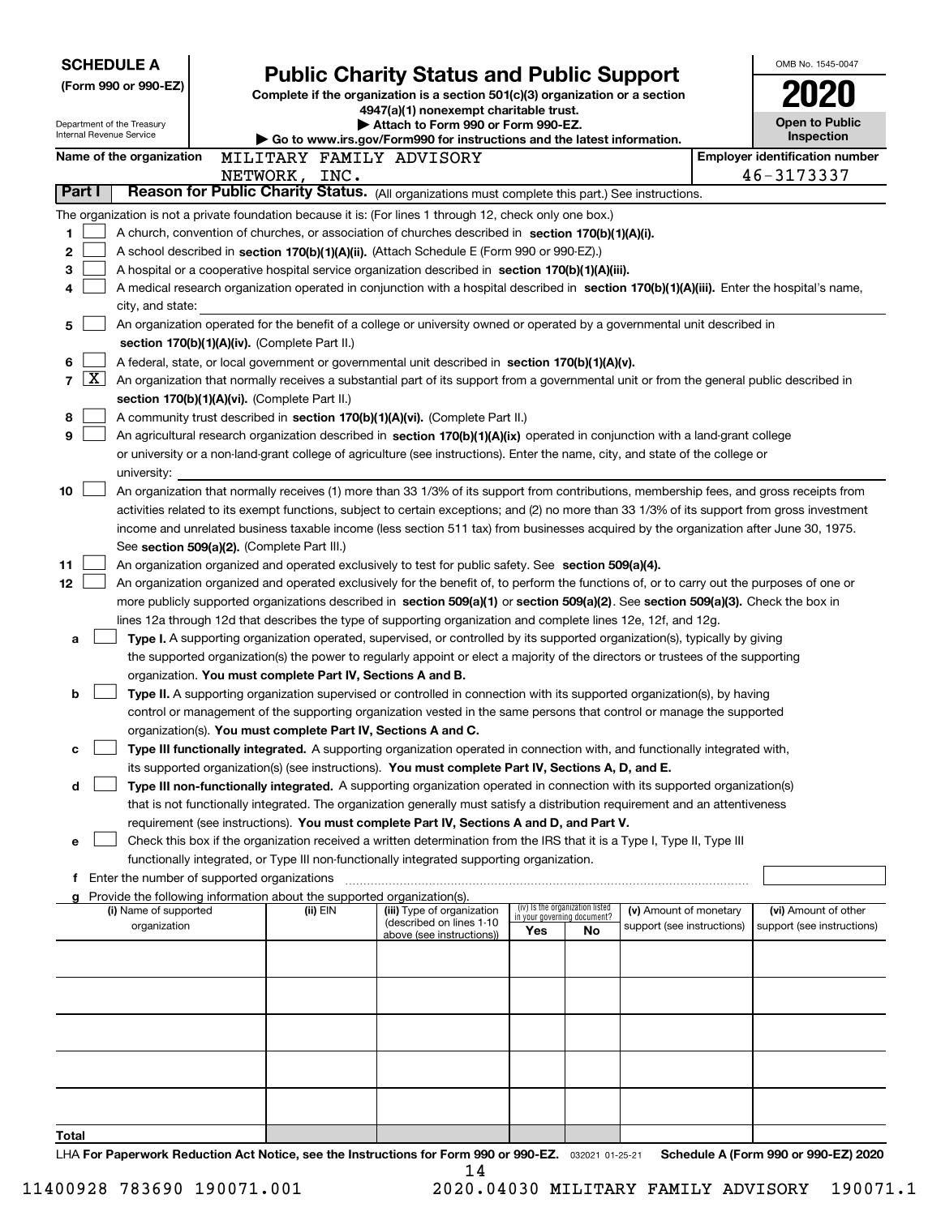**SCHEDULE A**
**(Form 990 or 990-EZ)**

Department of the Treasury
Internal Revenue Service

# Public Charity Status and Public Support

**Complete if the organization is a section 501(c)(3) organization or a section 4947(a)(1) nonexempt charitable trust.**
**▶ Attach to Form 990 or Form 990-EZ.**
**▶ Go to www.irs.gov/Form990 for instructions and the latest information.**

OMB No. 1545-0047
**2020**
**Open to Public Inspection**

**Name of the organization:** MILITARY FAMILY ADVISORY NETWORK, INC.
**Employer identification number:** 46-3173337

## Part I — Reason for Public Charity Status. (All organizations must complete this part.) See instructions.

The organization is not a private foundation because it is: (For lines 1 through 12, check only one box.)

1. [ ] A church, convention of churches, or association of churches described in **section 170(b)(1)(A)(i).**
2. [ ] A school described in **section 170(b)(1)(A)(ii).** (Attach Schedule E (Form 990 or 990-EZ).)
3. [ ] A hospital or a cooperative hospital service organization described in **section 170(b)(1)(A)(iii).**
4. [ ] A medical research organization operated in conjunction with a hospital described in **section 170(b)(1)(A)(iii).** Enter the hospital's name, city, and state:
5. [ ] An organization operated for the benefit of a college or university owned or operated by a governmental unit described in **section 170(b)(1)(A)(iv).** (Complete Part II.)
6. [ ] A federal, state, or local government or governmental unit described in **section 170(b)(1)(A)(v).**
7. [X] An organization that normally receives a substantial part of its support from a governmental unit or from the general public described in **section 170(b)(1)(A)(vi).** (Complete Part II.)
8. [ ] A community trust described in **section 170(b)(1)(A)(vi).** (Complete Part II.)
9. [ ] An agricultural research organization described in **section 170(b)(1)(A)(ix)** operated in conjunction with a land-grant college or university or a non-land-grant college of agriculture (see instructions). Enter the name, city, and state of the college or university:
10. [ ] An organization that normally receives (1) more than 33 1/3% of its support from contributions, membership fees, and gross receipts from activities related to its exempt functions, subject to certain exceptions; and (2) no more than 33 1/3% of its support from gross investment income and unrelated business taxable income (less section 511 tax) from businesses acquired by the organization after June 30, 1975. See **section 509(a)(2).** (Complete Part III.)
11. [ ] An organization organized and operated exclusively to test for public safety. See **section 509(a)(4).**
12. [ ] An organization organized and operated exclusively for the benefit of, to perform the functions of, or to carry out the purposes of one or more publicly supported organizations described in **section 509(a)(1)** or **section 509(a)(2)**. See **section 509(a)(3).** Check the box in lines 12a through 12d that describes the type of supporting organization and complete lines 12e, 12f, and 12g.
   - **a** [ ] **Type I.** A supporting organization operated, supervised, or controlled by its supported organization(s), typically by giving the supported organization(s) the power to regularly appoint or elect a majority of the directors or trustees of the supporting organization. **You must complete Part IV, Sections A and B.**
   - **b** [ ] **Type II.** A supporting organization supervised or controlled in connection with its supported organization(s), by having control or management of the supporting organization vested in the same persons that control or manage the supported organization(s). **You must complete Part IV, Sections A and C.**
   - **c** [ ] **Type III functionally integrated.** A supporting organization operated in connection with, and functionally integrated with, its supported organization(s) (see instructions). **You must complete Part IV, Sections A, D, and E.**
   - **d** [ ] **Type III non-functionally integrated.** A supporting organization operated in connection with its supported organization(s) that is not functionally integrated. The organization generally must satisfy a distribution requirement and an attentiveness requirement (see instructions). **You must complete Part IV, Sections A and D, and Part V.**
   - **e** [ ] Check this box if the organization received a written determination from the IRS that it is a Type I, Type II, Type III functionally integrated, or Type III non-functionally integrated supporting organization.
   - **f** Enter the number of supported organizations
   - **g** Provide the following information about the supported organization(s).

| (i) Name of supported organization | (ii) EIN | (iii) Type of organization (described on lines 1-10 above (see instructions)) | (iv) Is the organization listed in your governing document? Yes | No | (v) Amount of monetary support (see instructions) | (vi) Amount of other support (see instructions) |
|---|---|---|---|---|---|---|
| | | | | | | |
| | | | | | | |
| | | | | | | |
| | | | | | | |
| | | | | | | |
| **Total** | | | | | | |

LHA **For Paperwork Reduction Act Notice, see the Instructions for Form 990 or 990-EZ.** 032021 01-25-21 **Schedule A (Form 990 or 990-EZ) 2020**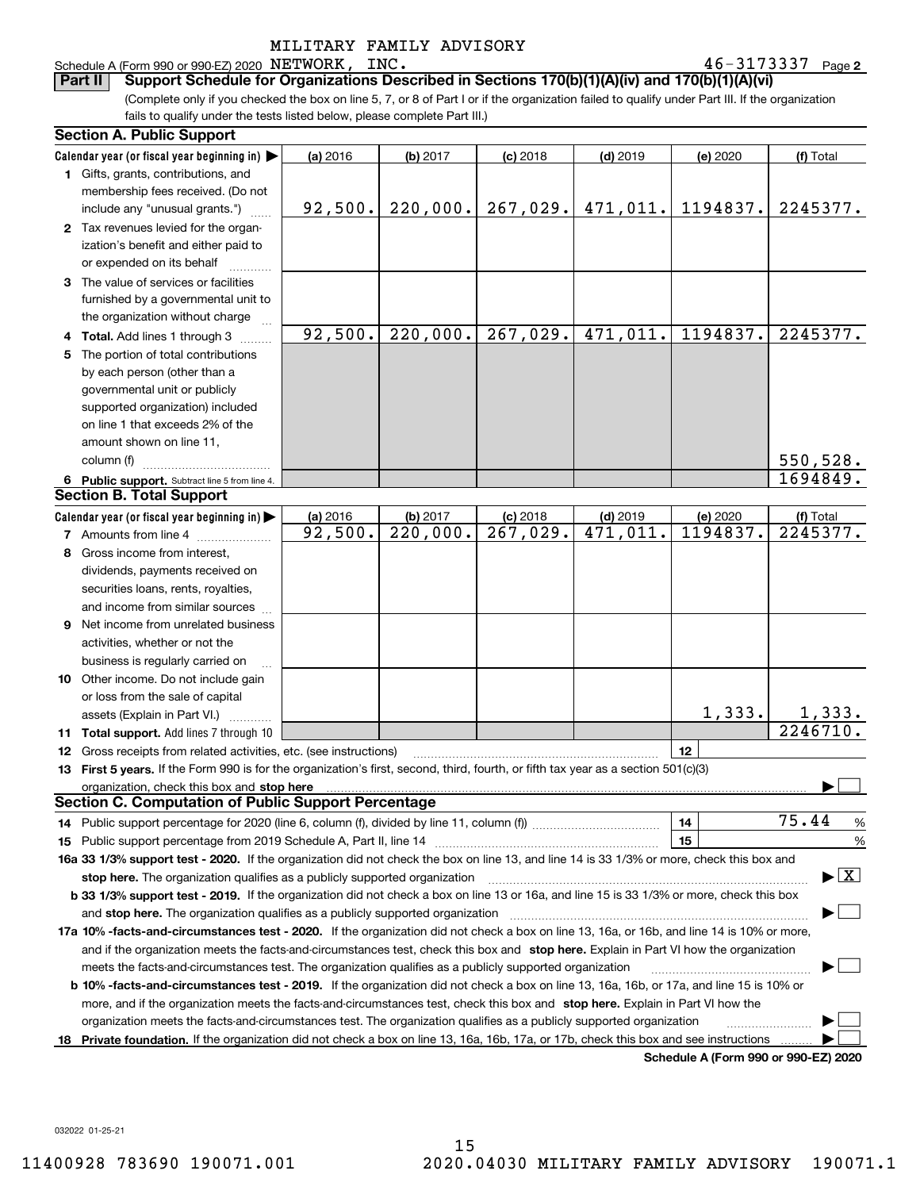MILITARY FAMILY ADVISORY

Schedule A (Form 990 or 990-EZ) 2020 NETWORK, INC. 46-3173337 Page 2

**Part II** **Support Schedule for Organizations Described in Sections 170(b)(1)(A)(iv) and 170(b)(1)(A)(vi)**

(Complete only if you checked the box on line 5, 7, or 8 of Part I or if the organization failed to qualify under Part III. If the organization fails to qualify under the tests listed below, please complete Part III.)

**Section A. Public Support**

| Calendar year (or fiscal year beginning in) ▶ | (a) 2016 | (b) 2017 | (c) 2018 | (d) 2019 | (e) 2020 | (f) Total |
|---|---|---|---|---|---|---|
| **1** Gifts, grants, contributions, and membership fees received. (Do not include any "unusual grants.") | 92,500. | 220,000. | 267,029. | 471,011. | 1194837. | 2245377. |
| **2** Tax revenues levied for the organization's benefit and either paid to or expended on its behalf | | | | | | |
| **3** The value of services or facilities furnished by a governmental unit to the organization without charge | | | | | | |
| **4** **Total.** Add lines 1 through 3 | 92,500. | 220,000. | 267,029. | 471,011. | 1194837. | 2245377. |
| **5** The portion of total contributions by each person (other than a governmental unit or publicly supported organization) included on line 1 that exceeds 2% of the amount shown on line 11, column (f) | | | | | | 550,528. |
| **6** **Public support.** Subtract line 5 from line 4. | | | | | | 1694849. |

**Section B. Total Support**

| Calendar year (or fiscal year beginning in) ▶ | (a) 2016 | (b) 2017 | (c) 2018 | (d) 2019 | (e) 2020 | (f) Total |
|---|---|---|---|---|---|---|
| **7** Amounts from line 4 | 92,500. | 220,000. | 267,029. | 471,011. | 1194837. | 2245377. |
| **8** Gross income from interest, dividends, payments received on securities loans, rents, royalties, and income from similar sources | | | | | | |
| **9** Net income from unrelated business activities, whether or not the business is regularly carried on | | | | | | |
| **10** Other income. Do not include gain or loss from the sale of capital assets (Explain in Part VI.) | | | | | 1,333. | 1,333. |
| **11** **Total support.** Add lines 7 through 10 | | | | | | 2246710. |

**12** Gross receipts from related activities, etc. (see instructions) | **12** |

**13** **First 5 years.** If the Form 990 is for the organization's first, second, third, fourth, or fifth tax year as a section 501(c)(3) organization, check this box and **stop here** ▶ ☐

**Section C. Computation of Public Support Percentage**

**14** Public support percentage for 2020 (line 6, column (f), divided by line 11, column (f)) | **14** | 75.44 %

**15** Public support percentage from 2019 Schedule A, Part II, line 14 | **15** | %

**16a 33 1/3% support test - 2020.** If the organization did not check the box on line 13, and line 14 is 33 1/3% or more, check this box and **stop here.** The organization qualifies as a publicly supported organization ▶ ☒

**b 33 1/3% support test - 2019.** If the organization did not check a box on line 13 or 16a, and line 15 is 33 1/3% or more, check this box and **stop here.** The organization qualifies as a publicly supported organization ▶ ☐

**17a 10% -facts-and-circumstances test - 2020.** If the organization did not check a box on line 13, 16a, or 16b, and line 14 is 10% or more, and if the organization meets the facts-and-circumstances test, check this box and **stop here.** Explain in Part VI how the organization meets the facts-and-circumstances test. The organization qualifies as a publicly supported organization ▶ ☐

**b 10% -facts-and-circumstances test - 2019.** If the organization did not check a box on line 13, 16a, 16b, or 17a, and line 15 is 10% or more, and if the organization meets the facts-and-circumstances test, check this box and **stop here.** Explain in Part VI how the organization meets the facts-and-circumstances test. The organization qualifies as a publicly supported organization ▶ ☐

**18** **Private foundation.** If the organization did not check a box on line 13, 16a, 16b, 17a, or 17b, check this box and see instructions ▶ ☐

**Schedule A (Form 990 or 990-EZ) 2020**

032022 01-25-21

11400928 783690 190071.001 2020.04030 MILITARY FAMILY ADVISORY 190071.1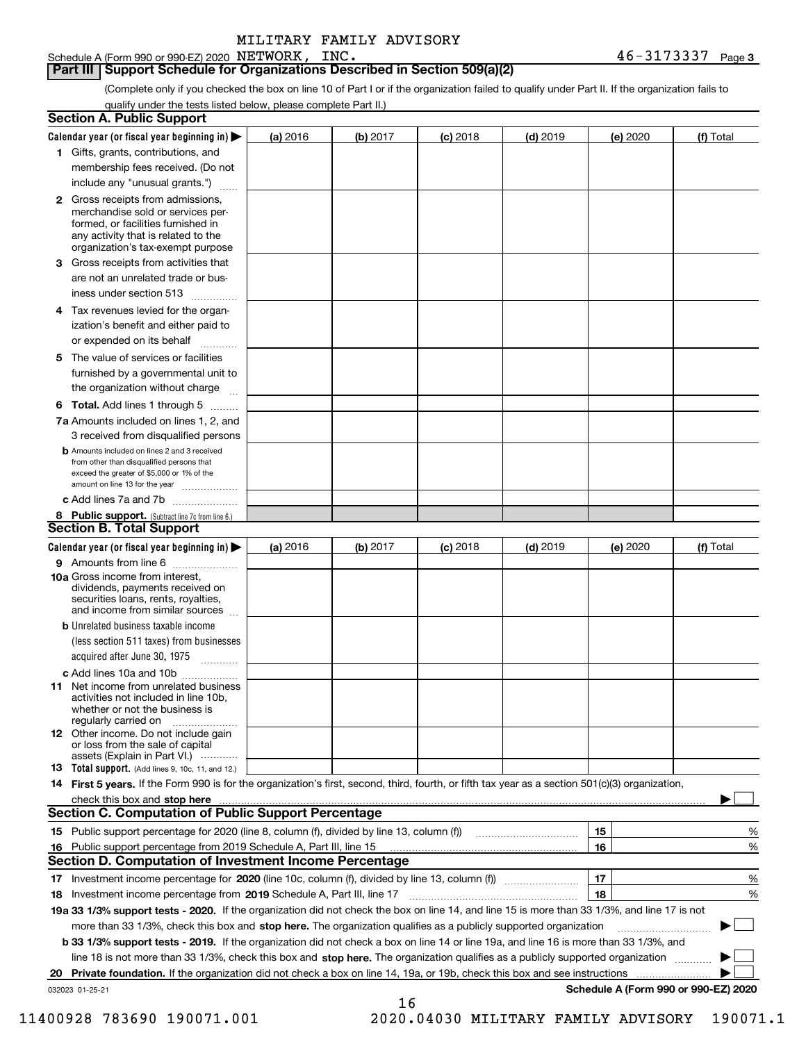MILITARY FAMILY ADVISORY

Schedule A (Form 990 or 990-EZ) 2020 NETWORK, INC. 46-3173337 Page 3

## Part III Support Schedule for Organizations Described in Section 509(a)(2)

(Complete only if you checked the box on line 10 of Part I or if the organization failed to qualify under Part II. If the organization fails to qualify under the tests listed below, please complete Part II.)

### Section A. Public Support

| Calendar year (or fiscal year beginning in) ▶ | (a) 2016 | (b) 2017 | (c) 2018 | (d) 2019 | (e) 2020 | (f) Total |
|---|---|---|---|---|---|---|
| 1 Gifts, grants, contributions, and membership fees received. (Do not include any "unusual grants.") | | | | | | |
| 2 Gross receipts from admissions, merchandise sold or services performed, or facilities furnished in any activity that is related to the organization's tax-exempt purpose | | | | | | |
| 3 Gross receipts from activities that are not an unrelated trade or business under section 513 | | | | | | |
| 4 Tax revenues levied for the organization's benefit and either paid to or expended on its behalf | | | | | | |
| 5 The value of services or facilities furnished by a governmental unit to the organization without charge | | | | | | |
| 6 **Total.** Add lines 1 through 5 | | | | | | |
| 7a Amounts included on lines 1, 2, and 3 received from disqualified persons | | | | | | |
| b Amounts included on lines 2 and 3 received from other than disqualified persons that exceed the greater of $5,000 or 1% of the amount on line 13 for the year | | | | | | |
| c Add lines 7a and 7b | | | | | | |
| 8 **Public support.** (Subtract line 7c from line 6.) | | | | | | |

### Section B. Total Support

| Calendar year (or fiscal year beginning in) ▶ | (a) 2016 | (b) 2017 | (c) 2018 | (d) 2019 | (e) 2020 | (f) Total |
|---|---|---|---|---|---|---|
| 9 Amounts from line 6 | | | | | | |
| 10a Gross income from interest, dividends, payments received on securities loans, rents, royalties, and income from similar sources | | | | | | |
| b Unrelated business taxable income (less section 511 taxes) from businesses acquired after June 30, 1975 | | | | | | |
| c Add lines 10a and 10b | | | | | | |
| 11 Net income from unrelated business activities not included in line 10b, whether or not the business is regularly carried on | | | | | | |
| 12 Other income. Do not include gain or loss from the sale of capital assets (Explain in Part VI.) | | | | | | |
| 13 **Total support.** (Add lines 9, 10c, 11, and 12.) | | | | | | |

14 **First 5 years.** If the Form 990 is for the organization's first, second, third, fourth, or fifth tax year as a section 501(c)(3) organization, check this box and **stop here** ▶ ☐

### Section C. Computation of Public Support Percentage

| | | | |
|---|---|---|---|
| 15 Public support percentage for 2020 (line 8, column (f), divided by line 13, column (f)) | 15 | | % |
| 16 Public support percentage from 2019 Schedule A, Part III, line 15 | 16 | | % |

### Section D. Computation of Investment Income Percentage

| | | | |
|---|---|---|---|
| 17 Investment income percentage for **2020** (line 10c, column (f), divided by line 13, column (f)) | 17 | | % |
| 18 Investment income percentage from **2019** Schedule A, Part III, line 17 | 18 | | % |

**19a 33 1/3% support tests - 2020.** If the organization did not check the box on line 14, and line 15 is more than 33 1/3%, and line 17 is not more than 33 1/3%, check this box and **stop here.** The organization qualifies as a publicly supported organization ▶ ☐

**b 33 1/3% support tests - 2019.** If the organization did not check a box on line 14 or line 19a, and line 16 is more than 33 1/3%, and line 18 is not more than 33 1/3%, check this box and **stop here.** The organization qualifies as a publicly supported organization ▶ ☐

**20 Private foundation.** If the organization did not check a box on line 14, 19a, or 19b, check this box and see instructions ▶ ☐

032023 01-25-21 **Schedule A (Form 990 or 990-EZ) 2020**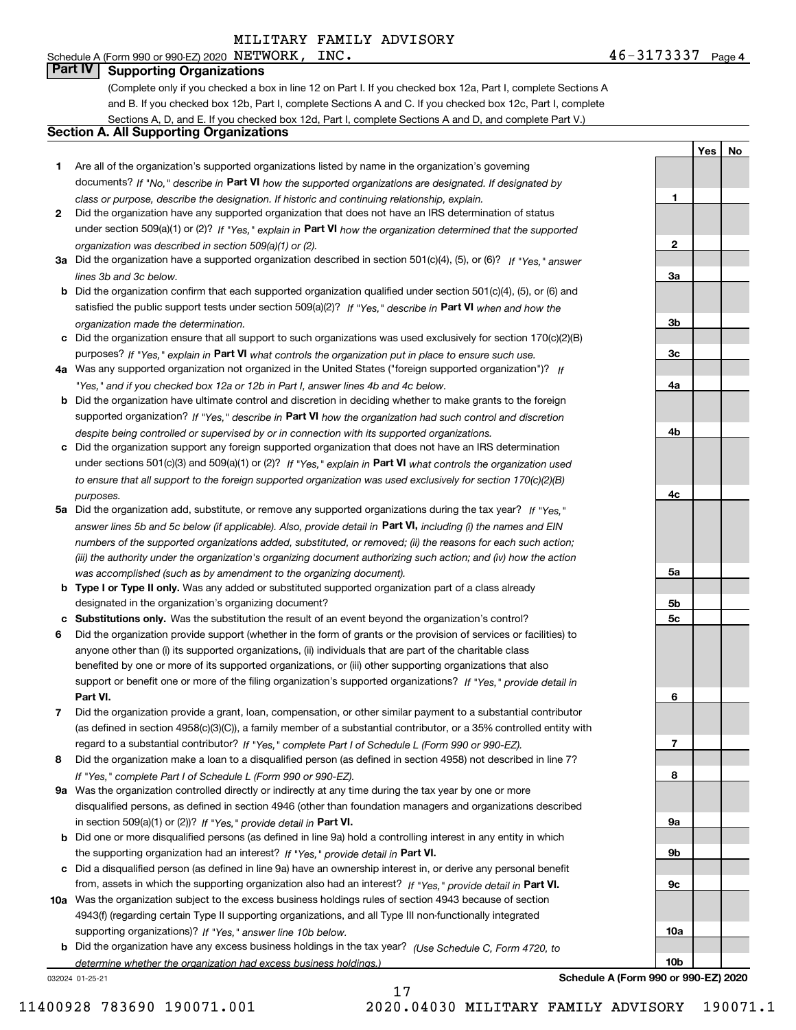Schedule A (Form 990 or 990-EZ) 2020 MILITARY FAMILY ADVISORY NETWORK, INC. 46-3173337 Page 4

## Part IV Supporting Organizations

(Complete only if you checked a box in line 12 on Part I. If you checked box 12a, Part I, complete Sections A and B. If you checked box 12b, Part I, complete Sections A and C. If you checked box 12c, Part I, complete Sections A, D, and E. If you checked box 12d, Part I, complete Sections A and D, and complete Part V.)

### Section A. All Supporting Organizations

| | | | Yes | No |
|---|---|---|---|---|
| **1** | Are all of the organization's supported organizations listed by name in the organization's governing documents? *If "No," describe in* **Part VI** *how the supported organizations are designated. If designated by class or purpose, describe the designation. If historic and continuing relationship, explain.* | 1 | | |
| **2** | Did the organization have any supported organization that does not have an IRS determination of status under section 509(a)(1) or (2)? *If "Yes," explain in* **Part VI** *how the organization determined that the supported organization was described in section 509(a)(1) or (2).* | 2 | | |
| **3a** | Did the organization have a supported organization described in section 501(c)(4), (5), or (6)? *If "Yes," answer lines 3b and 3c below.* | 3a | | |
| **b** | Did the organization confirm that each supported organization qualified under section 501(c)(4), (5), or (6) and satisfied the public support tests under section 509(a)(2)? *If "Yes," describe in* **Part VI** *when and how the organization made the determination.* | 3b | | |
| **c** | Did the organization ensure that all support to such organizations was used exclusively for section 170(c)(2)(B) purposes? *If "Yes," explain in* **Part VI** *what controls the organization put in place to ensure such use.* | 3c | | |
| **4a** | Was any supported organization not organized in the United States ("foreign supported organization")? *If "Yes," and if you checked box 12a or 12b in Part I, answer lines 4b and 4c below.* | 4a | | |
| **b** | Did the organization have ultimate control and discretion in deciding whether to make grants to the foreign supported organization? *If "Yes," describe in* **Part VI** *how the organization had such control and discretion despite being controlled or supervised by or in connection with its supported organizations.* | 4b | | |
| **c** | Did the organization support any foreign supported organization that does not have an IRS determination under sections 501(c)(3) and 509(a)(1) or (2)? *If "Yes," explain in* **Part VI** *what controls the organization used to ensure that all support to the foreign supported organization was used exclusively for section 170(c)(2)(B) purposes.* | 4c | | |
| **5a** | Did the organization add, substitute, or remove any supported organizations during the tax year? *If "Yes," answer lines 5b and 5c below (if applicable). Also, provide detail in* **Part VI,** *including (i) the names and EIN numbers of the supported organizations added, substituted, or removed; (ii) the reasons for each such action; (iii) the authority under the organization's organizing document authorizing such action; and (iv) how the action was accomplished (such as by amendment to the organizing document).* | 5a | | |
| **b** | **Type I or Type II only.** Was any added or substituted supported organization part of a class already designated in the organization's organizing document? | 5b | | |
| **c** | **Substitutions only.** Was the substitution the result of an event beyond the organization's control? | 5c | | |
| **6** | Did the organization provide support (whether in the form of grants or the provision of services or facilities) to anyone other than (i) its supported organizations, (ii) individuals that are part of the charitable class benefited by one or more of its supported organizations, or (iii) other supporting organizations that also support or benefit one or more of the filing organization's supported organizations? *If "Yes," provide detail in* **Part VI.** | 6 | | |
| **7** | Did the organization provide a grant, loan, compensation, or other similar payment to a substantial contributor (as defined in section 4958(c)(3)(C)), a family member of a substantial contributor, or a 35% controlled entity with regard to a substantial contributor? *If "Yes," complete Part I of Schedule L (Form 990 or 990-EZ).* | 7 | | |
| **8** | Did the organization make a loan to a disqualified person (as defined in section 4958) not described in line 7? *If "Yes," complete Part I of Schedule L (Form 990 or 990-EZ).* | 8 | | |
| **9a** | Was the organization controlled directly or indirectly at any time during the tax year by one or more disqualified persons, as defined in section 4946 (other than foundation managers and organizations described in section 509(a)(1) or (2))? *If "Yes," provide detail in* **Part VI.** | 9a | | |
| **b** | Did one or more disqualified persons (as defined in line 9a) hold a controlling interest in any entity in which the supporting organization had an interest? *If "Yes," provide detail in* **Part VI.** | 9b | | |
| **c** | Did a disqualified person (as defined in line 9a) have an ownership interest in, or derive any personal benefit from, assets in which the supporting organization also had an interest? *If "Yes," provide detail in* **Part VI.** | 9c | | |
| **10a** | Was the organization subject to the excess business holdings rules of section 4943 because of section 4943(f) (regarding certain Type II supporting organizations, and all Type III non-functionally integrated supporting organizations)? *If "Yes," answer line 10b below.* | 10a | | |
| **b** | Did the organization have any excess business holdings in the tax year? *(Use Schedule C, Form 4720, to determine whether the organization had excess business holdings.)* | 10b | | |

032024 01-25-21 **Schedule A (Form 990 or 990-EZ) 2020**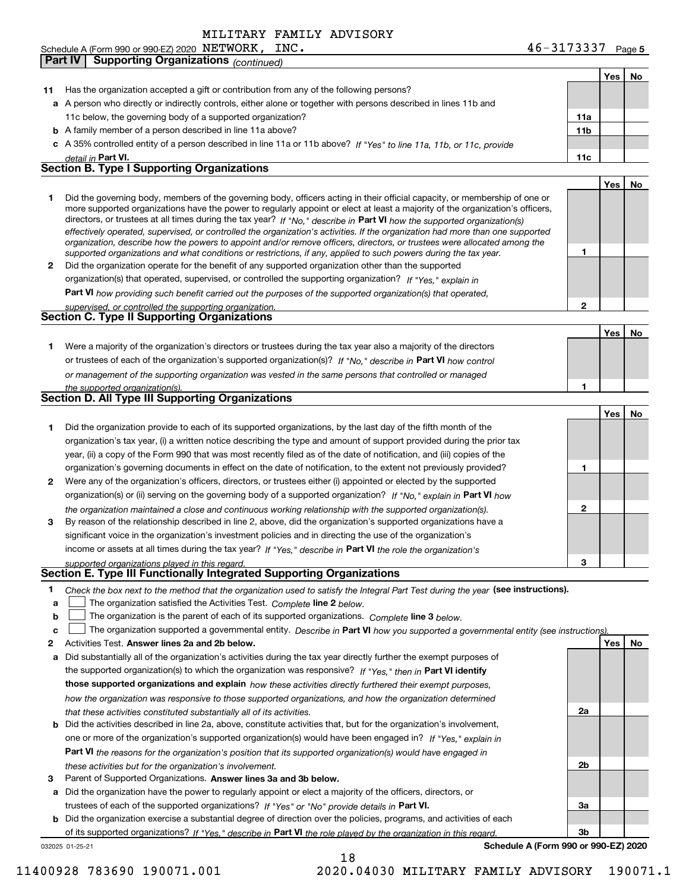MILITARY FAMILY ADVISORY

Schedule A (Form 990 or 990-EZ) 2020 NETWORK, INC. 46-3173337 Page 5

**Part IV | Supporting Organizations** *(continued)*

| | | | Yes | No |
|---|---|---|---|---|
| **11** | Has the organization accepted a gift or contribution from any of the following persons? | | | |
| **a** | A person who directly or indirectly controls, either alone or together with persons described in lines 11b and 11c below, the governing body of a supported organization? | **11a** | | |
| **b** | A family member of a person described in line 11a above? | **11b** | | |
| **c** | A 35% controlled entity of a person described in line 11a or 11b above? *If "Yes" to line 11a, 11b, or 11c, provide detail in* **Part VI.** | **11c** | | |

## Section B. Type I Supporting Organizations

| | | | Yes | No |
|---|---|---|---|---|
| **1** | Did the governing body, members of the governing body, officers acting in their official capacity, or membership of one or more supported organizations have the power to regularly appoint or elect at least a majority of the organization's officers, directors, or trustees at all times during the tax year? *If "No," describe in* **Part VI** *how the supported organization(s) effectively operated, supervised, or controlled the organization's activities. If the organization had more than one supported organization, describe how the powers to appoint and/or remove officers, directors, or trustees were allocated among the supported organizations and what conditions or restrictions, if any, applied to such powers during the tax year.* | **1** | | |
| **2** | Did the organization operate for the benefit of any supported organization other than the supported organization(s) that operated, supervised, or controlled the supporting organization? *If "Yes," explain in* **Part VI** *how providing such benefit carried out the purposes of the supported organization(s) that operated, supervised, or controlled the supporting organization.* | **2** | | |

## Section C. Type II Supporting Organizations

| | | | Yes | No |
|---|---|---|---|---|
| **1** | Were a majority of the organization's directors or trustees during the tax year also a majority of the directors or trustees of each of the organization's supported organization(s)? *If "No," describe in* **Part VI** *how control or management of the supporting organization was vested in the same persons that controlled or managed the supported organization(s).* | **1** | | |

## Section D. All Type III Supporting Organizations

| | | | Yes | No |
|---|---|---|---|---|
| **1** | Did the organization provide to each of its supported organizations, by the last day of the fifth month of the organization's tax year, (i) a written notice describing the type and amount of support provided during the prior tax year, (ii) a copy of the Form 990 that was most recently filed as of the date of notification, and (iii) copies of the organization's governing documents in effect on the date of notification, to the extent not previously provided? | **1** | | |
| **2** | Were any of the organization's officers, directors, or trustees either (i) appointed or elected by the supported organization(s) or (ii) serving on the governing body of a supported organization? *If "No," explain in* **Part VI** *how the organization maintained a close and continuous working relationship with the supported organization(s).* | **2** | | |
| **3** | By reason of the relationship described in line 2, above, did the organization's supported organizations have a significant voice in the organization's investment policies and in directing the use of the organization's income or assets at all times during the tax year? *If "Yes," describe in* **Part VI** *the role the organization's supported organizations played in this regard.* | **3** | | |

## Section E. Type III Functionally Integrated Supporting Organizations

**1** *Check the box next to the method that the organization used to satisfy the Integral Part Test during the year* **(see instructions).**

**a** ☐ The organization satisfied the Activities Test. *Complete* **line 2** *below.*

**b** ☐ The organization is the parent of each of its supported organizations. *Complete* **line 3** *below.*

**c** ☐ The organization supported a governmental entity. *Describe in* **Part VI** *how you supported a governmental entity (see instructions).*

| | | | Yes | No |
|---|---|---|---|---|
| **2** | Activities Test. **Answer lines 2a and 2b below.** | | | |
| **a** | Did substantially all of the organization's activities during the tax year directly further the exempt purposes of the supported organization(s) to which the organization was responsive? *If "Yes," then in* **Part VI identify those supported organizations and explain** *how these activities directly furthered their exempt purposes, how the organization was responsive to those supported organizations, and how the organization determined that these activities constituted substantially all of its activities.* | **2a** | | |
| **b** | Did the activities described in line 2a, above, constitute activities that, but for the organization's involvement, one or more of the organization's supported organization(s) would have been engaged in? *If "Yes," explain in* **Part VI** *the reasons for the organization's position that its supported organization(s) would have engaged in these activities but for the organization's involvement.* | **2b** | | |
| **3** | Parent of Supported Organizations. **Answer lines 3a and 3b below.** | | | |
| **a** | Did the organization have the power to regularly appoint or elect a majority of the officers, directors, or trustees of each of the supported organizations? *If "Yes" or "No" provide details in* **Part VI.** | **3a** | | |
| **b** | Did the organization exercise a substantial degree of direction over the policies, programs, and activities of each of its supported organizations? *If "Yes," describe in* **Part VI** *the role played by the organization in this regard.* | **3b** | | |

032025 01-25-21 **Schedule A (Form 990 or 990-EZ) 2020**

11400928 783690 190071.001 2020.04030 MILITARY FAMILY ADVISORY 190071.1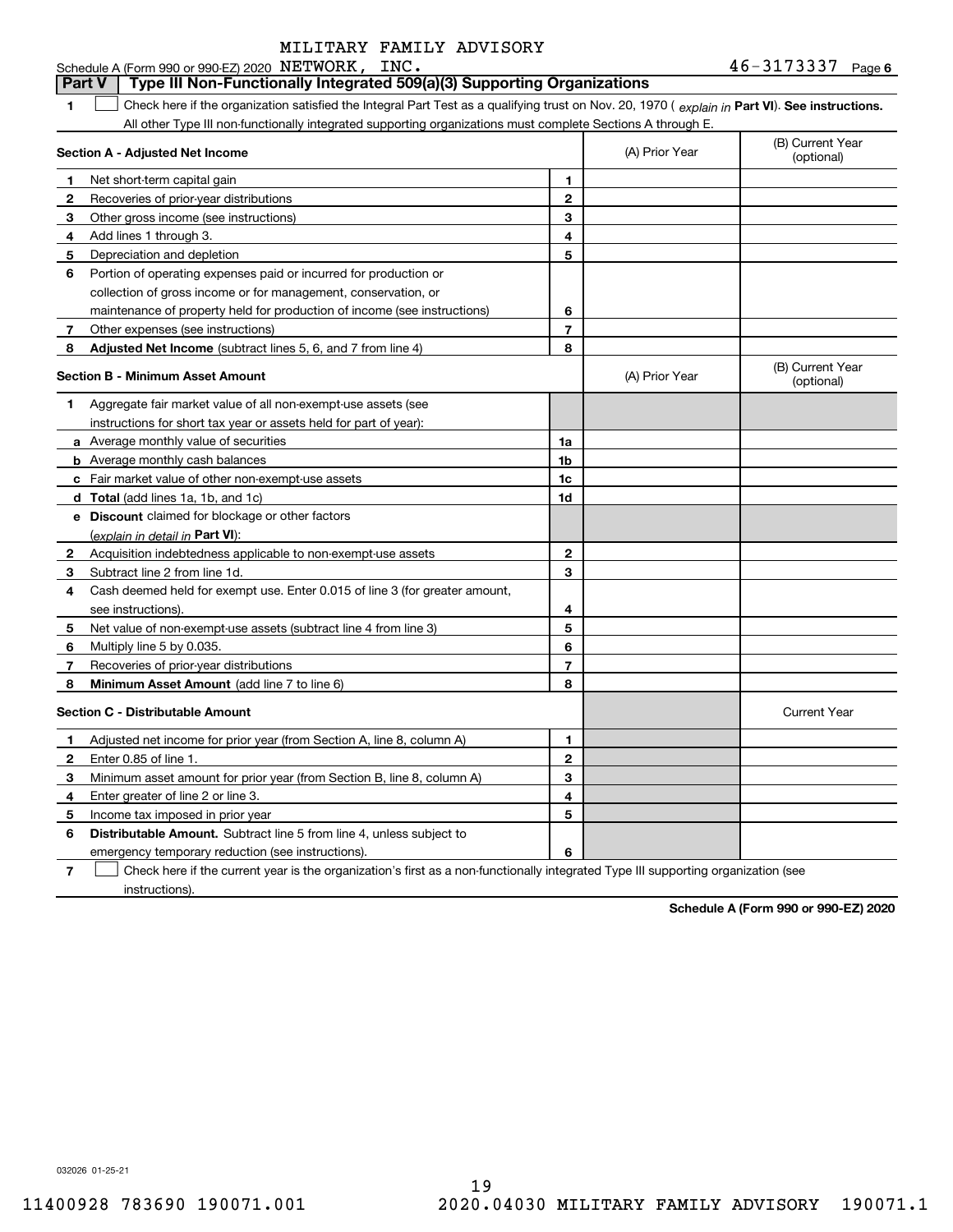Schedule A (Form 990 or 990-EZ) 2020 MILITARY FAMILY ADVISORY NETWORK, INC. 46-3173337 Page 6

## Part V Type III Non-Functionally Integrated 509(a)(3) Supporting Organizations

**1** ☐ Check here if the organization satisfied the Integral Part Test as a qualifying trust on Nov. 20, 1970 ( *explain in* **Part VI**). **See instructions.** All other Type III non-functionally integrated supporting organizations must complete Sections A through E.

| **Section A - Adjusted Net Income** | | (A) Prior Year | (B) Current Year (optional) |
|---|---|---|---|
| **1** Net short-term capital gain | **1** | | |
| **2** Recoveries of prior-year distributions | **2** | | |
| **3** Other gross income (see instructions) | **3** | | |
| **4** Add lines 1 through 3. | **4** | | |
| **5** Depreciation and depletion | **5** | | |
| **6** Portion of operating expenses paid or incurred for production or collection of gross income or for management, conservation, or maintenance of property held for production of income (see instructions) | **6** | | |
| **7** Other expenses (see instructions) | **7** | | |
| **8** **Adjusted Net Income** (subtract lines 5, 6, and 7 from line 4) | **8** | | |

| **Section B - Minimum Asset Amount** | | (A) Prior Year | (B) Current Year (optional) |
|---|---|---|---|
| **1** Aggregate fair market value of all non-exempt-use assets (see instructions for short tax year or assets held for part of year): | | | |
| **a** Average monthly value of securities | **1a** | | |
| **b** Average monthly cash balances | **1b** | | |
| **c** Fair market value of other non-exempt-use assets | **1c** | | |
| **d** **Total** (add lines 1a, 1b, and 1c) | **1d** | | |
| **e** **Discount** claimed for blockage or other factors (*explain in detail in* **Part VI**): | | | |
| **2** Acquisition indebtedness applicable to non-exempt-use assets | **2** | | |
| **3** Subtract line 2 from line 1d. | **3** | | |
| **4** Cash deemed held for exempt use. Enter 0.015 of line 3 (for greater amount, see instructions). | **4** | | |
| **5** Net value of non-exempt-use assets (subtract line 4 from line 3) | **5** | | |
| **6** Multiply line 5 by 0.035. | **6** | | |
| **7** Recoveries of prior-year distributions | **7** | | |
| **8** **Minimum Asset Amount** (add line 7 to line 6) | **8** | | |

| **Section C - Distributable Amount** | | | Current Year |
|---|---|---|---|
| **1** Adjusted net income for prior year (from Section A, line 8, column A) | **1** | | |
| **2** Enter 0.85 of line 1. | **2** | | |
| **3** Minimum asset amount for prior year (from Section B, line 8, column A) | **3** | | |
| **4** Enter greater of line 2 or line 3. | **4** | | |
| **5** Income tax imposed in prior year | **5** | | |
| **6** **Distributable Amount.** Subtract line 5 from line 4, unless subject to emergency temporary reduction (see instructions). | **6** | | |

**7** ☐ Check here if the current year is the organization's first as a non-functionally integrated Type III supporting organization (see instructions).

**Schedule A (Form 990 or 990-EZ) 2020**

032026 01-25-21

11400928 783690 190071.001 2020.04030 MILITARY FAMILY ADVISORY 190071.1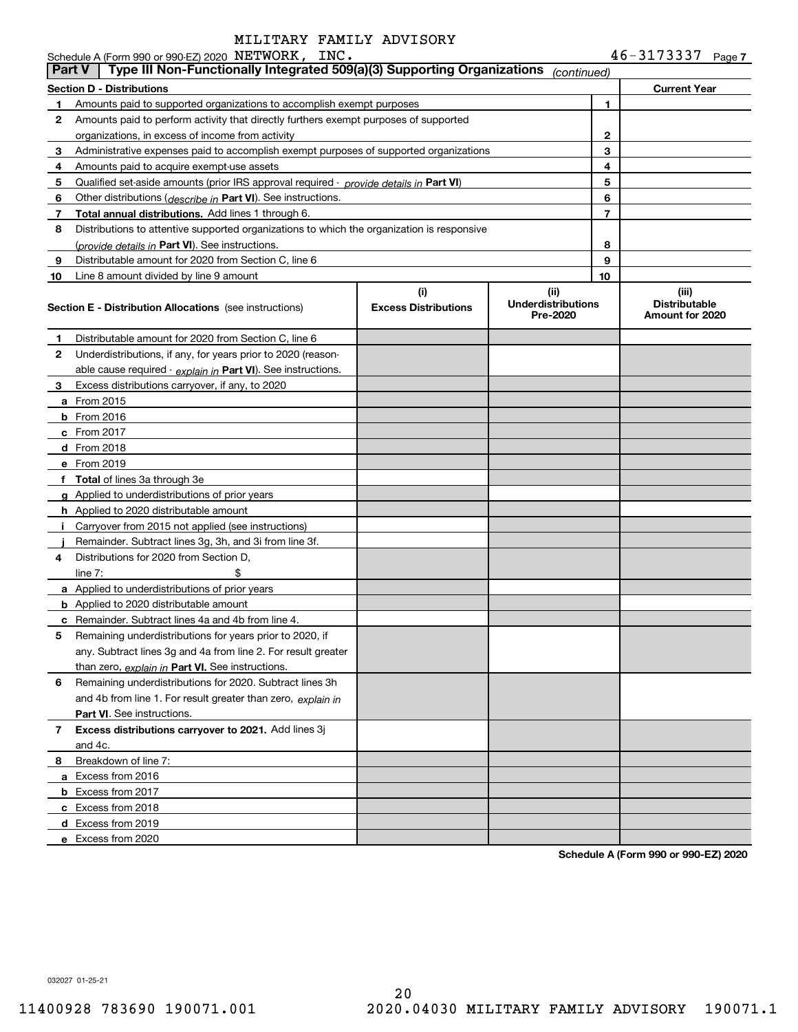Schedule A (Form 990 or 990-EZ) 2020 MILITARY FAMILY ADVISORY NETWORK, INC. 46-3173337 Page 7

## Part V Type III Non-Functionally Integrated 509(a)(3) Supporting Organizations *(continued)*

| Section D - Distributions | | Current Year |
|---|---|---|
| **1** Amounts paid to supported organizations to accomplish exempt purposes | 1 | |
| **2** Amounts paid to perform activity that directly furthers exempt purposes of supported organizations, in excess of income from activity | 2 | |
| **3** Administrative expenses paid to accomplish exempt purposes of supported organizations | 3 | |
| **4** Amounts paid to acquire exempt-use assets | 4 | |
| **5** Qualified set-aside amounts (prior IRS approval required - *provide details in* **Part VI**) | 5 | |
| **6** Other distributions (*describe in* **Part VI**). See instructions. | 6 | |
| **7** **Total annual distributions.** Add lines 1 through 6. | 7 | |
| **8** Distributions to attentive supported organizations to which the organization is responsive (*provide details in* **Part VI**). See instructions. | 8 | |
| **9** Distributable amount for 2020 from Section C, line 6 | 9 | |
| **10** Line 8 amount divided by line 9 amount | 10 | |

| Section E - Distribution Allocations (see instructions) | (i) Excess Distributions | (ii) Underdistributions Pre-2020 | (iii) Distributable Amount for 2020 |
|---|---|---|---|
| **1** Distributable amount for 2020 from Section C, line 6 | | | |
| **2** Underdistributions, if any, for years prior to 2020 (reasonable cause required - *explain in* **Part VI**). See instructions. | | | |
| **3** Excess distributions carryover, if any, to 2020 | | | |
| **a** From 2015 | | | |
| **b** From 2016 | | | |
| **c** From 2017 | | | |
| **d** From 2018 | | | |
| **e** From 2019 | | | |
| **f** **Total** of lines 3a through 3e | | | |
| **g** Applied to underdistributions of prior years | | | |
| **h** Applied to 2020 distributable amount | | | |
| **i** Carryover from 2015 not applied (see instructions) | | | |
| **j** Remainder. Subtract lines 3g, 3h, and 3i from line 3f. | | | |
| **4** Distributions for 2020 from Section D, line 7: $ | | | |
| **a** Applied to underdistributions of prior years | | | |
| **b** Applied to 2020 distributable amount | | | |
| **c** Remainder. Subtract lines 4a and 4b from line 4. | | | |
| **5** Remaining underdistributions for years prior to 2020, if any. Subtract lines 3g and 4a from line 2. For result greater than zero, *explain in* **Part VI.** See instructions. | | | |
| **6** Remaining underdistributions for 2020. Subtract lines 3h and 4b from line 1. For result greater than zero, *explain in* **Part VI**. See instructions. | | | |
| **7** **Excess distributions carryover to 2021.** Add lines 3j and 4c. | | | |
| **8** Breakdown of line 7: | | | |
| **a** Excess from 2016 | | | |
| **b** Excess from 2017 | | | |
| **c** Excess from 2018 | | | |
| **d** Excess from 2019 | | | |
| **e** Excess from 2020 | | | |

**Schedule A (Form 990 or 990-EZ) 2020**

032027 01-25-21

11400928 783690 190071.001 2020.04030 MILITARY FAMILY ADVISORY 190071.1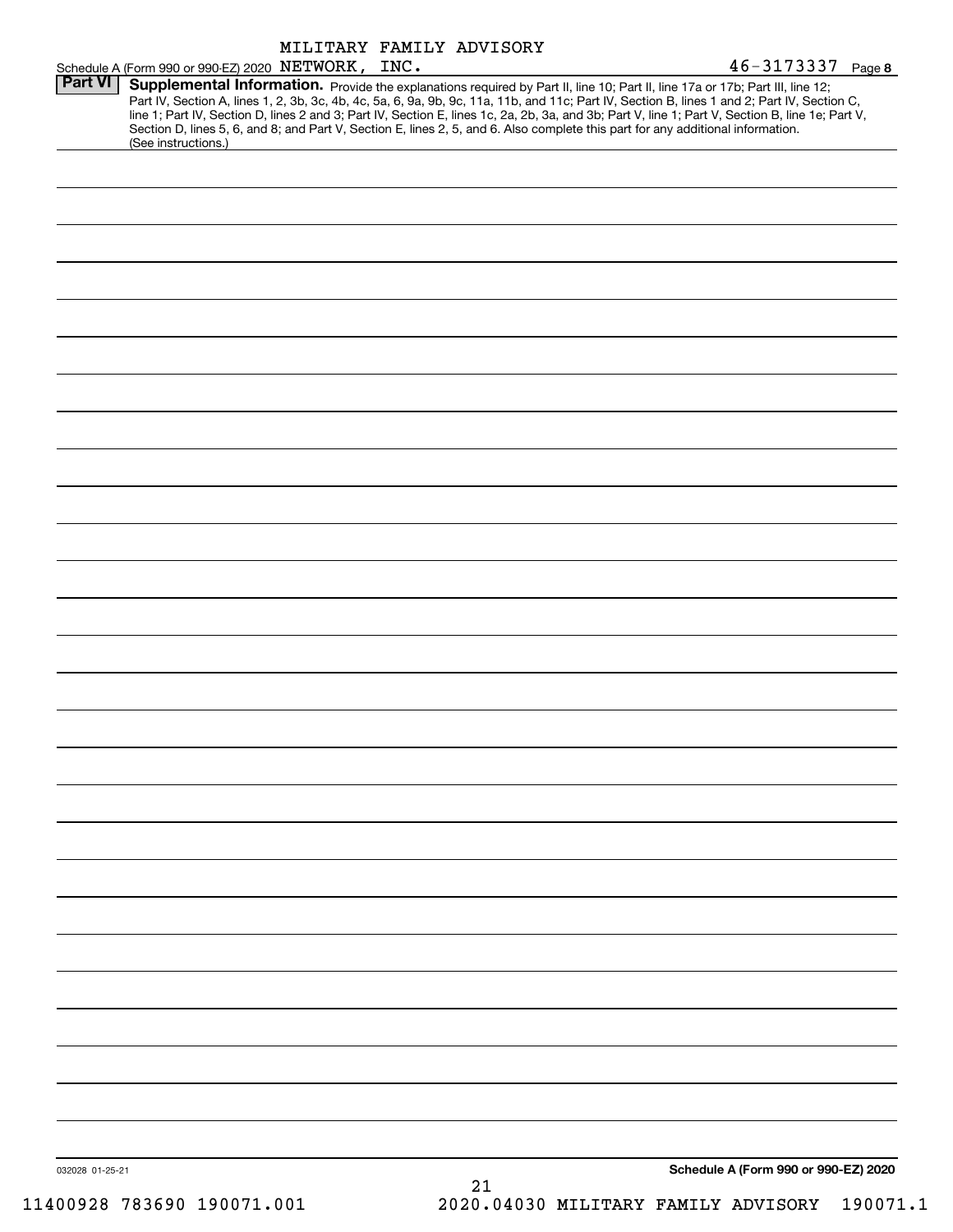Schedule A (Form 990 or 990-EZ) 2020 MILITARY FAMILY ADVISORY NETWORK, INC. 46-3173337 Page 8

**Part VI** **Supplemental Information.** Provide the explanations required by Part II, line 10; Part II, line 17a or 17b; Part III, line 12; Part IV, Section A, lines 1, 2, 3b, 3c, 4b, 4c, 5a, 6, 9a, 9b, 9c, 11a, 11b, and 11c; Part IV, Section B, lines 1 and 2; Part IV, Section C, line 1; Part IV, Section D, lines 2 and 3; Part IV, Section E, lines 1c, 2a, 2b, 3a, and 3b; Part V, line 1; Part V, Section B, line 1e; Part V, Section D, lines 5, 6, and 8; and Part V, Section E, lines 2, 5, and 6. Also complete this part for any additional information. (See instructions.)

032028 01-25-21 **Schedule A (Form 990 or 990-EZ) 2020**

11400928 783690 190071.001 2020.04030 MILITARY FAMILY ADVISORY 190071.1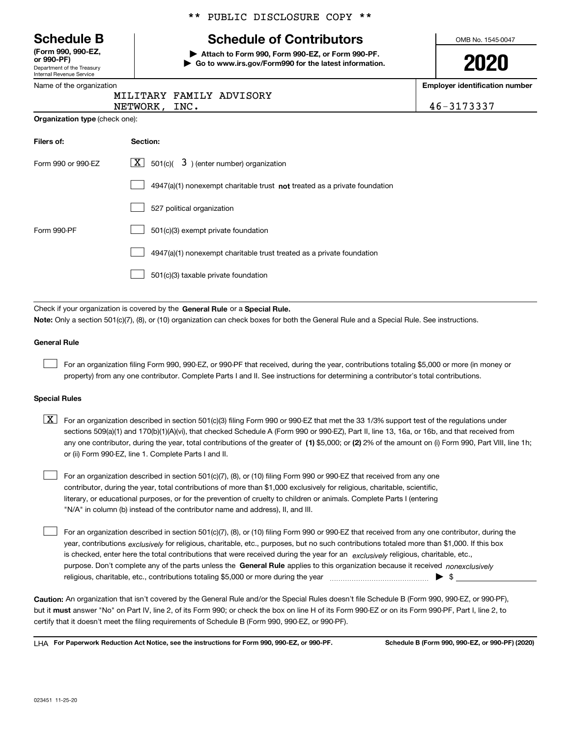\*\* PUBLIC DISCLOSURE COPY \*\*

# Schedule B

**(Form 990, 990-EZ, or 990-PF)**
Department of the Treasury
Internal Revenue Service

## Schedule of Contributors

▶ **Attach to Form 990, Form 990-EZ, or Form 990-PF.**
▶ **Go to www.irs.gov/Form990 for the latest information.**

OMB No. 1545-0047

**2020**

| Name of the organization | Employer identification number |
|---|---|
| MILITARY FAMILY ADVISORY NETWORK, INC. | 46-3173337 |

**Organization type** (check one):

| Filers of: | Section: |
|---|---|
| Form 990 or 990-EZ | [X] 501(c)( 3 ) (enter number) organization |
| | [ ] 4947(a)(1) nonexempt charitable trust **not** treated as a private foundation |
| | [ ] 527 political organization |
| Form 990-PF | [ ] 501(c)(3) exempt private foundation |
| | [ ] 4947(a)(1) nonexempt charitable trust treated as a private foundation |
| | [ ] 501(c)(3) taxable private foundation |

Check if your organization is covered by the **General Rule** or a **Special Rule.**
**Note:** Only a section 501(c)(7), (8), or (10) organization can check boxes for both the General Rule and a Special Rule. See instructions.

### General Rule

[ ] For an organization filing Form 990, 990-EZ, or 990-PF that received, during the year, contributions totaling $5,000 or more (in money or property) from any one contributor. Complete Parts I and II. See instructions for determining a contributor's total contributions.

### Special Rules

[X] For an organization described in section 501(c)(3) filing Form 990 or 990-EZ that met the 33 1/3% support test of the regulations under sections 509(a)(1) and 170(b)(1)(A)(vi), that checked Schedule A (Form 990 or 990-EZ), Part II, line 13, 16a, or 16b, and that received from any one contributor, during the year, total contributions of the greater of **(1)** $5,000; or **(2)** 2% of the amount on (i) Form 990, Part VIII, line 1h; or (ii) Form 990-EZ, line 1. Complete Parts I and II.

[ ] For an organization described in section 501(c)(7), (8), or (10) filing Form 990 or 990-EZ that received from any one contributor, during the year, total contributions of more than $1,000 exclusively for religious, charitable, scientific, literary, or educational purposes, or for the prevention of cruelty to children or animals. Complete Parts I (entering "N/A" in column (b) instead of the contributor name and address), II, and III.

[ ] For an organization described in section 501(c)(7), (8), or (10) filing Form 990 or 990-EZ that received from any one contributor, during the year, contributions *exclusively* for religious, charitable, etc., purposes, but no such contributions totaled more than $1,000. If this box is checked, enter here the total contributions that were received during the year for an *exclusively* religious, charitable, etc., purpose. Don't complete any of the parts unless the **General Rule** applies to this organization because it received *nonexclusively* religious, charitable, etc., contributions totaling $5,000 or more during the year ▶ $

**Caution:** An organization that isn't covered by the General Rule and/or the Special Rules doesn't file Schedule B (Form 990, 990-EZ, or 990-PF), but it **must** answer "No" on Part IV, line 2, of its Form 990; or check the box on line H of its Form 990-EZ or on its Form 990-PF, Part I, line 2, to certify that it doesn't meet the filing requirements of Schedule B (Form 990, 990-EZ, or 990-PF).

LHA **For Paperwork Reduction Act Notice, see the instructions for Form 990, 990-EZ, or 990-PF.** **Schedule B (Form 990, 990-EZ, or 990-PF) (2020)**

023451 11-25-20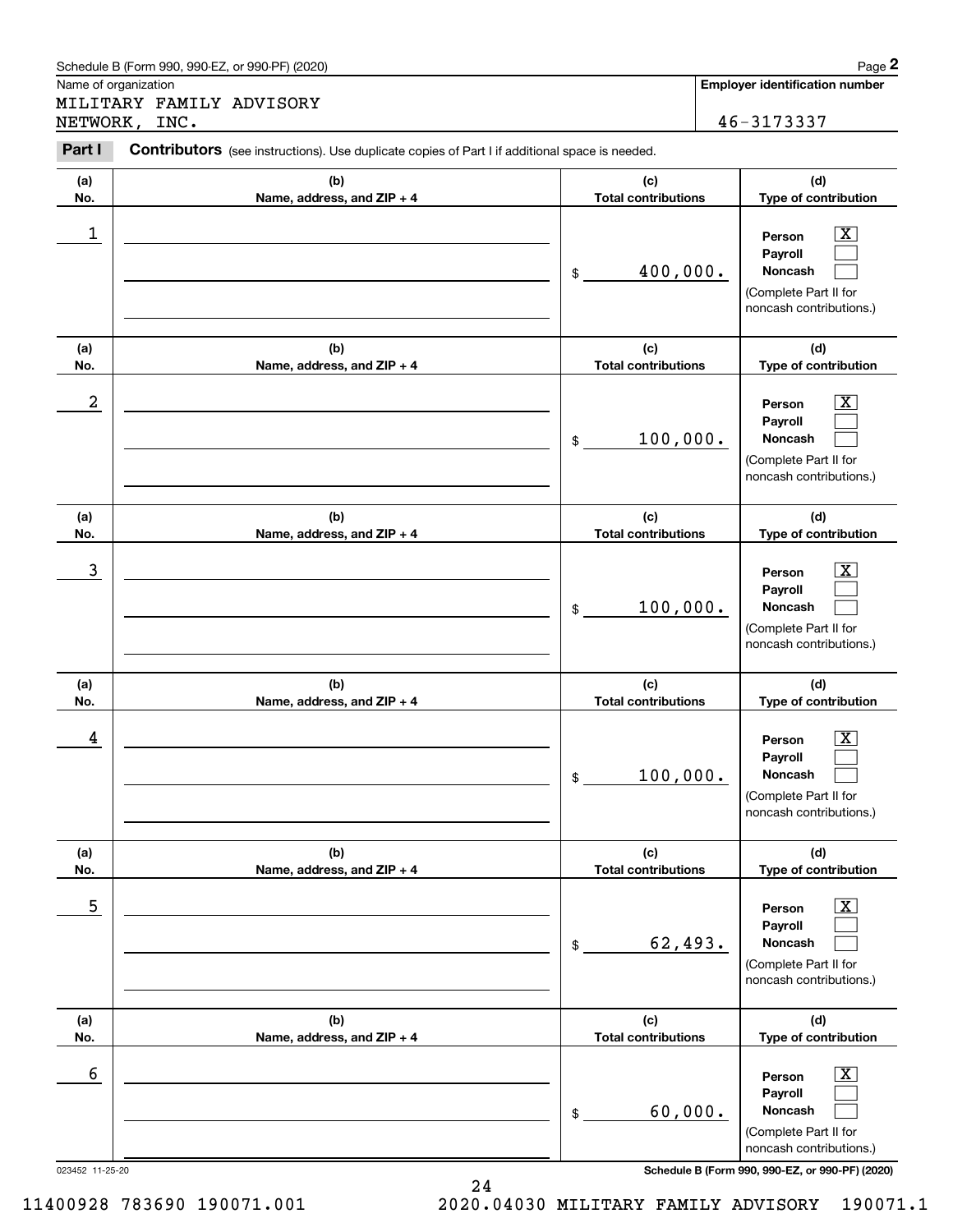Schedule B (Form 990, 990-EZ, or 990-PF) (2020)

Name of organization: MILITARY FAMILY ADVISORY NETWORK, INC.

**Employer identification number:** 46-3173337

**Part I** **Contributors** (see instructions). Use duplicate copies of Part I if additional space is needed.

| (a) No. | (b) Name, address, and ZIP + 4 | (c) Total contributions | (d) Type of contribution |
|---|---|---|---|
| 1 | | $ 400,000. | Person [X] Payroll [ ] Noncash [ ] (Complete Part II for noncash contributions.) |
| 2 | | $ 100,000. | Person [X] Payroll [ ] Noncash [ ] (Complete Part II for noncash contributions.) |
| 3 | | $ 100,000. | Person [X] Payroll [ ] Noncash [ ] (Complete Part II for noncash contributions.) |
| 4 | | $ 100,000. | Person [X] Payroll [ ] Noncash [ ] (Complete Part II for noncash contributions.) |
| 5 | | $ 62,493. | Person [X] Payroll [ ] Noncash [ ] (Complete Part II for noncash contributions.) |
| 6 | | $ 60,000. | Person [X] Payroll [ ] Noncash [ ] (Complete Part II for noncash contributions.) |

023452 11-25-20

Schedule B (Form 990, 990-EZ, or 990-PF) (2020)

11400928 783690 190071.001 2020.04030 MILITARY FAMILY ADVISORY 190071.1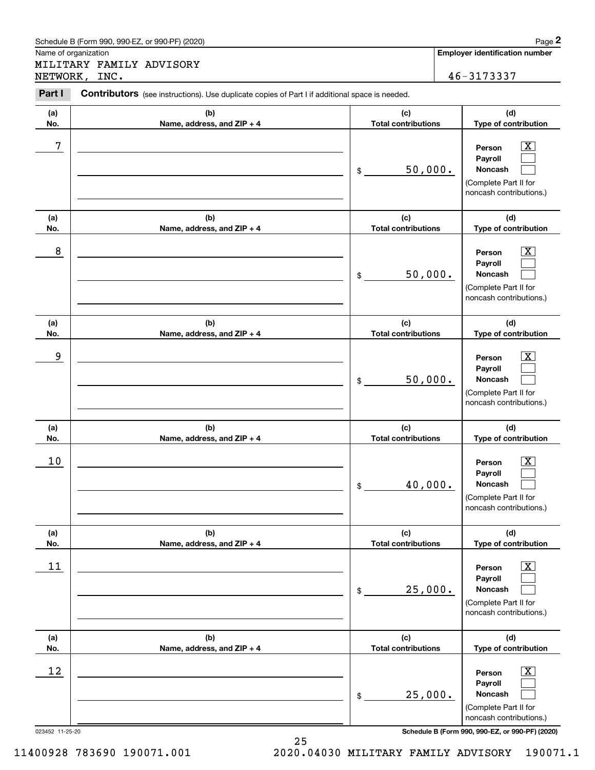Schedule B (Form 990, 990-EZ, or 990-PF) (2020) Page **2**

Name of organization: MILITARY FAMILY ADVISORY NETWORK, INC.

**Employer identification number**: 46-3173337

**Part I** **Contributors** (see instructions). Use duplicate copies of Part I if additional space is needed.

| (a) No. | (b) Name, address, and ZIP + 4 | (c) Total contributions | (d) Type of contribution |
|---|---|---|---|
| 7 | | $ 50,000. | Person [X] Payroll [ ] Noncash [ ] (Complete Part II for noncash contributions.) |
| 8 | | $ 50,000. | Person [X] Payroll [ ] Noncash [ ] (Complete Part II for noncash contributions.) |
| 9 | | $ 50,000. | Person [X] Payroll [ ] Noncash [ ] (Complete Part II for noncash contributions.) |
| 10 | | $ 40,000. | Person [X] Payroll [ ] Noncash [ ] (Complete Part II for noncash contributions.) |
| 11 | | $ 25,000. | Person [X] Payroll [ ] Noncash [ ] (Complete Part II for noncash contributions.) |
| 12 | | $ 25,000. | Person [X] Payroll [ ] Noncash [ ] (Complete Part II for noncash contributions.) |

023452 11-25-20 **Schedule B (Form 990, 990-EZ, or 990-PF) (2020)**

11400928 783690 190071.001 2020.04030 MILITARY FAMILY ADVISORY 190071.1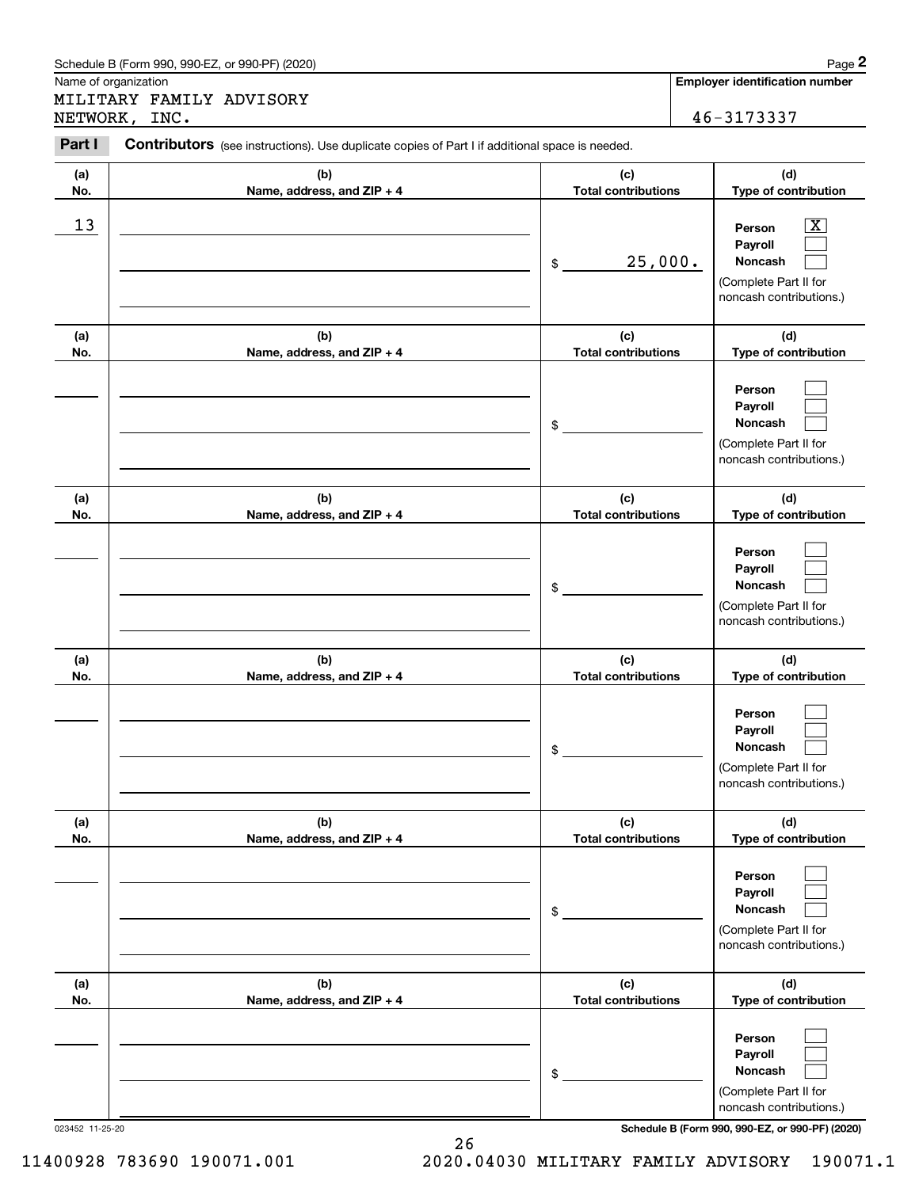Schedule B (Form 990, 990-EZ, or 990-PF) (2020)

Name of organization: MILITARY FAMILY ADVISORY NETWORK, INC.

Employer identification number: 46-3173337

**Part I** **Contributors** (see instructions). Use duplicate copies of Part I if additional space is needed.

| (a) No. | (b) Name, address, and ZIP + 4 | (c) Total contributions | (d) Type of contribution |
|---|---|---|---|
| 13 | | $ 25,000. | Person [X] Payroll [ ] Noncash [ ] (Complete Part II for noncash contributions.) |
| | | $ | Person [ ] Payroll [ ] Noncash [ ] (Complete Part II for noncash contributions.) |
| | | $ | Person [ ] Payroll [ ] Noncash [ ] (Complete Part II for noncash contributions.) |
| | | $ | Person [ ] Payroll [ ] Noncash [ ] (Complete Part II for noncash contributions.) |
| | | $ | Person [ ] Payroll [ ] Noncash [ ] (Complete Part II for noncash contributions.) |
| | | $ | Person [ ] Payroll [ ] Noncash [ ] (Complete Part II for noncash contributions.) |

023452 11-25-20

Schedule B (Form 990, 990-EZ, or 990-PF) (2020)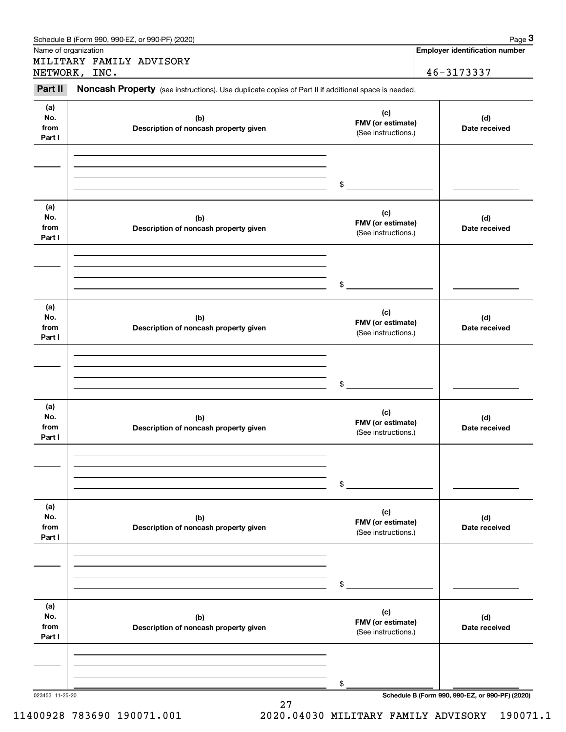Schedule B (Form 990, 990-EZ, or 990-PF) (2020)

Name of organization: MILITARY FAMILY ADVISORY NETWORK, INC.

Employer identification number: 46-3173337

## Part II Noncash Property

(see instructions). Use duplicate copies of Part II if additional space is needed.

| (a) No. from Part I | (b) Description of noncash property given | (c) FMV (or estimate) (See instructions.) | (d) Date received |
|---|---|---|---|
| | | $ | |

| (a) No. from Part I | (b) Description of noncash property given | (c) FMV (or estimate) (See instructions.) | (d) Date received |
|---|---|---|---|
| | | $ | |

| (a) No. from Part I | (b) Description of noncash property given | (c) FMV (or estimate) (See instructions.) | (d) Date received |
|---|---|---|---|
| | | $ | |

| (a) No. from Part I | (b) Description of noncash property given | (c) FMV (or estimate) (See instructions.) | (d) Date received |
|---|---|---|---|
| | | $ | |

| (a) No. from Part I | (b) Description of noncash property given | (c) FMV (or estimate) (See instructions.) | (d) Date received |
|---|---|---|---|
| | | $ | |

| (a) No. from Part I | (b) Description of noncash property given | (c) FMV (or estimate) (See instructions.) | (d) Date received |
|---|---|---|---|
| | | $ | |

023453 11-25-20

Schedule B (Form 990, 990-EZ, or 990-PF) (2020)

11400928 783690 190071.001 2020.04030 MILITARY FAMILY ADVISORY 190071.1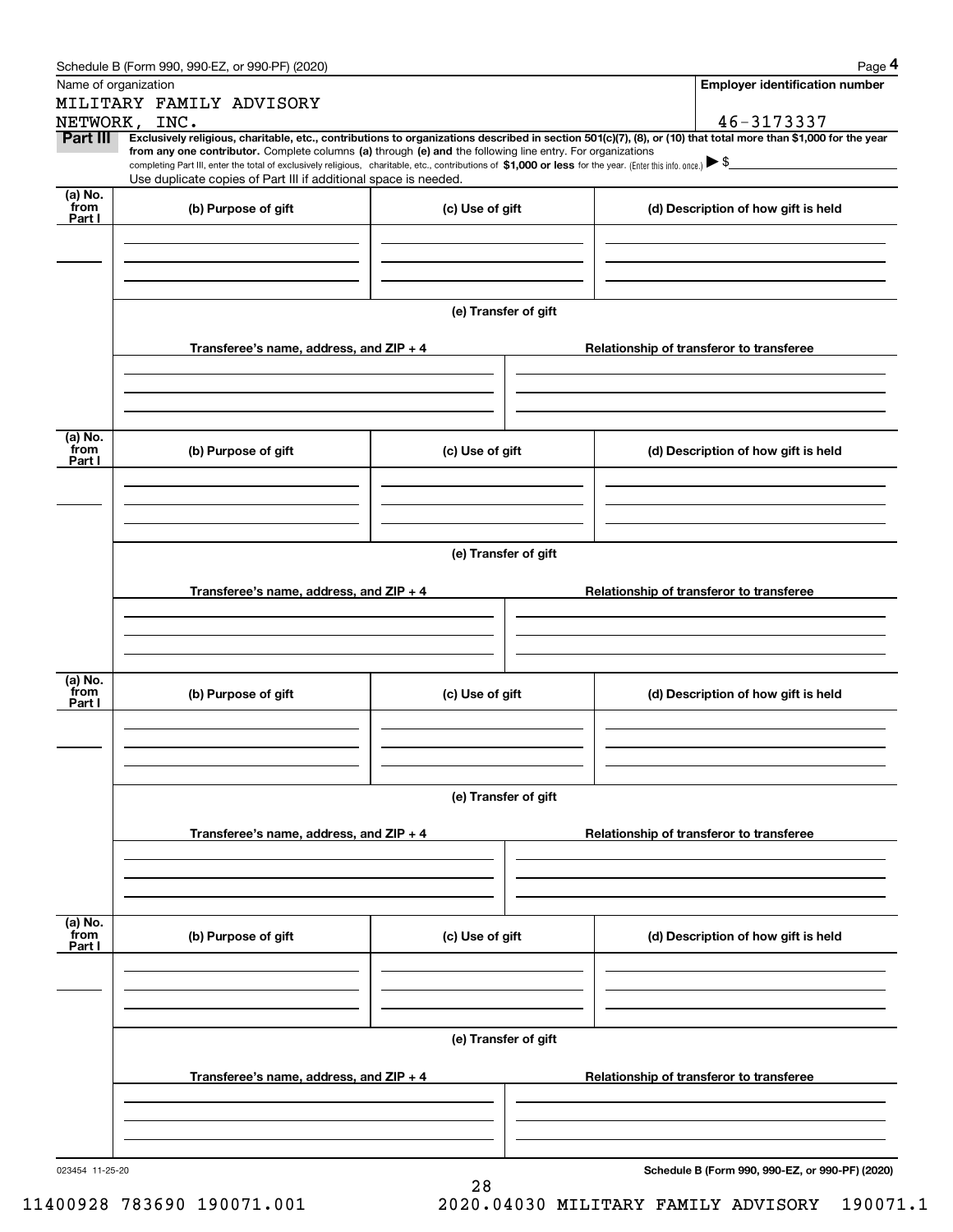Schedule B (Form 990, 990-EZ, or 990-PF) (2020)

Name of organization: MILITARY FAMILY ADVISORY NETWORK, INC.

Employer identification number: 46-3173337

**Part III** **Exclusively religious, charitable, etc., contributions to organizations described in section 501(c)(7), (8), or (10) that total more than $1,000 for the year from any one contributor.** Complete columns **(a)** through **(e)** and the following line entry. For organizations completing Part III, enter the total of exclusively religious, charitable, etc., contributions of **$1,000 or less** for the year. (Enter this info. once.) ▶ $

Use duplicate copies of Part III if additional space is needed.

| (a) No. from Part I | (b) Purpose of gift | (c) Use of gift | (d) Description of how gift is held |
|---|---|---|---|
| | | | |

**(e) Transfer of gift**

| Transferee's name, address, and ZIP + 4 | Relationship of transferor to transferee |
|---|---|
| | |

| (a) No. from Part I | (b) Purpose of gift | (c) Use of gift | (d) Description of how gift is held |
|---|---|---|---|
| | | | |

**(e) Transfer of gift**

| Transferee's name, address, and ZIP + 4 | Relationship of transferor to transferee |
|---|---|
| | |

| (a) No. from Part I | (b) Purpose of gift | (c) Use of gift | (d) Description of how gift is held |
|---|---|---|---|
| | | | |

**(e) Transfer of gift**

| Transferee's name, address, and ZIP + 4 | Relationship of transferor to transferee |
|---|---|
| | |

| (a) No. from Part I | (b) Purpose of gift | (c) Use of gift | (d) Description of how gift is held |
|---|---|---|---|
| | | | |

**(e) Transfer of gift**

| Transferee's name, address, and ZIP + 4 | Relationship of transferor to transferee |
|---|---|
| | |

023454 11-25-20

**Schedule B (Form 990, 990-EZ, or 990-PF) (2020)**

11400928 783690 190071.001 2020.04030 MILITARY FAMILY ADVISORY 190071.1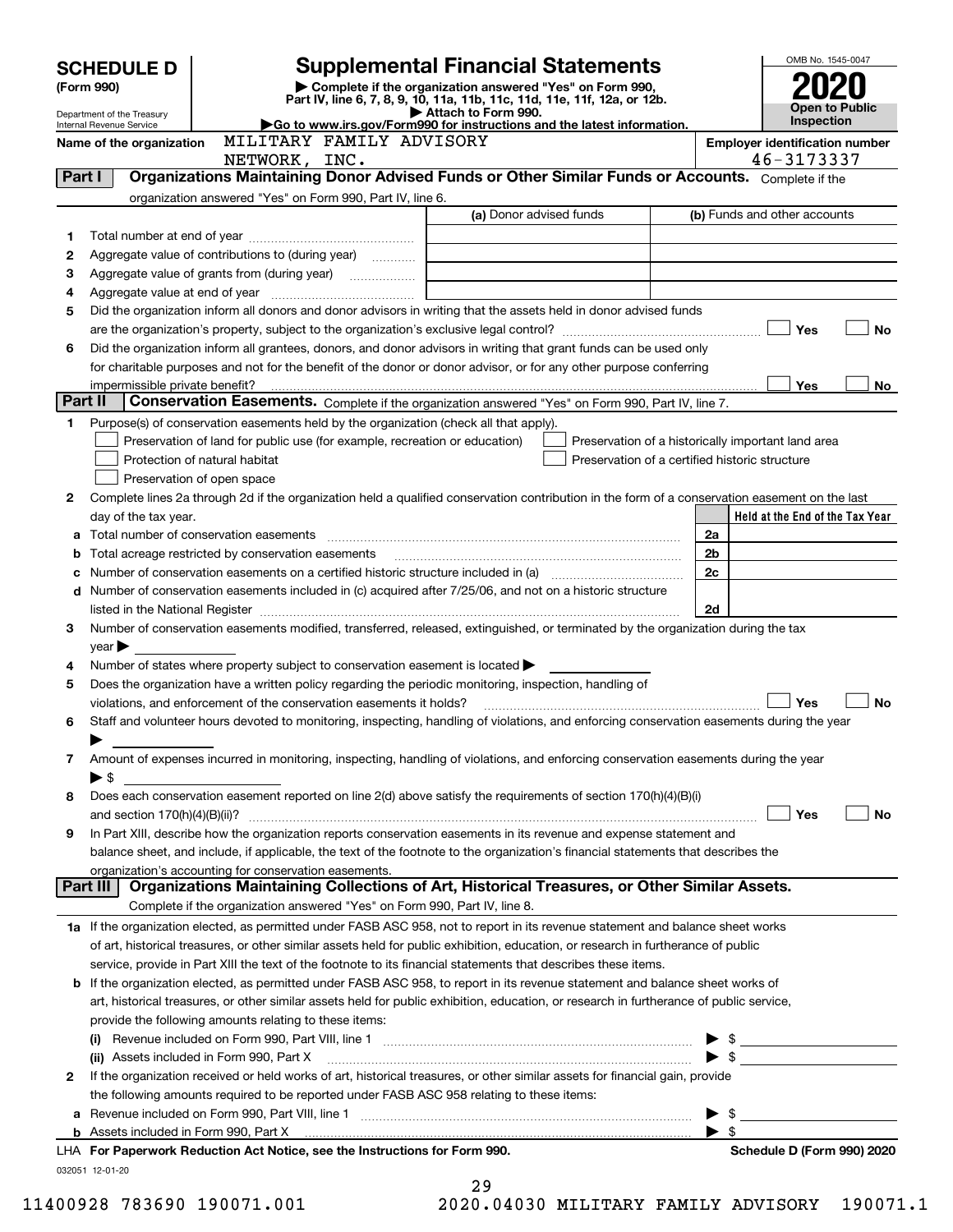# SCHEDULE D (Form 990)

Department of the Treasury
Internal Revenue Service

## Supplemental Financial Statements

▶ Complete if the organization answered "Yes" on Form 990, Part IV, line 6, 7, 8, 9, 10, 11a, 11b, 11c, 11d, 11e, 11f, 12a, or 12b.
▶ Attach to Form 990.
▶Go to www.irs.gov/Form990 for instructions and the latest information.

OMB No. 1545-0047

**2020**

**Open to Public Inspection**

Name of the organization: MILITARY FAMILY ADVISORY NETWORK, INC.

Employer identification number: 46-3173337

**Part I — Organizations Maintaining Donor Advised Funds or Other Similar Funds or Accounts.** Complete if the organization answered "Yes" on Form 990, Part IV, line 6.

| | | (a) Donor advised funds | (b) Funds and other accounts |
|---|---|---|---|
| 1 | Total number at end of year | | |
| 2 | Aggregate value of contributions to (during year) | | |
| 3 | Aggregate value of grants from (during year) | | |
| 4 | Aggregate value at end of year | | |

5 Did the organization inform all donors and donor advisors in writing that the assets held in donor advised funds are the organization's property, subject to the organization's exclusive legal control? ☐ Yes ☐ No

6 Did the organization inform all grantees, donors, and donor advisors in writing that grant funds can be used only for charitable purposes and not for the benefit of the donor or donor advisor, or for any other purpose conferring impermissible private benefit? ☐ Yes ☐ No

**Part II — Conservation Easements.** Complete if the organization answered "Yes" on Form 990, Part IV, line 7.

1 Purpose(s) of conservation easements held by the organization (check all that apply).
- ☐ Preservation of land for public use (for example, recreation or education)
- ☐ Preservation of a historically important land area
- ☐ Protection of natural habitat
- ☐ Preservation of a certified historic structure
- ☐ Preservation of open space

2 Complete lines 2a through 2d if the organization held a qualified conservation contribution in the form of a conservation easement on the last day of the tax year.

| | | | Held at the End of the Tax Year |
|---|---|---|---|
| a | Total number of conservation easements | 2a | |
| b | Total acreage restricted by conservation easements | 2b | |
| c | Number of conservation easements on a certified historic structure included in (a) | 2c | |
| d | Number of conservation easements included in (c) acquired after 7/25/06, and not on a historic structure listed in the National Register | 2d | |

3 Number of conservation easements modified, transferred, released, extinguished, or terminated by the organization during the tax year ▶

4 Number of states where property subject to conservation easement is located ▶

5 Does the organization have a written policy regarding the periodic monitoring, inspection, handling of violations, and enforcement of the conservation easements it holds? ☐ Yes ☐ No

6 Staff and volunteer hours devoted to monitoring, inspecting, handling of violations, and enforcing conservation easements during the year ▶

7 Amount of expenses incurred in monitoring, inspecting, handling of violations, and enforcing conservation easements during the year ▶ $

8 Does each conservation easement reported on line 2(d) above satisfy the requirements of section 170(h)(4)(B)(i) and section 170(h)(4)(B)(ii)? ☐ Yes ☐ No

9 In Part XIII, describe how the organization reports conservation easements in its revenue and expense statement and balance sheet, and include, if applicable, the text of the footnote to the organization's financial statements that describes the organization's accounting for conservation easements.

**Part III — Organizations Maintaining Collections of Art, Historical Treasures, or Other Similar Assets.** Complete if the organization answered "Yes" on Form 990, Part IV, line 8.

1a If the organization elected, as permitted under FASB ASC 958, not to report in its revenue statement and balance sheet works of art, historical treasures, or other similar assets held for public exhibition, education, or research in furtherance of public service, provide in Part XIII the text of the footnote to its financial statements that describes these items.

b If the organization elected, as permitted under FASB ASC 958, to report in its revenue statement and balance sheet works of art, historical treasures, or other similar assets held for public exhibition, education, or research in furtherance of public service, provide the following amounts relating to these items:

(i) Revenue included on Form 990, Part VIII, line 1 ▶ $

(ii) Assets included in Form 990, Part X ▶ $

2 If the organization received or held works of art, historical treasures, or other similar assets for financial gain, provide the following amounts required to be reported under FASB ASC 958 relating to these items:

a Revenue included on Form 990, Part VIII, line 1 ▶ $

b Assets included in Form 990, Part X ▶ $

LHA For Paperwork Reduction Act Notice, see the Instructions for Form 990. Schedule D (Form 990) 2020

032051 12-01-20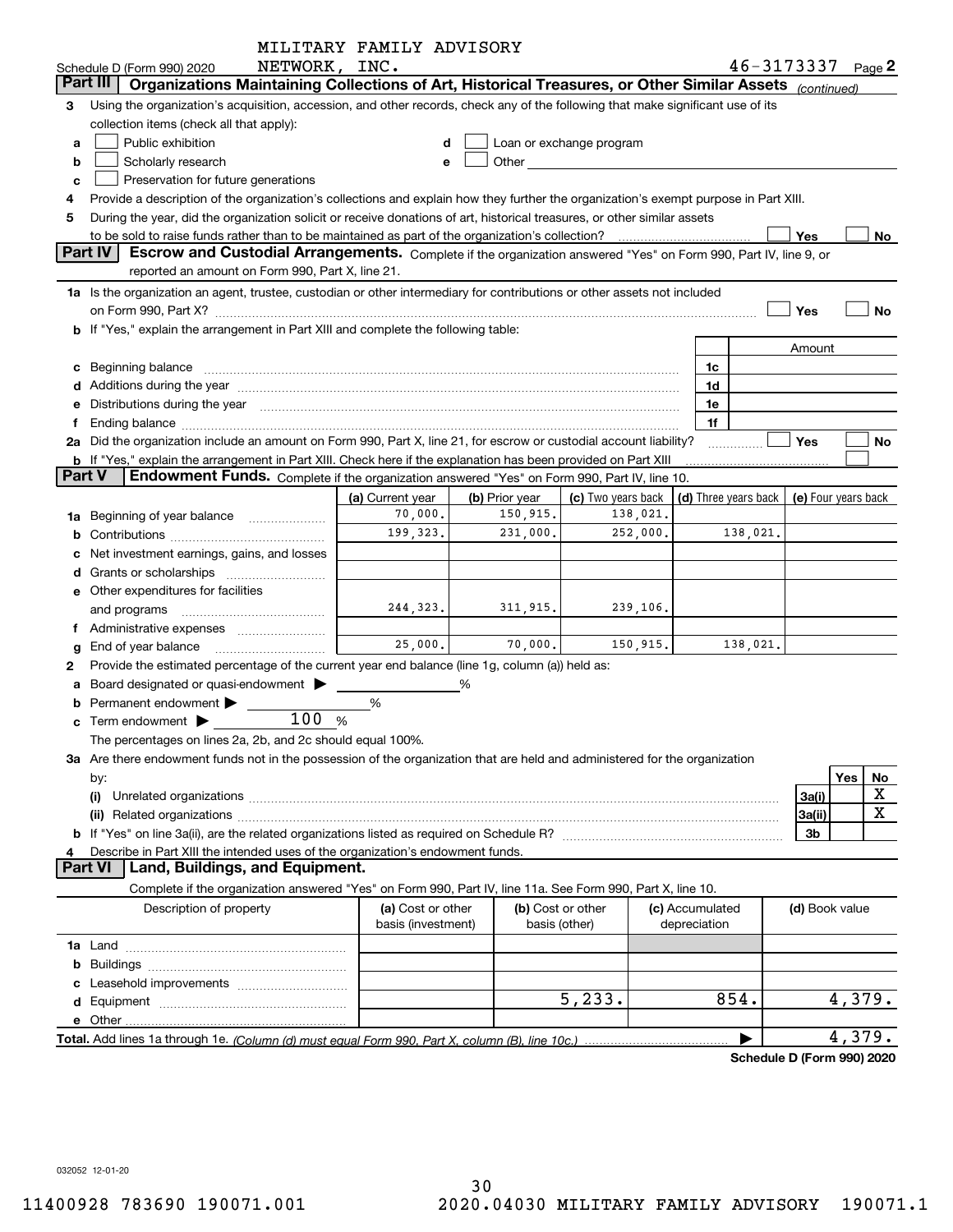MILITARY FAMILY ADVISORY NETWORK, INC. 46-3173337

Schedule D (Form 990) 2020 Page 2

## Part III Organizations Maintaining Collections of Art, Historical Treasures, or Other Similar Assets (continued)

3 Using the organization's acquisition, accession, and other records, check any of the following that make significant use of its collection items (check all that apply):

a ☐ Public exhibition
b ☐ Scholarly research
c ☐ Preservation for future generations
d ☐ Loan or exchange program
e ☐ Other

4 Provide a description of the organization's collections and explain how they further the organization's exempt purpose in Part XIII.

5 During the year, did the organization solicit or receive donations of art, historical treasures, or other similar assets to be sold to raise funds rather than to be maintained as part of the organization's collection? ☐ Yes ☐ No

## Part IV Escrow and Custodial Arrangements.

Complete if the organization answered "Yes" on Form 990, Part IV, line 9, or reported an amount on Form 990, Part X, line 21.

1a Is the organization an agent, trustee, custodian or other intermediary for contributions or other assets not included on Form 990, Part X? ☐ Yes ☐ No

b If "Yes," explain the arrangement in Part XIII and complete the following table:

| | | Amount |
|---|---|---|
| c Beginning balance | 1c | |
| d Additions during the year | 1d | |
| e Distributions during the year | 1e | |
| f Ending balance | 1f | |

2a Did the organization include an amount on Form 990, Part X, line 21, for escrow or custodial account liability? ☐ Yes ☐ No

b If "Yes," explain the arrangement in Part XIII. Check here if the explanation has been provided on Part XIII ☐

## Part V Endowment Funds.

Complete if the organization answered "Yes" on Form 990, Part IV, line 10.

| | (a) Current year | (b) Prior year | (c) Two years back | (d) Three years back | (e) Four years back |
|---|---|---|---|---|---|
| 1a Beginning of year balance | 70,000. | 150,915. | 138,021. | | |
| b Contributions | 199,323. | 231,000. | 252,000. | 138,021. | |
| c Net investment earnings, gains, and losses | | | | | |
| d Grants or scholarships | | | | | |
| e Other expenditures for facilities and programs | 244,323. | 311,915. | 239,106. | | |
| f Administrative expenses | | | | | |
| g End of year balance | 25,000. | 70,000. | 150,915. | 138,021. | |

2 Provide the estimated percentage of the current year end balance (line 1g, column (a)) held as:

a Board designated or quasi-endowment ▶ %

b Permanent endowment ▶ %

c Term endowment ▶ 100 %

The percentages on lines 2a, 2b, and 2c should equal 100%.

3a Are there endowment funds not in the possession of the organization that are held and administered for the organization by:

| | | Yes | No |
|---|---|---|---|
| (i) Unrelated organizations | 3a(i) | | X |
| (ii) Related organizations | 3a(ii) | | X |
| b If "Yes" on line 3a(ii), are the related organizations listed as required on Schedule R? | 3b | | |

4 Describe in Part XIII the intended uses of the organization's endowment funds.

## Part VI Land, Buildings, and Equipment.

Complete if the organization answered "Yes" on Form 990, Part IV, line 11a. See Form 990, Part X, line 10.

| Description of property | (a) Cost or other basis (investment) | (b) Cost or other basis (other) | (c) Accumulated depreciation | (d) Book value |
|---|---|---|---|---|
| 1a Land | | | | |
| b Buildings | | | | |
| c Leasehold improvements | | | | |
| d Equipment | | 5,233. | 854. | 4,379. |
| e Other | | | | |

Total. Add lines 1a through 1e. (Column (d) must equal Form 990, Part X, column (B), line 10c.) ▶ 4,379.

Schedule D (Form 990) 2020

032052 12-01-20

11400928 783690 190071.001 2020.04030 MILITARY FAMILY ADVISORY 190071.1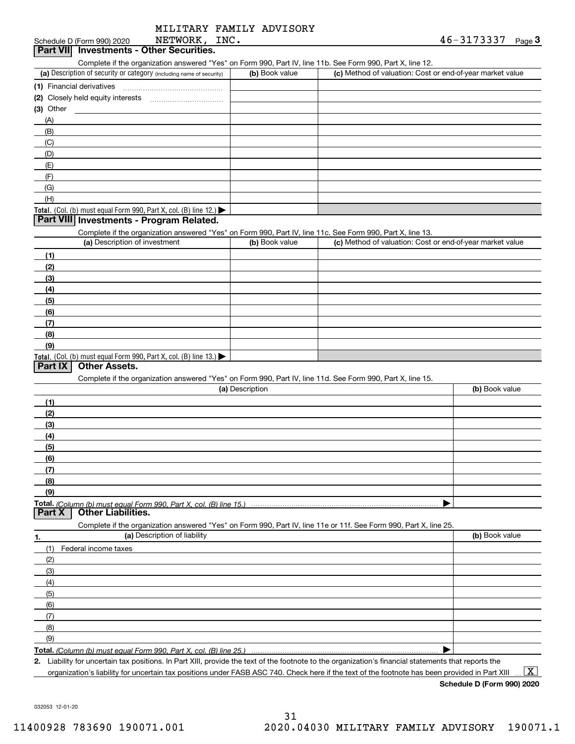MILITARY FAMILY ADVISORY NETWORK, INC. 46-3173337

Schedule D (Form 990) 2020

## Part VII Investments - Other Securities.

Complete if the organization answered "Yes" on Form 990, Part IV, line 11b. See Form 990, Part X, line 12.

| (a) Description of security or category (including name of security) | (b) Book value | (c) Method of valuation: Cost or end-of-year market value |
|---|---|---|
| (1) Financial derivatives | | |
| (2) Closely held equity interests | | |
| (3) Other | | |
| (A) | | |
| (B) | | |
| (C) | | |
| (D) | | |
| (E) | | |
| (F) | | |
| (G) | | |
| (H) | | |
| Total. (Col. (b) must equal Form 990, Part X, col. (B) line 12.) | | |

## Part VIII Investments - Program Related.

Complete if the organization answered "Yes" on Form 990, Part IV, line 11c. See Form 990, Part X, line 13.

| (a) Description of investment | (b) Book value | (c) Method of valuation: Cost or end-of-year market value |
|---|---|---|
| (1) | | |
| (2) | | |
| (3) | | |
| (4) | | |
| (5) | | |
| (6) | | |
| (7) | | |
| (8) | | |
| (9) | | |
| Total. (Col. (b) must equal Form 990, Part X, col. (B) line 13.) | | |

## Part IX Other Assets.

Complete if the organization answered "Yes" on Form 990, Part IV, line 11d. See Form 990, Part X, line 15.

| (a) Description | (b) Book value |
|---|---|
| (1) | |
| (2) | |
| (3) | |
| (4) | |
| (5) | |
| (6) | |
| (7) | |
| (8) | |
| (9) | |
| Total. *(Column (b) must equal Form 990, Part X, col. (B) line 15.)* | |

## Part X Other Liabilities.

Complete if the organization answered "Yes" on Form 990, Part IV, line 11e or 11f. See Form 990, Part X, line 25.

| 1. (a) Description of liability | (b) Book value |
|---|---|
| (1) Federal income taxes | |
| (2) | |
| (3) | |
| (4) | |
| (5) | |
| (6) | |
| (7) | |
| (8) | |
| (9) | |
| Total. *(Column (b) must equal Form 990, Part X, col. (B) line 25.)* | |

2. Liability for uncertain tax positions. In Part XIII, provide the text of the footnote to the organization's financial statements that reports the organization's liability for uncertain tax positions under FASB ASC 740. Check here if the text of the footnote has been provided in Part XIII [X]

Schedule D (Form 990) 2020

032053 12-01-20

11400928 783690 190071.001 2020.04030 MILITARY FAMILY ADVISORY 190071.1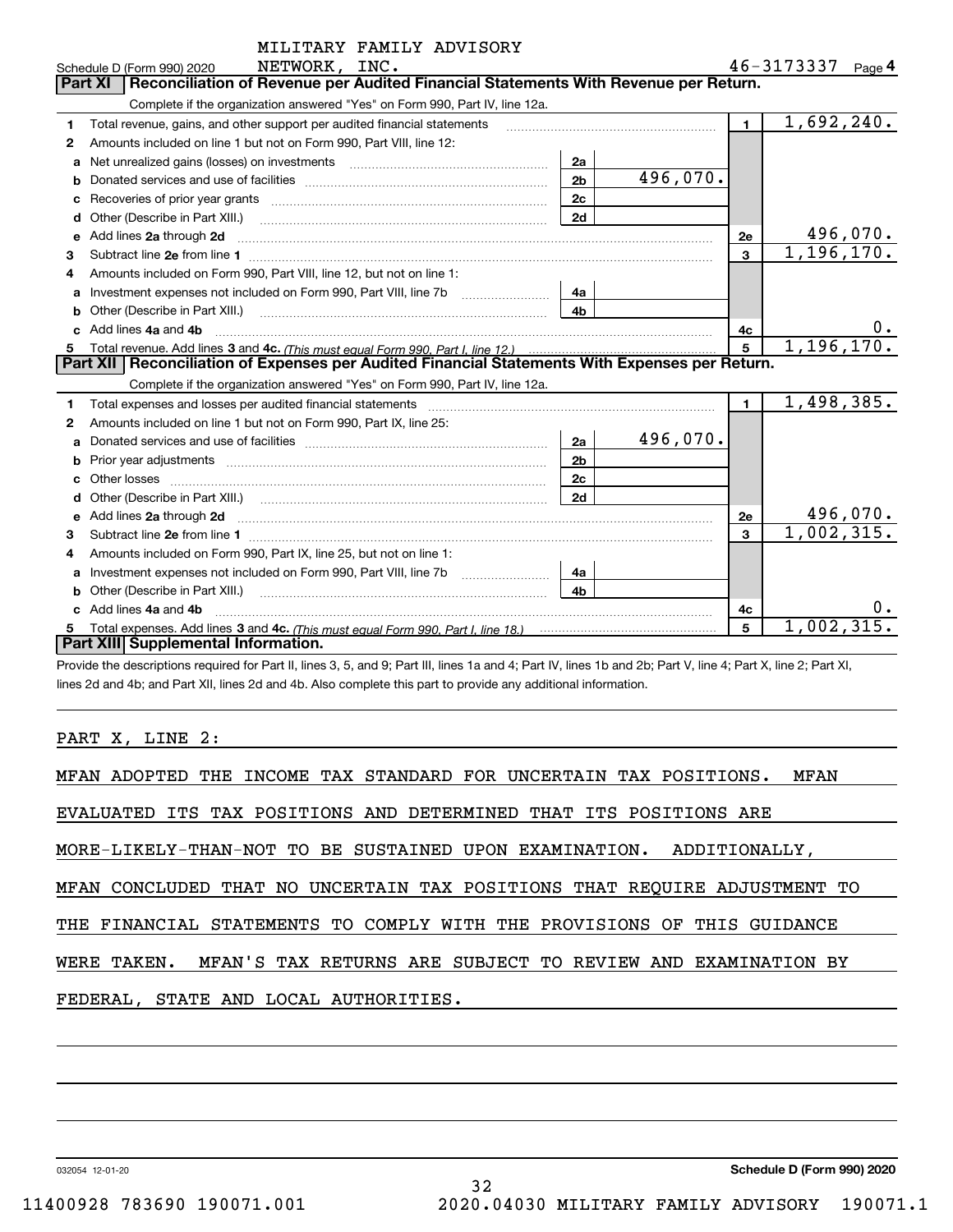MILITARY FAMILY ADVISORY NETWORK, INC. — 46-3173337

Schedule D (Form 990) 2020 — Page 4

## Part XI Reconciliation of Revenue per Audited Financial Statements With Revenue per Return.

Complete if the organization answered "Yes" on Form 990, Part IV, line 12a.

| Line | Description | Sub-line | Sub-amount | Line | Amount |
|---|---|---|---|---|---|
| 1 | Total revenue, gains, and other support per audited financial statements | | | 1 | 1,692,240. |
| 2 | Amounts included on line 1 but not on Form 990, Part VIII, line 12: | | | | |
| a | Net unrealized gains (losses) on investments | 2a | | | |
| b | Donated services and use of facilities | 2b | 496,070. | | |
| c | Recoveries of prior year grants | 2c | | | |
| d | Other (Describe in Part XIII.) | 2d | | | |
| e | Add lines 2a through 2d | | | 2e | 496,070. |
| 3 | Subtract line 2e from line 1 | | | 3 | 1,196,170. |
| 4 | Amounts included on Form 990, Part VIII, line 12, but not on line 1: | | | | |
| a | Investment expenses not included on Form 990, Part VIII, line 7b | 4a | | | |
| b | Other (Describe in Part XIII.) | 4b | | | |
| c | Add lines 4a and 4b | | | 4c | 0. |
| 5 | Total revenue. Add lines 3 and 4c. *(This must equal Form 990, Part I, line 12.)* | | | 5 | 1,196,170. |

## Part XII Reconciliation of Expenses per Audited Financial Statements With Expenses per Return.

Complete if the organization answered "Yes" on Form 990, Part IV, line 12a.

| Line | Description | Sub-line | Sub-amount | Line | Amount |
|---|---|---|---|---|---|
| 1 | Total expenses and losses per audited financial statements | | | 1 | 1,498,385. |
| 2 | Amounts included on line 1 but not on Form 990, Part IX, line 25: | | | | |
| a | Donated services and use of facilities | 2a | 496,070. | | |
| b | Prior year adjustments | 2b | | | |
| c | Other losses | 2c | | | |
| d | Other (Describe in Part XIII.) | 2d | | | |
| e | Add lines 2a through 2d | | | 2e | 496,070. |
| 3 | Subtract line 2e from line 1 | | | 3 | 1,002,315. |
| 4 | Amounts included on Form 990, Part IX, line 25, but not on line 1: | | | | |
| a | Investment expenses not included on Form 990, Part VIII, line 7b | 4a | | | |
| b | Other (Describe in Part XIII.) | 4b | | | |
| c | Add lines 4a and 4b | | | 4c | 0. |
| 5 | Total expenses. Add lines 3 and 4c. *(This must equal Form 990, Part I, line 18.)* | | | 5 | 1,002,315. |

## Part XIII Supplemental Information.

Provide the descriptions required for Part II, lines 3, 5, and 9; Part III, lines 1a and 4; Part IV, lines 1b and 2b; Part V, line 4; Part X, line 2; Part XI, lines 2d and 4b; and Part XII, lines 2d and 4b. Also complete this part to provide any additional information.

PART X, LINE 2:

MFAN ADOPTED THE INCOME TAX STANDARD FOR UNCERTAIN TAX POSITIONS. MFAN EVALUATED ITS TAX POSITIONS AND DETERMINED THAT ITS POSITIONS ARE MORE-LIKELY-THAN-NOT TO BE SUSTAINED UPON EXAMINATION. ADDITIONALLY, MFAN CONCLUDED THAT NO UNCERTAIN TAX POSITIONS THAT REQUIRE ADJUSTMENT TO THE FINANCIAL STATEMENTS TO COMPLY WITH THE PROVISIONS OF THIS GUIDANCE WERE TAKEN. MFAN'S TAX RETURNS ARE SUBJECT TO REVIEW AND EXAMINATION BY FEDERAL, STATE AND LOCAL AUTHORITIES.

032054 12-01-20 — Schedule D (Form 990) 2020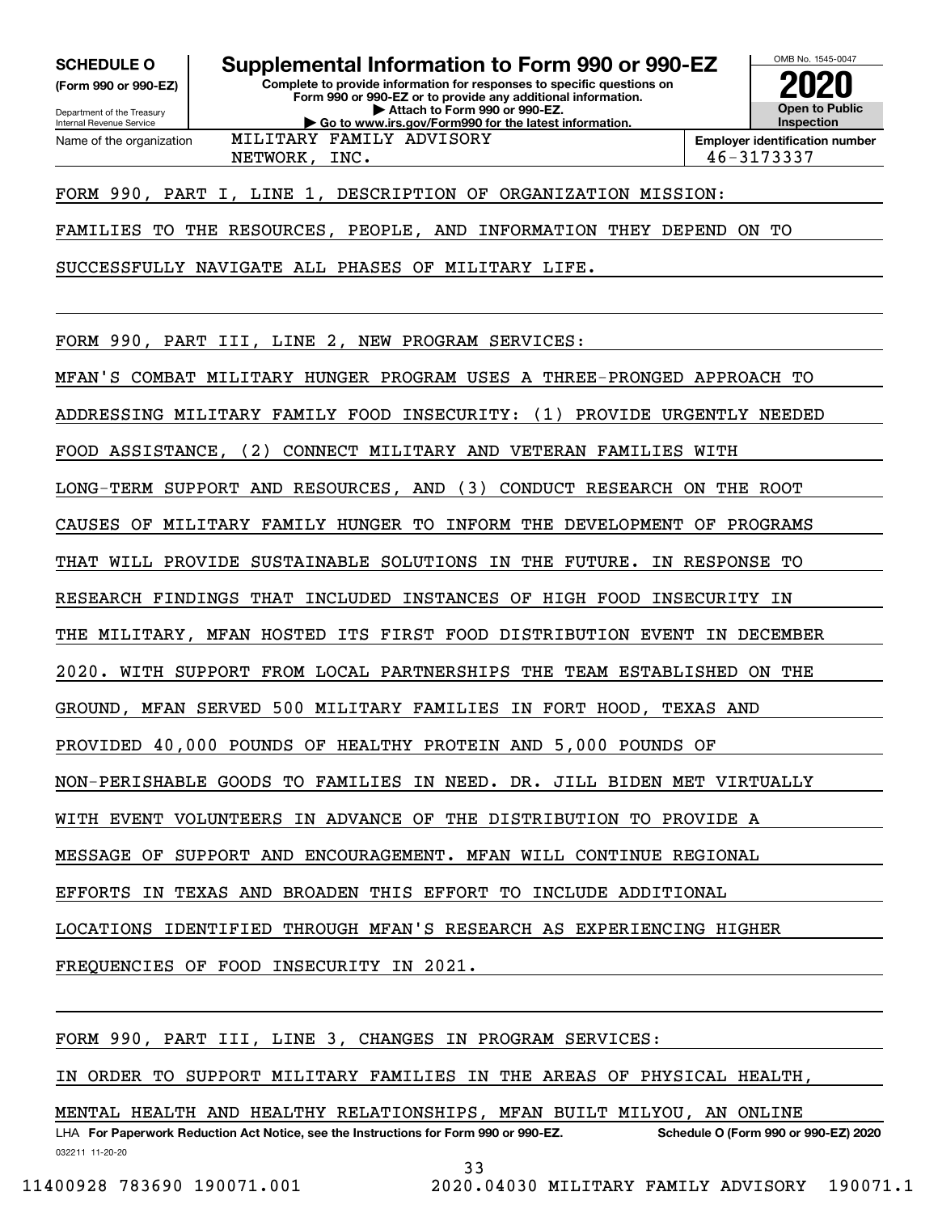**SCHEDULE O**
**(Form 990 or 990-EZ)**

Department of the Treasury
Internal Revenue Service

# Supplemental Information to Form 990 or 990-EZ

**Complete to provide information for responses to specific questions on Form 990 or 990-EZ or to provide any additional information.**
**▶ Attach to Form 990 or 990-EZ.**
**▶ Go to www.irs.gov/Form990 for the latest information.**

OMB No. 1545-0047

**2020**

**Open to Public Inspection**

| Name of the organization | Employer identification number |
|---|---|
| MILITARY FAMILY ADVISORY NETWORK, INC. | 46-3173337 |

FORM 990, PART I, LINE 1, DESCRIPTION OF ORGANIZATION MISSION:

FAMILIES TO THE RESOURCES, PEOPLE, AND INFORMATION THEY DEPEND ON TO SUCCESSFULLY NAVIGATE ALL PHASES OF MILITARY LIFE.

FORM 990, PART III, LINE 2, NEW PROGRAM SERVICES:

MFAN'S COMBAT MILITARY HUNGER PROGRAM USES A THREE-PRONGED APPROACH TO ADDRESSING MILITARY FAMILY FOOD INSECURITY: (1) PROVIDE URGENTLY NEEDED FOOD ASSISTANCE, (2) CONNECT MILITARY AND VETERAN FAMILIES WITH LONG-TERM SUPPORT AND RESOURCES, AND (3) CONDUCT RESEARCH ON THE ROOT CAUSES OF MILITARY FAMILY HUNGER TO INFORM THE DEVELOPMENT OF PROGRAMS THAT WILL PROVIDE SUSTAINABLE SOLUTIONS IN THE FUTURE. IN RESPONSE TO RESEARCH FINDINGS THAT INCLUDED INSTANCES OF HIGH FOOD INSECURITY IN THE MILITARY, MFAN HOSTED ITS FIRST FOOD DISTRIBUTION EVENT IN DECEMBER 2020. WITH SUPPORT FROM LOCAL PARTNERSHIPS THE TEAM ESTABLISHED ON THE GROUND, MFAN SERVED 500 MILITARY FAMILIES IN FORT HOOD, TEXAS AND PROVIDED 40,000 POUNDS OF HEALTHY PROTEIN AND 5,000 POUNDS OF NON-PERISHABLE GOODS TO FAMILIES IN NEED. DR. JILL BIDEN MET VIRTUALLY WITH EVENT VOLUNTEERS IN ADVANCE OF THE DISTRIBUTION TO PROVIDE A MESSAGE OF SUPPORT AND ENCOURAGEMENT. MFAN WILL CONTINUE REGIONAL EFFORTS IN TEXAS AND BROADEN THIS EFFORT TO INCLUDE ADDITIONAL LOCATIONS IDENTIFIED THROUGH MFAN'S RESEARCH AS EXPERIENCING HIGHER FREQUENCIES OF FOOD INSECURITY IN 2021.

FORM 990, PART III, LINE 3, CHANGES IN PROGRAM SERVICES:

IN ORDER TO SUPPORT MILITARY FAMILIES IN THE AREAS OF PHYSICAL HEALTH, MENTAL HEALTH AND HEALTHY RELATIONSHIPS, MFAN BUILT MILYOU, AN ONLINE

LHA **For Paperwork Reduction Act Notice, see the Instructions for Form 990 or 990-EZ.** **Schedule O (Form 990 or 990-EZ) 2020**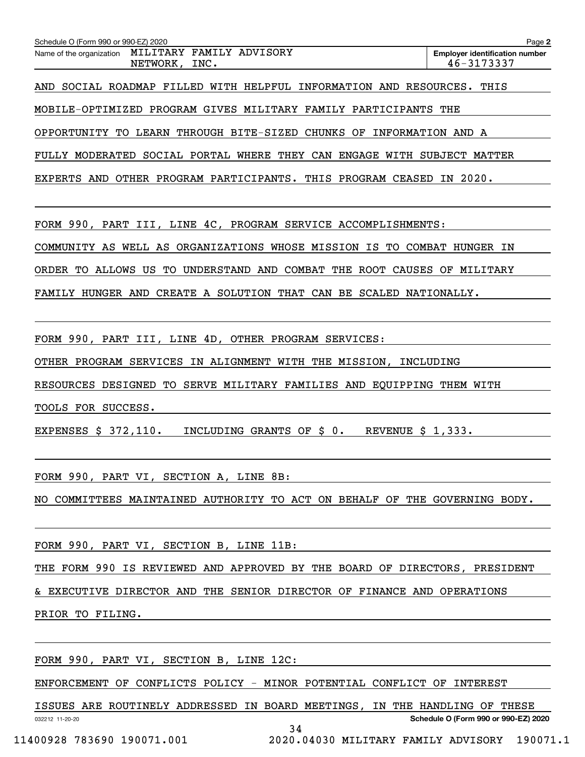Name of the organization: MILITARY FAMILY ADVISORY NETWORK, INC.

Employer identification number: 46-3173337

AND SOCIAL ROADMAP FILLED WITH HELPFUL INFORMATION AND RESOURCES. THIS MOBILE-OPTIMIZED PROGRAM GIVES MILITARY FAMILY PARTICIPANTS THE OPPORTUNITY TO LEARN THROUGH BITE-SIZED CHUNKS OF INFORMATION AND A FULLY MODERATED SOCIAL PORTAL WHERE THEY CAN ENGAGE WITH SUBJECT MATTER EXPERTS AND OTHER PROGRAM PARTICIPANTS. THIS PROGRAM CEASED IN 2020.

FORM 990, PART III, LINE 4C, PROGRAM SERVICE ACCOMPLISHMENTS:

COMMUNITY AS WELL AS ORGANIZATIONS WHOSE MISSION IS TO COMBAT HUNGER IN ORDER TO ALLOWS US TO UNDERSTAND AND COMBAT THE ROOT CAUSES OF MILITARY FAMILY HUNGER AND CREATE A SOLUTION THAT CAN BE SCALED NATIONALLY.

FORM 990, PART III, LINE 4D, OTHER PROGRAM SERVICES:

OTHER PROGRAM SERVICES IN ALIGNMENT WITH THE MISSION, INCLUDING RESOURCES DESIGNED TO SERVE MILITARY FAMILIES AND EQUIPPING THEM WITH TOOLS FOR SUCCESS.

EXPENSES $ 372,110. INCLUDING GRANTS OF $ 0. REVENUE $ 1,333.

FORM 990, PART VI, SECTION A, LINE 8B:

NO COMMITTEES MAINTAINED AUTHORITY TO ACT ON BEHALF OF THE GOVERNING BODY.

FORM 990, PART VI, SECTION B, LINE 11B:

THE FORM 990 IS REVIEWED AND APPROVED BY THE BOARD OF DIRECTORS, PRESIDENT & EXECUTIVE DIRECTOR AND THE SENIOR DIRECTOR OF FINANCE AND OPERATIONS PRIOR TO FILING.

FORM 990, PART VI, SECTION B, LINE 12C:

ENFORCEMENT OF CONFLICTS POLICY - MINOR POTENTIAL CONFLICT OF INTEREST ISSUES ARE ROUTINELY ADDRESSED IN BOARD MEETINGS, IN THE HANDLING OF THESE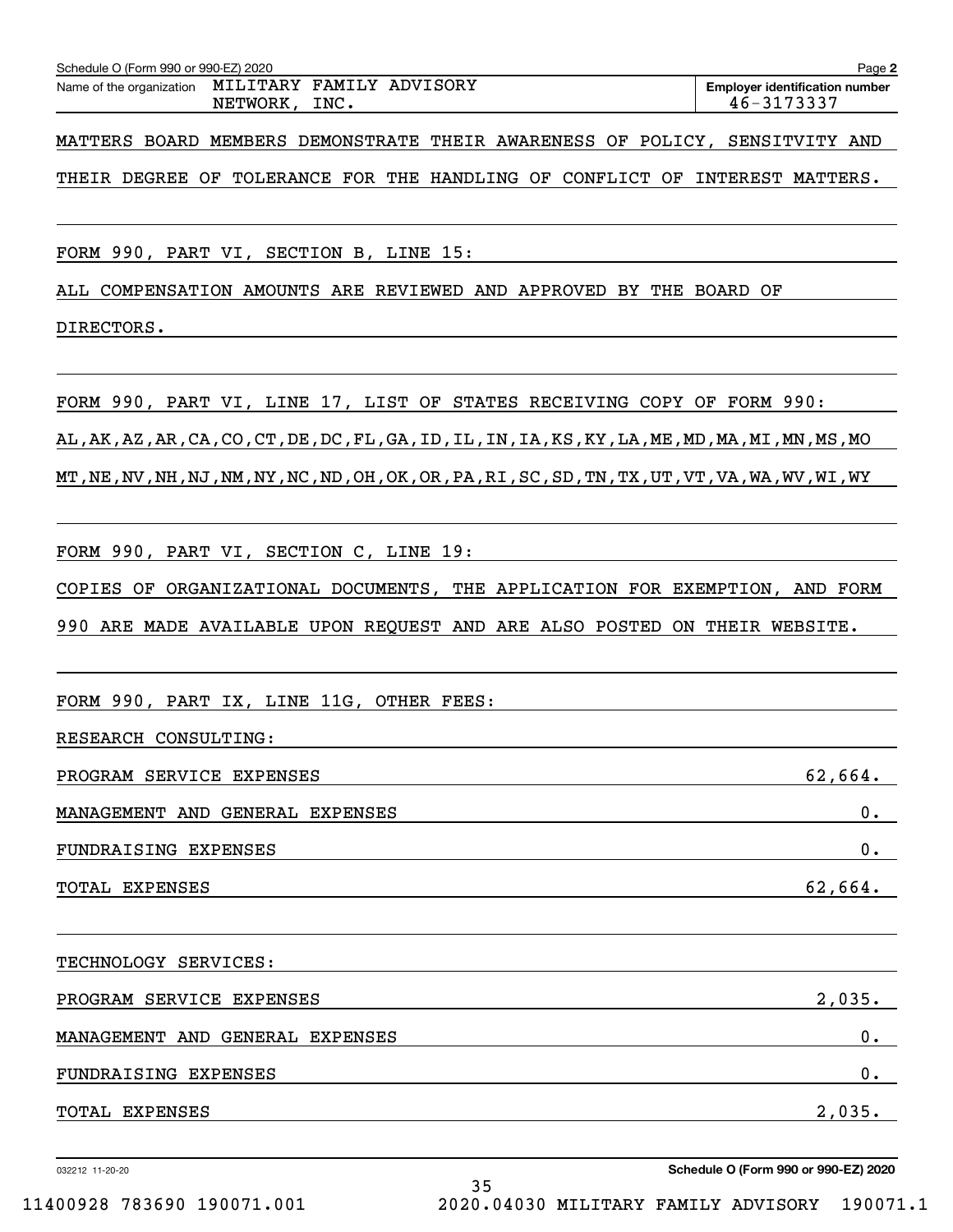Schedule O (Form 990 or 990-EZ) 2020 Page **2**

Name of the organization MILITARY FAMILY ADVISORY NETWORK, INC.

**Employer identification number** 46-3173337

MATTERS BOARD MEMBERS DEMONSTRATE THEIR AWARENESS OF POLICY, SENSITVITY AND THEIR DEGREE OF TOLERANCE FOR THE HANDLING OF CONFLICT OF INTEREST MATTERS.

FORM 990, PART VI, SECTION B, LINE 15:

ALL COMPENSATION AMOUNTS ARE REVIEWED AND APPROVED BY THE BOARD OF DIRECTORS.

FORM 990, PART VI, LINE 17, LIST OF STATES RECEIVING COPY OF FORM 990:

AL,AK,AZ,AR,CA,CO,CT,DE,DC,FL,GA,ID,IL,IN,IA,KS,KY,LA,ME,MD,MA,MI,MN,MS,MO MT,NE,NV,NH,NJ,NM,NY,NC,ND,OH,OK,OR,PA,RI,SC,SD,TN,TX,UT,VT,VA,WA,WV,WI,WY

FORM 990, PART VI, SECTION C, LINE 19:

COPIES OF ORGANIZATIONAL DOCUMENTS, THE APPLICATION FOR EXEMPTION, AND FORM 990 ARE MADE AVAILABLE UPON REQUEST AND ARE ALSO POSTED ON THEIR WEBSITE.

FORM 990, PART IX, LINE 11G, OTHER FEES:

RESEARCH CONSULTING:

| | |
|---|---|
| PROGRAM SERVICE EXPENSES | 62,664. |
| MANAGEMENT AND GENERAL EXPENSES | 0. |
| FUNDRAISING EXPENSES | 0. |
| TOTAL EXPENSES | 62,664. |

TECHNOLOGY SERVICES:

| | |
|---|---|
| PROGRAM SERVICE EXPENSES | 2,035. |
| MANAGEMENT AND GENERAL EXPENSES | 0. |
| FUNDRAISING EXPENSES | 0. |
| TOTAL EXPENSES | 2,035. |

032212 11-20-20 **Schedule O (Form 990 or 990-EZ) 2020**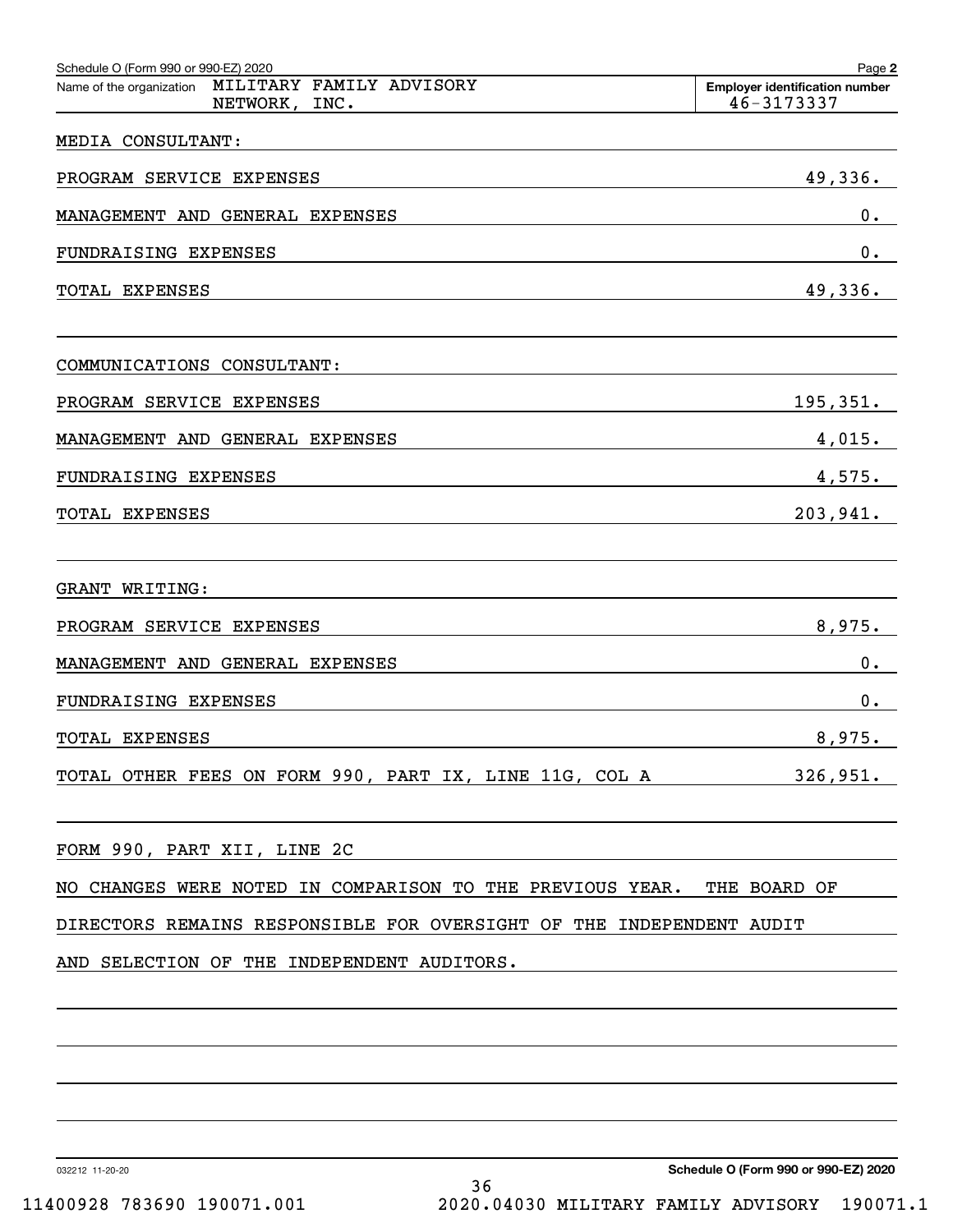Schedule O (Form 990 or 990-EZ) 2020

Name of the organization: MILITARY FAMILY ADVISORY NETWORK, INC.

Employer identification number: 46-3173337

MEDIA CONSULTANT:

| | |
|---|---|
| PROGRAM SERVICE EXPENSES | 49,336. |
| MANAGEMENT AND GENERAL EXPENSES | 0. |
| FUNDRAISING EXPENSES | 0. |
| TOTAL EXPENSES | 49,336. |

COMMUNICATIONS CONSULTANT:

| | |
|---|---|
| PROGRAM SERVICE EXPENSES | 195,351. |
| MANAGEMENT AND GENERAL EXPENSES | 4,015. |
| FUNDRAISING EXPENSES | 4,575. |
| TOTAL EXPENSES | 203,941. |

GRANT WRITING:

| | |
|---|---|
| PROGRAM SERVICE EXPENSES | 8,975. |
| MANAGEMENT AND GENERAL EXPENSES | 0. |
| FUNDRAISING EXPENSES | 0. |
| TOTAL EXPENSES | 8,975. |
| TOTAL OTHER FEES ON FORM 990, PART IX, LINE 11G, COL A | 326,951. |

FORM 990, PART XII, LINE 2C

NO CHANGES WERE NOTED IN COMPARISON TO THE PREVIOUS YEAR. THE BOARD OF DIRECTORS REMAINS RESPONSIBLE FOR OVERSIGHT OF THE INDEPENDENT AUDIT AND SELECTION OF THE INDEPENDENT AUDITORS.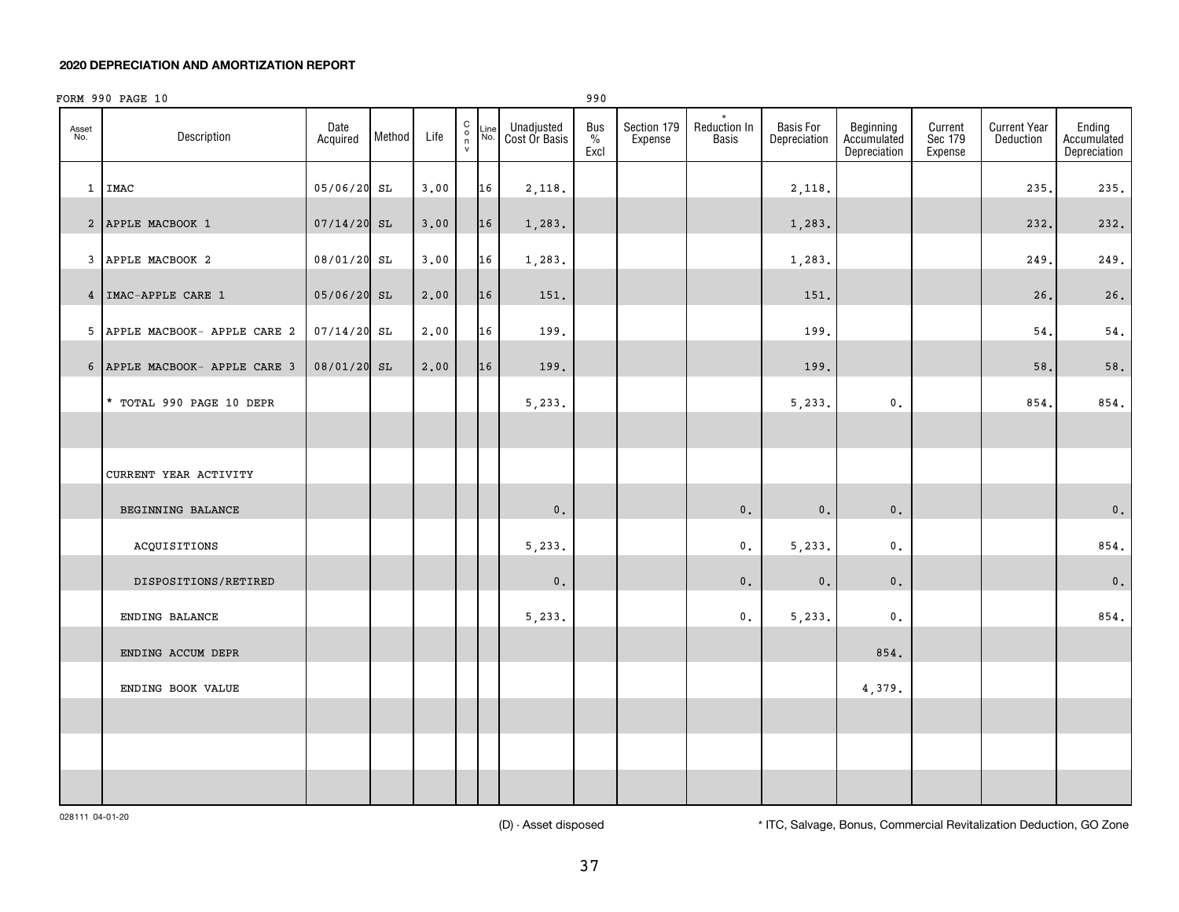**2020 DEPRECIATION AND AMORTIZATION REPORT**

FORM 990 PAGE 10 990

| Asset No. | Description | Date Acquired | Method | Life | Conv | Line No. | Unadjusted Cost Or Basis | Bus % Excl | Section 179 Expense | * Reduction In Basis | Basis For Depreciation | Beginning Accumulated Depreciation | Current Sec 179 Expense | Current Year Deduction | Ending Accumulated Depreciation |
|---|---|---|---|---|---|---|---|---|---|---|---|---|---|---|---|
| 1 | IMAC | 05/06/20 | SL | 3.00 | | 16 | 2,118. | | | | 2,118. | | | 235. | 235. |
| 2 | APPLE MACBOOK 1 | 07/14/20 | SL | 3.00 | | 16 | 1,283. | | | | 1,283. | | | 232. | 232. |
| 3 | APPLE MACBOOK 2 | 08/01/20 | SL | 3.00 | | 16 | 1,283. | | | | 1,283. | | | 249. | 249. |
| 4 | IMAC-APPLE CARE 1 | 05/06/20 | SL | 2.00 | | 16 | 151. | | | | 151. | | | 26. | 26. |
| 5 | APPLE MACBOOK- APPLE CARE 2 | 07/14/20 | SL | 2.00 | | 16 | 199. | | | | 199. | | | 54. | 54. |
| 6 | APPLE MACBOOK- APPLE CARE 3 | 08/01/20 | SL | 2.00 | | 16 | 199. | | | | 199. | | | 58. | 58. |
| | * TOTAL 990 PAGE 10 DEPR | | | | | | 5,233. | | | | 5,233. | 0. | | 854. | 854. |
| | | | | | | | | | | | | | | | |
| | CURRENT YEAR ACTIVITY | | | | | | | | | | | | | | |
| | BEGINNING BALANCE | | | | | | 0. | | | 0. | 0. | 0. | | | 0. |
| | ACQUISITIONS | | | | | | 5,233. | | | 0. | 5,233. | 0. | | | 854. |
| | DISPOSITIONS/RETIRED | | | | | | 0. | | | 0. | 0. | 0. | | | 0. |
| | ENDING BALANCE | | | | | | 5,233. | | | 0. | 5,233. | 0. | | | 854. |
| | ENDING ACCUM DEPR | | | | | | | | | | | 854. | | | |
| | ENDING BOOK VALUE | | | | | | | | | | | 4,379. | | | |

028111 04-01-20

(D) - Asset disposed

* ITC, Salvage, Bonus, Commercial Revitalization Deduction, GO Zone